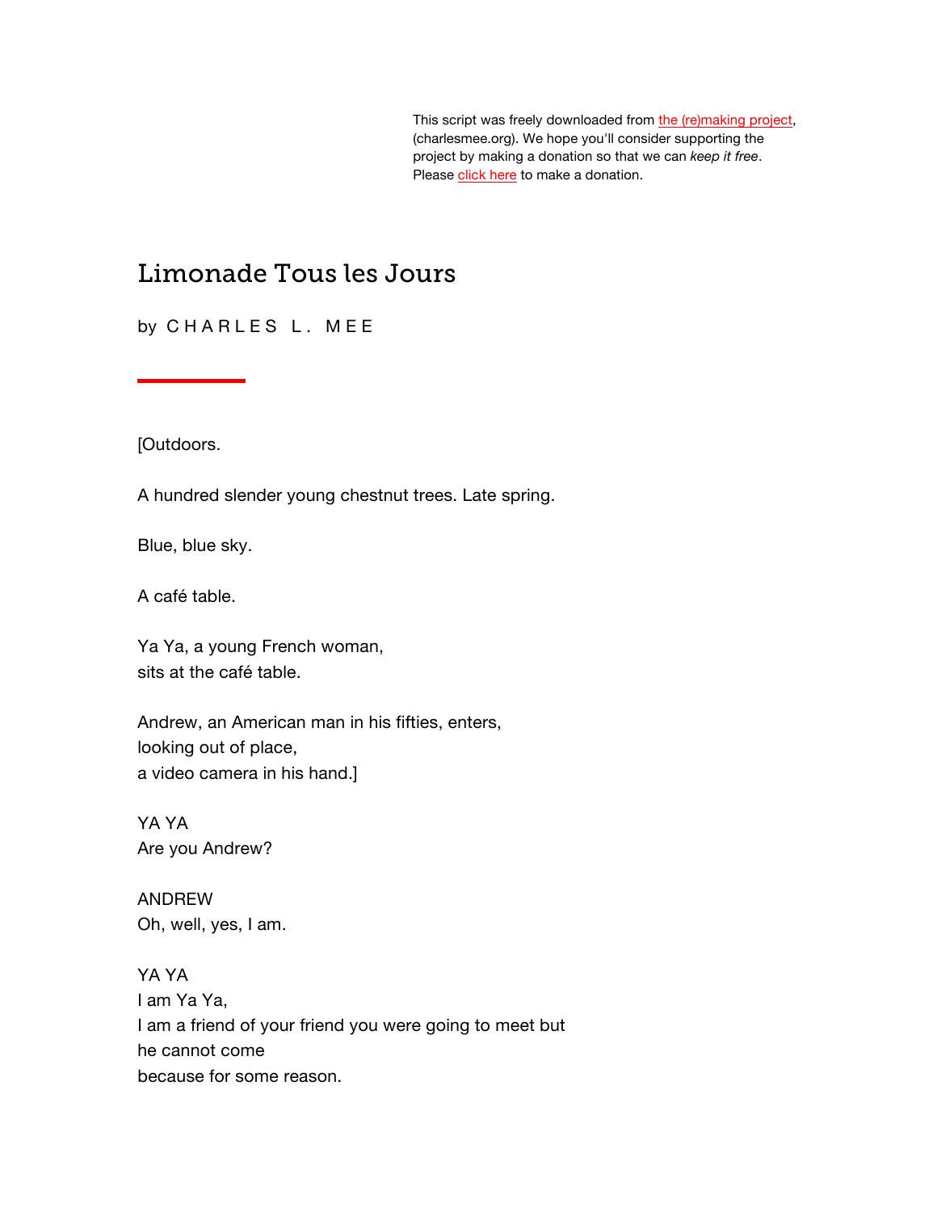This script was freely downloaded from the (re)making project, (charlesmee.org). We hope you'll consider supporting the project by making a donation so that we can *keep it free*. Please click here to make a donation.

# Limonade Tous les Jours

by C H A R L E S L . M E E

[Outdoors.

A hundred slender young chestnut trees. Late spring.

Blue, blue sky.

A café table.

Ya Ya, a young French woman,
sits at the café table.

Andrew, an American man in his fifties, enters,
looking out of place,
a video camera in his hand.]

YA YA
Are you Andrew?

ANDREW
Oh, well, yes, I am.

YA YA
I am Ya Ya,
I am a friend of your friend you were going to meet but
he cannot come
because for some reason.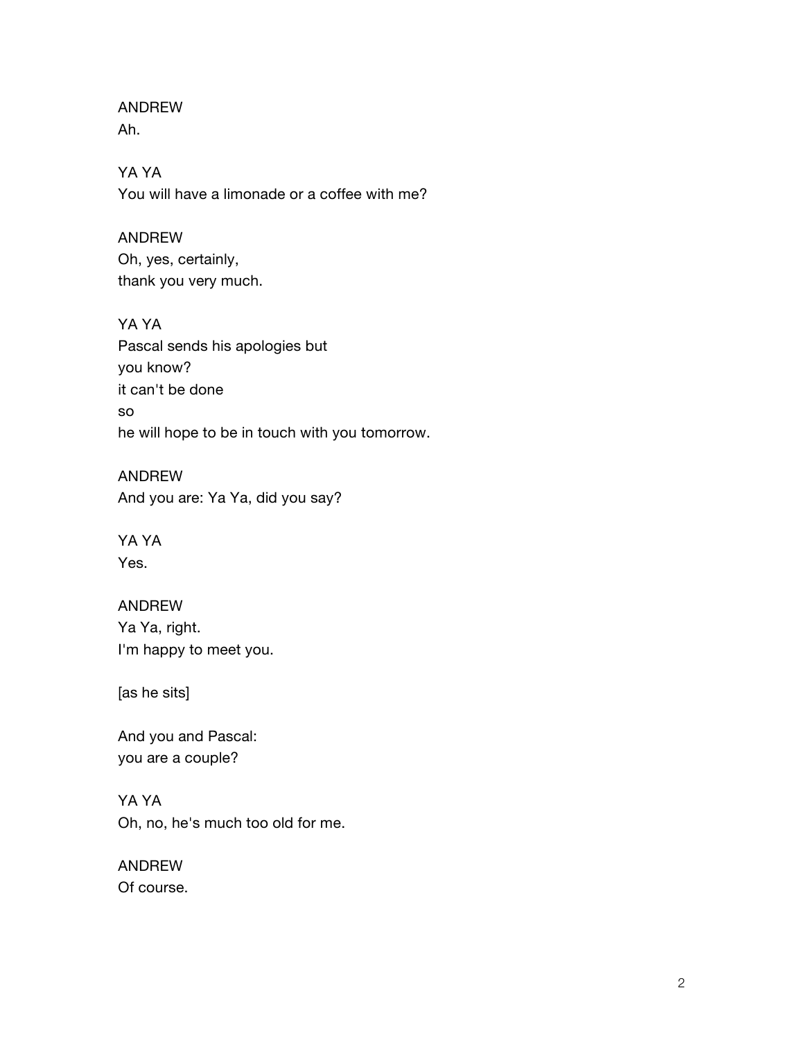ANDREW
Ah.

YA YA
You will have a limonade or a coffee with me?

ANDREW
Oh, yes, certainly,
thank you very much.

YA YA
Pascal sends his apologies but
you know?
it can't be done
so
he will hope to be in touch with you tomorrow.

ANDREW
And you are: Ya Ya, did you say?

YA YA
Yes.

ANDREW
Ya Ya, right.
I'm happy to meet you.

[as he sits]

And you and Pascal:
you are a couple?

YA YA
Oh, no, he's much too old for me.

ANDREW
Of course.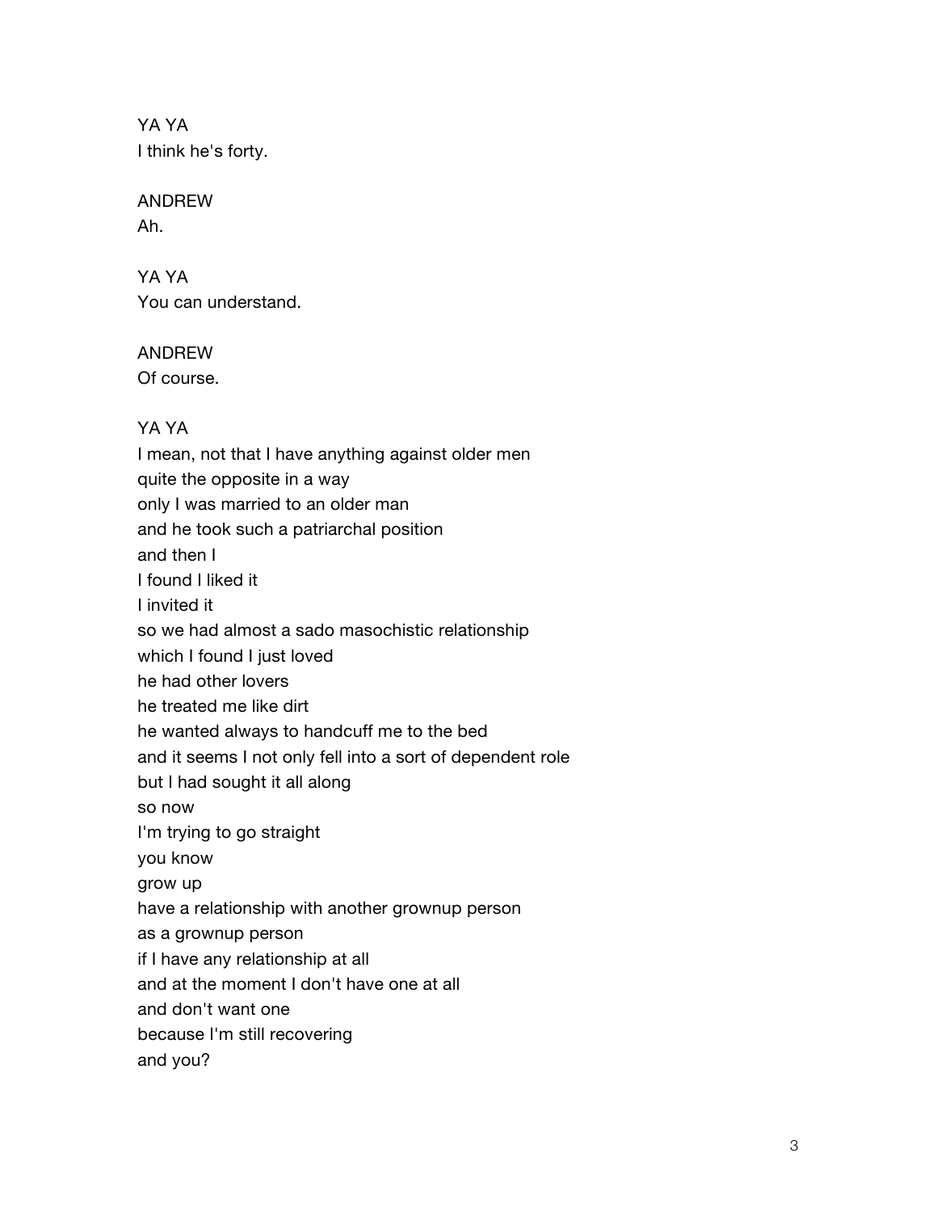YA YA
I think he's forty.

ANDREW
Ah.

YA YA
You can understand.

ANDREW
Of course.

YA YA
I mean, not that I have anything against older men
quite the opposite in a way
only I was married to an older man
and he took such a patriarchal position
and then I
I found I liked it
I invited it
so we had almost a sado masochistic relationship
which I found I just loved
he had other lovers
he treated me like dirt
he wanted always to handcuff me to the bed
and it seems I not only fell into a sort of dependent role
but I had sought it all along
so now
I'm trying to go straight
you know
grow up
have a relationship with another grownup person
as a grownup person
if I have any relationship at all
and at the moment I don't have one at all
and don't want one
because I'm still recovering
and you?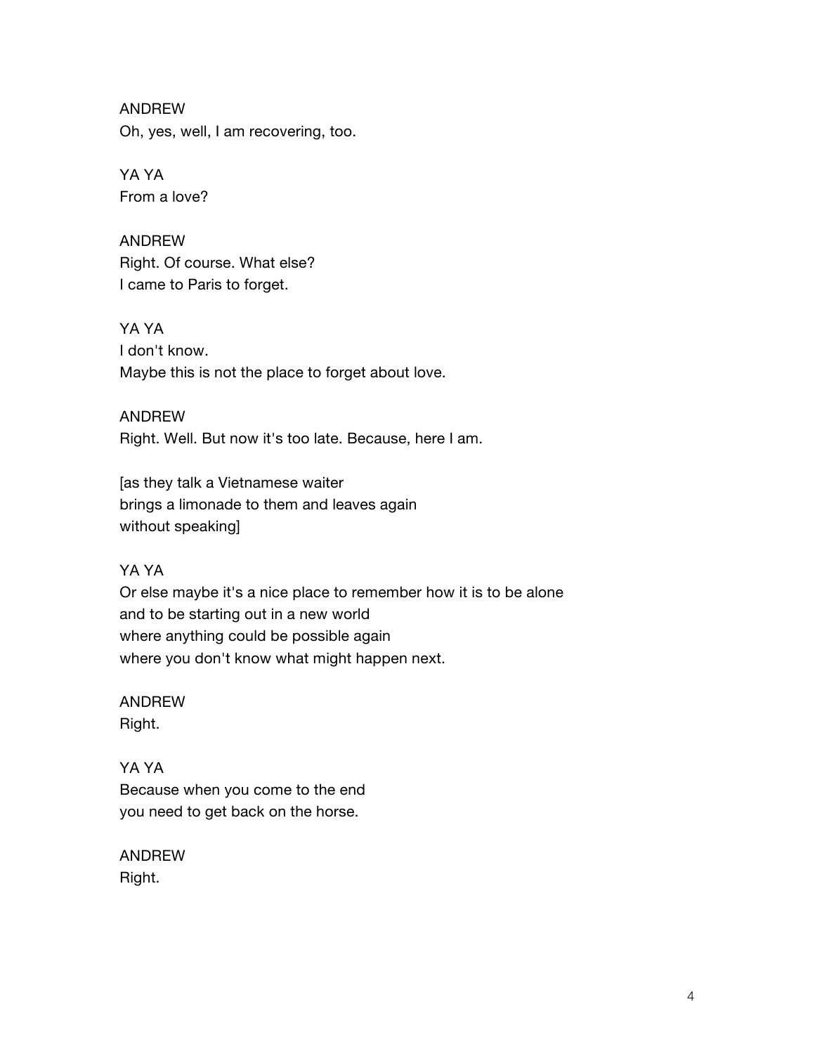ANDREW
Oh, yes, well, I am recovering, too.

YA YA
From a love?

ANDREW
Right. Of course. What else?
I came to Paris to forget.

YA YA
I don't know.
Maybe this is not the place to forget about love.

ANDREW
Right. Well. But now it's too late. Because, here I am.

[as they talk a Vietnamese waiter
brings a limonade to them and leaves again
without speaking]

YA YA
Or else maybe it's a nice place to remember how it is to be alone
and to be starting out in a new world
where anything could be possible again
where you don't know what might happen next.

ANDREW
Right.

YA YA
Because when you come to the end
you need to get back on the horse.

ANDREW
Right.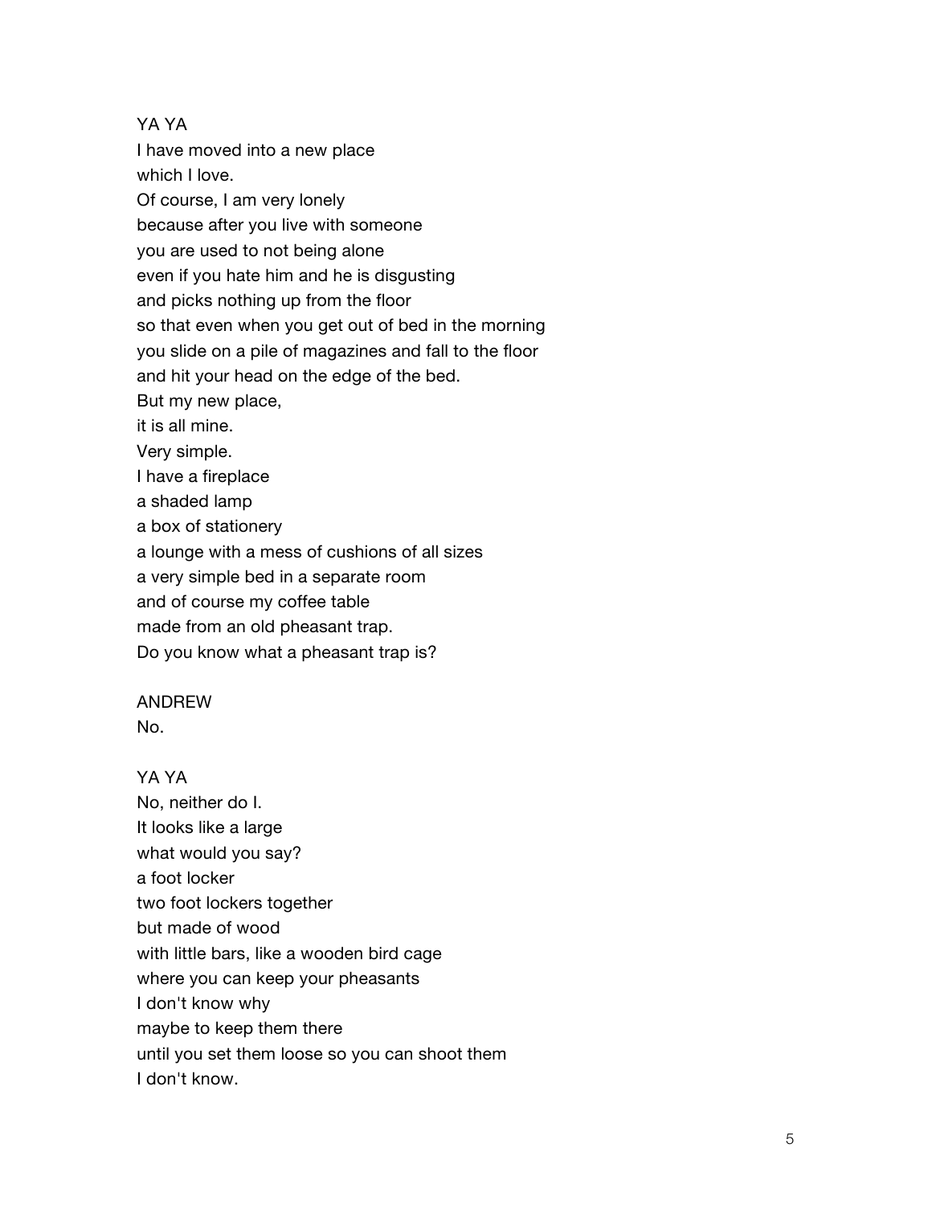YA YA

I have moved into a new place
which I love.
Of course, I am very lonely
because after you live with someone
you are used to not being alone
even if you hate him and he is disgusting
and picks nothing up from the floor
so that even when you get out of bed in the morning
you slide on a pile of magazines and fall to the floor
and hit your head on the edge of the bed.
But my new place,
it is all mine.
Very simple.
I have a fireplace
a shaded lamp
a box of stationery
a lounge with a mess of cushions of all sizes
a very simple bed in a separate room
and of course my coffee table
made from an old pheasant trap.
Do you know what a pheasant trap is?

ANDREW

No.

YA YA

No, neither do I.
It looks like a large
what would you say?
a foot locker
two foot lockers together
but made of wood
with little bars, like a wooden bird cage
where you can keep your pheasants
I don't know why
maybe to keep them there
until you set them loose so you can shoot them
I don't know.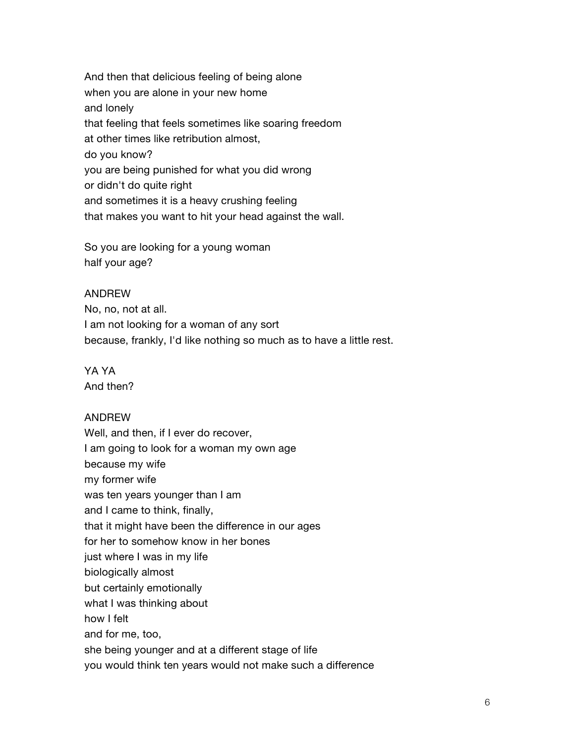And then that delicious feeling of being alone
when you are alone in your new home
and lonely
that feeling that feels sometimes like soaring freedom
at other times like retribution almost,
do you know?
you are being punished for what you did wrong
or didn't do quite right
and sometimes it is a heavy crushing feeling
that makes you want to hit your head against the wall.

So you are looking for a young woman
half your age?

ANDREW
No, no, not at all.
I am not looking for a woman of any sort
because, frankly, I'd like nothing so much as to have a little rest.

YA YA
And then?

ANDREW
Well, and then, if I ever do recover,
I am going to look for a woman my own age
because my wife
my former wife
was ten years younger than I am
and I came to think, finally,
that it might have been the difference in our ages
for her to somehow know in her bones
just where I was in my life
biologically almost
but certainly emotionally
what I was thinking about
how I felt
and for me, too,
she being younger and at a different stage of life
you would think ten years would not make such a difference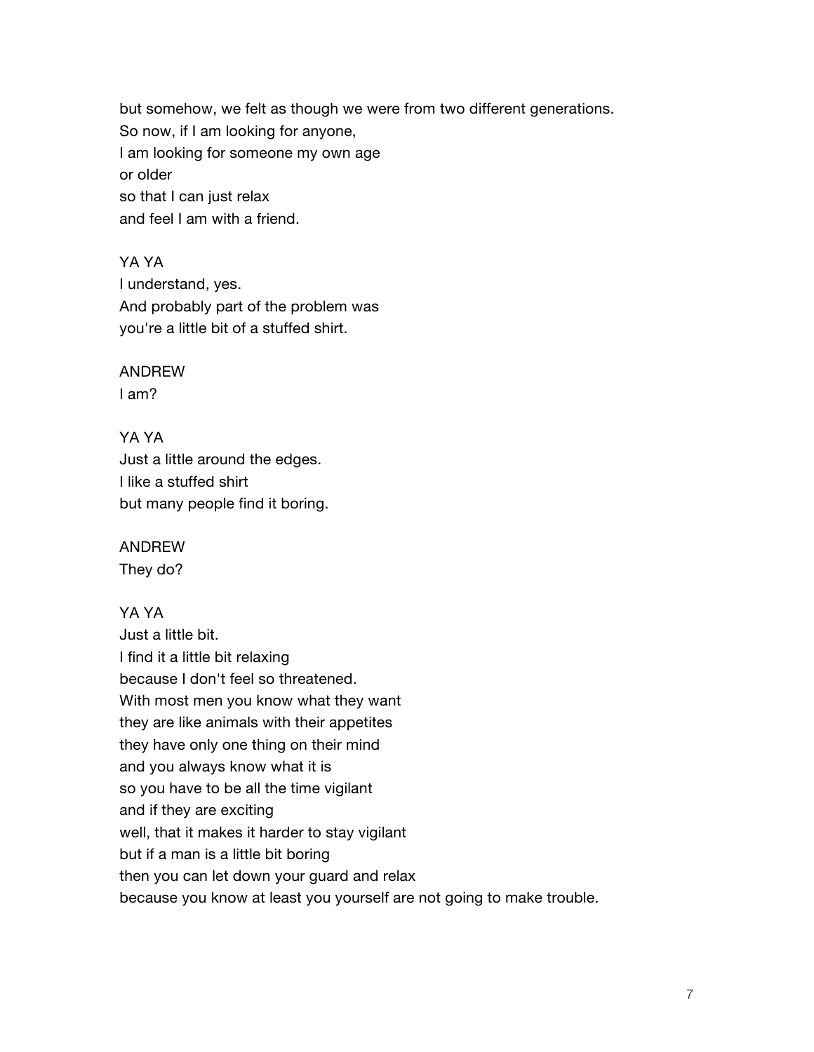but somehow, we felt as though we were from two different generations.
So now, if I am looking for anyone,
I am looking for someone my own age
or older
so that I can just relax
and feel I am with a friend.

YA YA
I understand, yes.
And probably part of the problem was
you're a little bit of a stuffed shirt.

ANDREW
I am?

YA YA
Just a little around the edges.
I like a stuffed shirt
but many people find it boring.

ANDREW
They do?

YA YA
Just a little bit.
I find it a little bit relaxing
because I don't feel so threatened.
With most men you know what they want
they are like animals with their appetites
they have only one thing on their mind
and you always know what it is
so you have to be all the time vigilant
and if they are exciting
well, that it makes it harder to stay vigilant
but if a man is a little bit boring
then you can let down your guard and relax
because you know at least you yourself are not going to make trouble.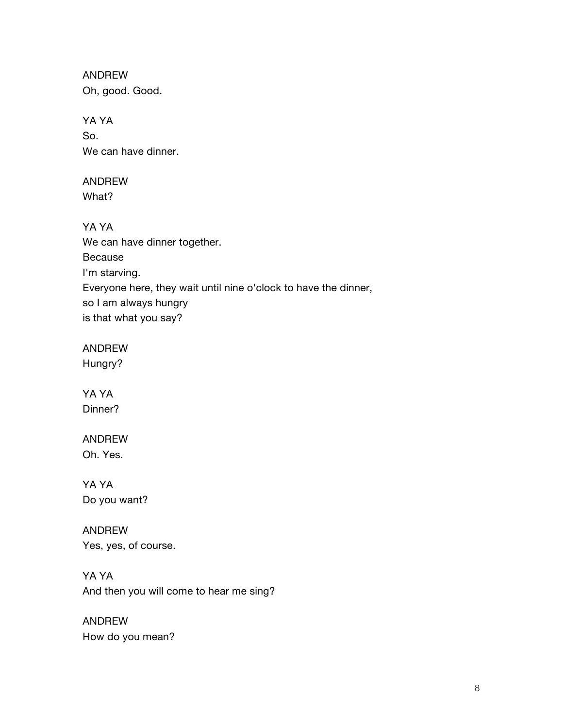ANDREW
Oh, good. Good.

YA YA
So.
We can have dinner.

ANDREW
What?

YA YA
We can have dinner together.
Because
I'm starving.
Everyone here, they wait until nine o'clock to have the dinner,
so I am always hungry
is that what you say?

ANDREW
Hungry?

YA YA
Dinner?

ANDREW
Oh. Yes.

YA YA
Do you want?

ANDREW
Yes, yes, of course.

YA YA
And then you will come to hear me sing?

ANDREW
How do you mean?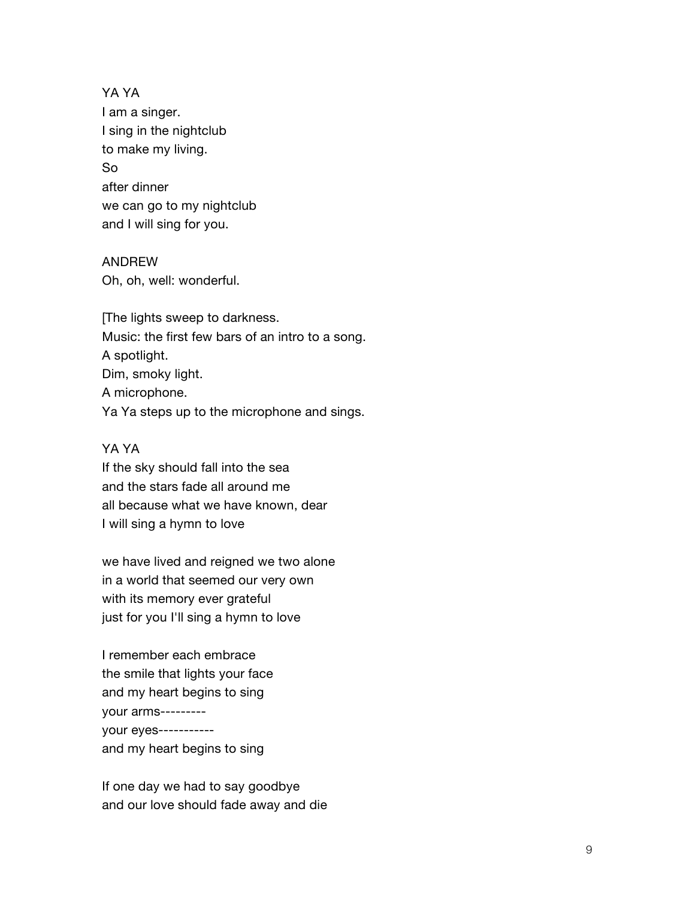YA YA
I am a singer.
I sing in the nightclub
to make my living.
So
after dinner
we can go to my nightclub
and I will sing for you.

ANDREW
Oh, oh, well: wonderful.

[The lights sweep to darkness.
Music: the first few bars of an intro to a song.
A spotlight.
Dim, smoky light.
A microphone.
Ya Ya steps up to the microphone and sings.

YA YA
If the sky should fall into the sea
and the stars fade all around me
all because what we have known, dear
I will sing a hymn to love

we have lived and reigned we two alone
in a world that seemed our very own
with its memory ever grateful
just for you I'll sing a hymn to love

I remember each embrace
the smile that lights your face
and my heart begins to sing
your arms---------
your eyes-----------
and my heart begins to sing

If one day we had to say goodbye
and our love should fade away and die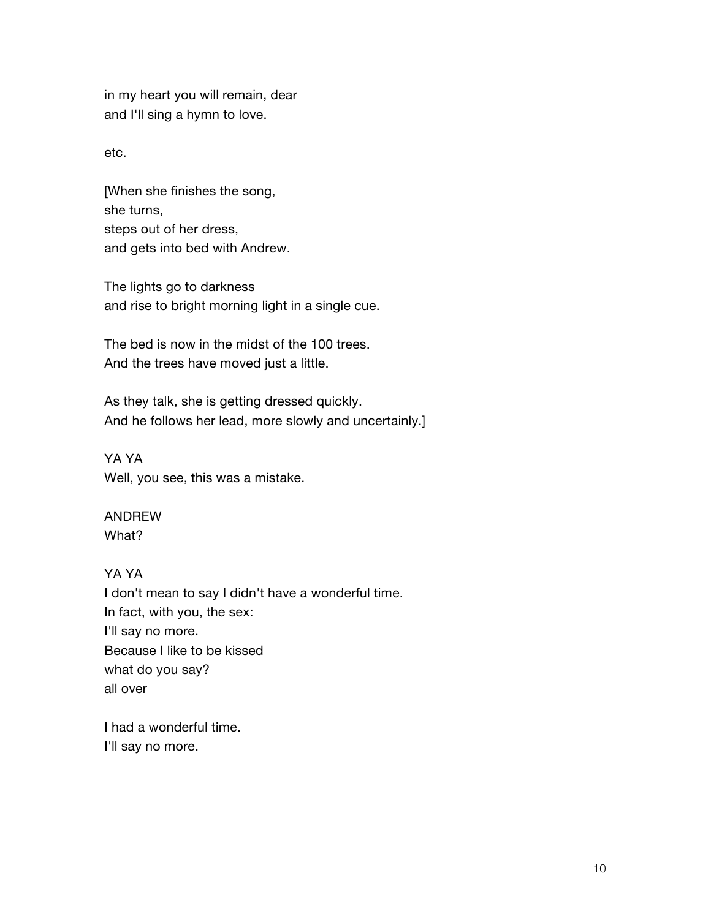in my heart you will remain, dear
and I'll sing a hymn to love.

etc.

[When she finishes the song,
she turns,
steps out of her dress,
and gets into bed with Andrew.

The lights go to darkness
and rise to bright morning light in a single cue.

The bed is now in the midst of the 100 trees.
And the trees have moved just a little.

As they talk, she is getting dressed quickly.
And he follows her lead, more slowly and uncertainly.]

YA YA
Well, you see, this was a mistake.

ANDREW
What?

YA YA
I don't mean to say I didn't have a wonderful time.
In fact, with you, the sex:
I'll say no more.
Because I like to be kissed
what do you say?
all over

I had a wonderful time.
I'll say no more.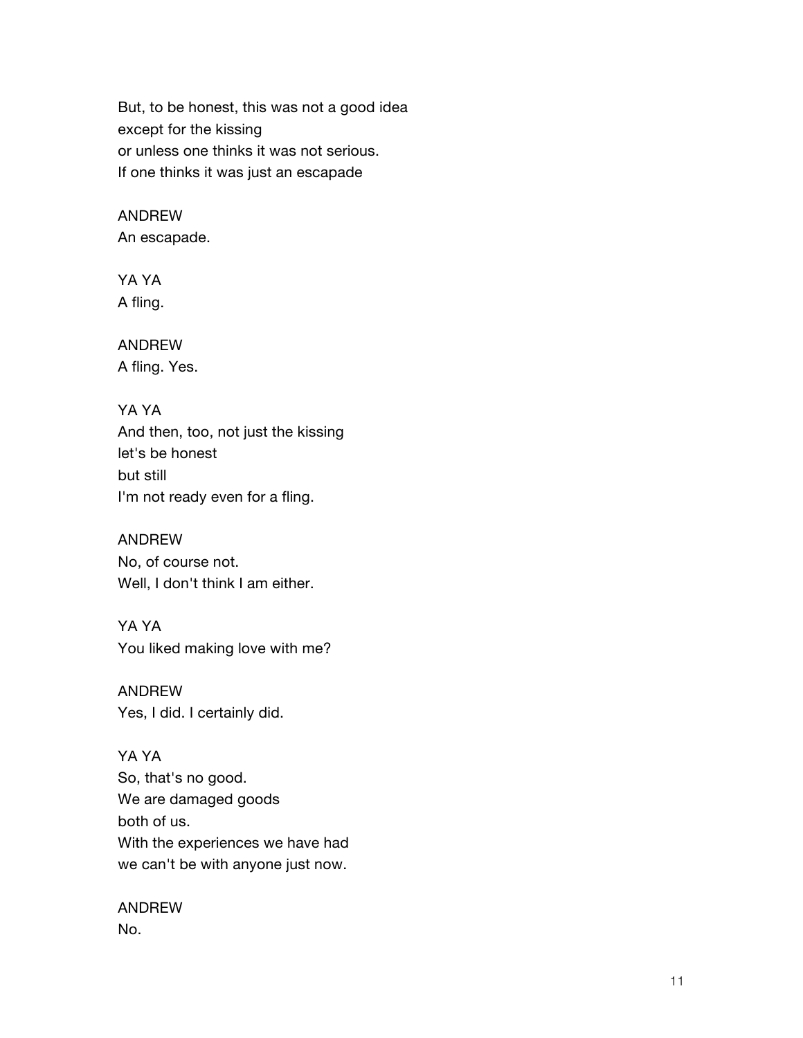But, to be honest, this was not a good idea
except for the kissing
or unless one thinks it was not serious.
If one thinks it was just an escapade

ANDREW
An escapade.

YA YA
A fling.

ANDREW
A fling. Yes.

YA YA
And then, too, not just the kissing
let's be honest
but still
I'm not ready even for a fling.

ANDREW
No, of course not.
Well, I don't think I am either.

YA YA
You liked making love with me?

ANDREW
Yes, I did. I certainly did.

YA YA
So, that's no good.
We are damaged goods
both of us.
With the experiences we have had
we can't be with anyone just now.

ANDREW
No.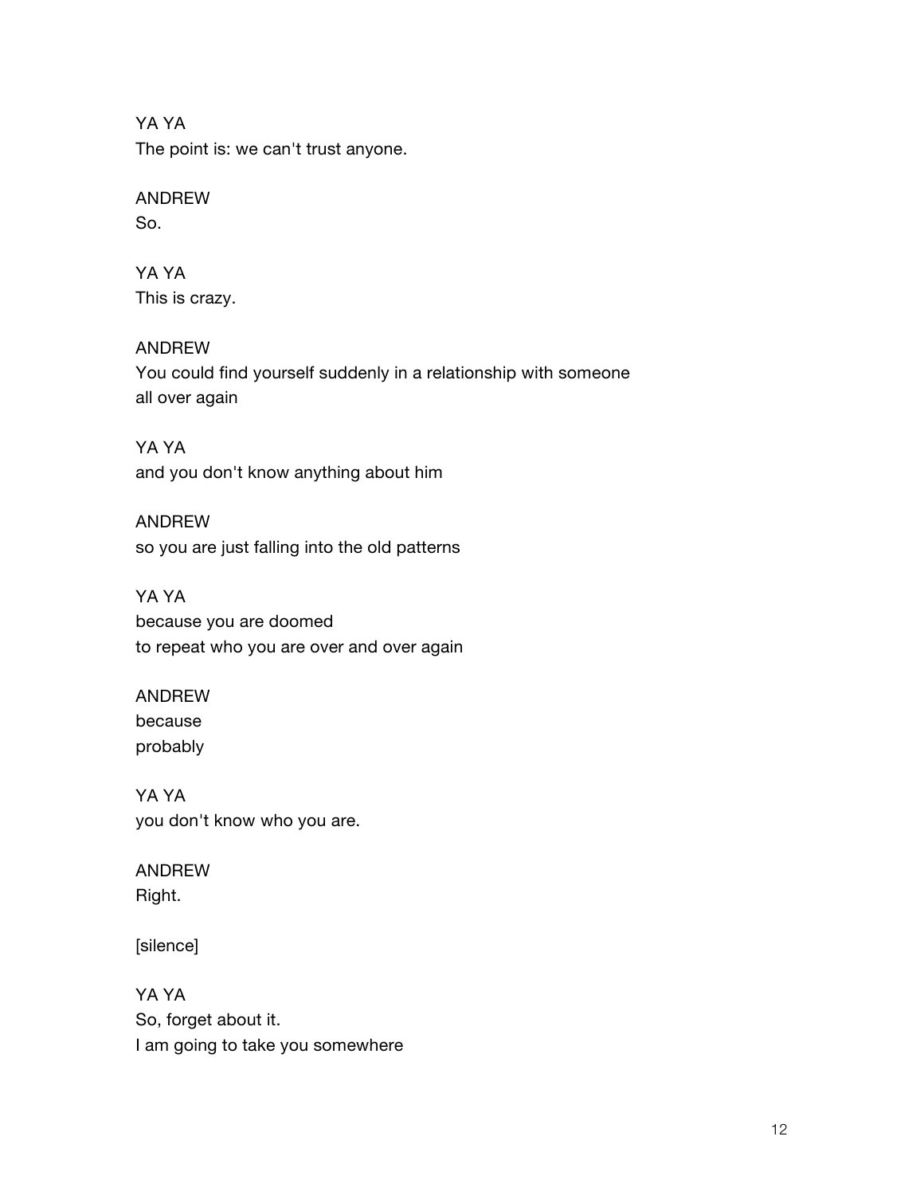YA YA
The point is: we can't trust anyone.

ANDREW
So.

YA YA
This is crazy.

ANDREW
You could find yourself suddenly in a relationship with someone
all over again

YA YA
and you don't know anything about him

ANDREW
so you are just falling into the old patterns

YA YA
because you are doomed
to repeat who you are over and over again

ANDREW
because
probably

YA YA
you don't know who you are.

ANDREW
Right.

[silence]

YA YA
So, forget about it.
I am going to take you somewhere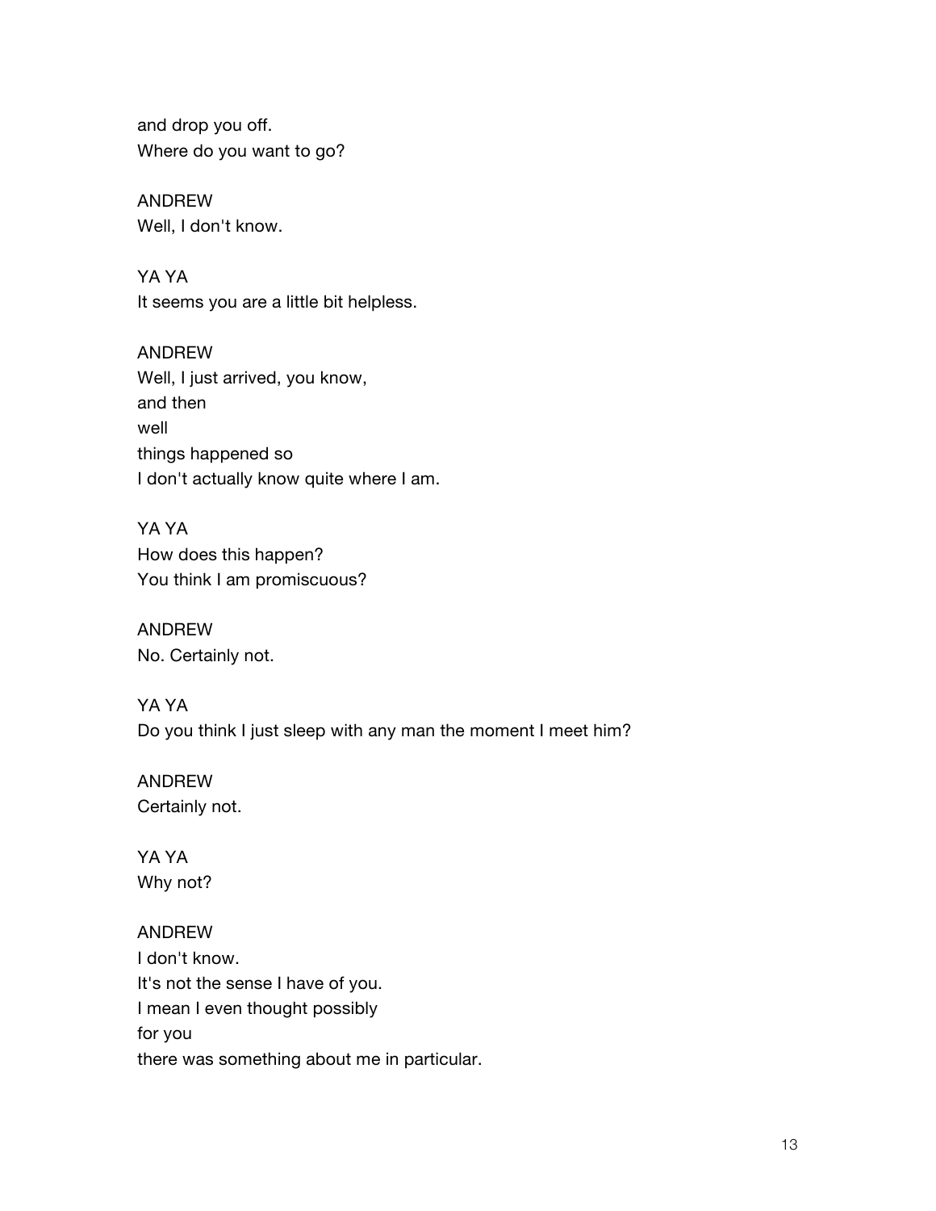and drop you off.
Where do you want to go?

ANDREW
Well, I don't know.

YA YA
It seems you are a little bit helpless.

ANDREW
Well, I just arrived, you know,
and then
well
things happened so
I don't actually know quite where I am.

YA YA
How does this happen?
You think I am promiscuous?

ANDREW
No. Certainly not.

YA YA
Do you think I just sleep with any man the moment I meet him?

ANDREW
Certainly not.

YA YA
Why not?

ANDREW
I don't know.
It's not the sense I have of you.
I mean I even thought possibly
for you
there was something about me in particular.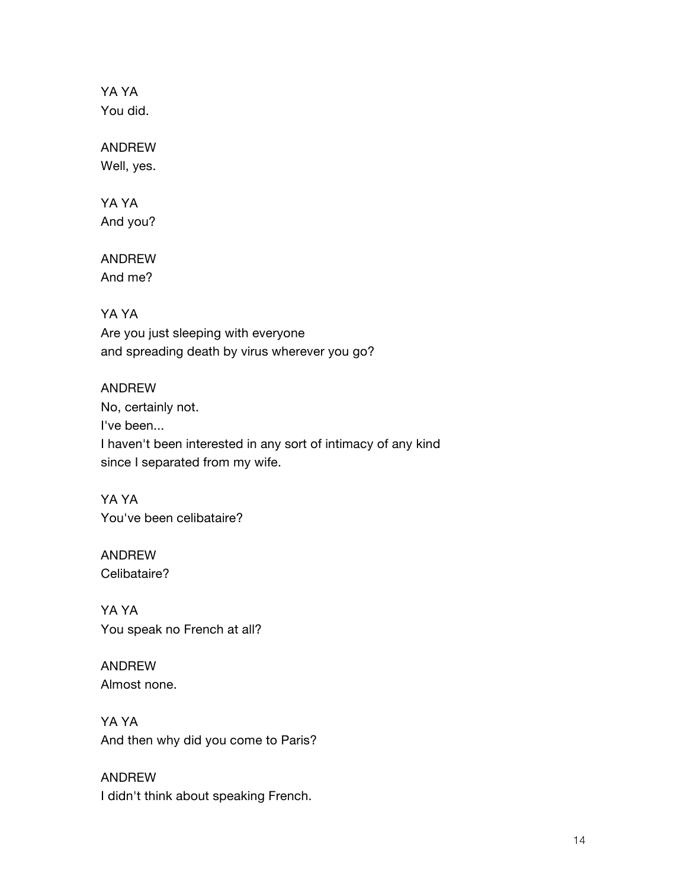YA YA
You did.

ANDREW
Well, yes.

YA YA
And you?

ANDREW
And me?

YA YA
Are you just sleeping with everyone
and spreading death by virus wherever you go?

ANDREW
No, certainly not.
I've been...
I haven't been interested in any sort of intimacy of any kind
since I separated from my wife.

YA YA
You've been celibataire?

ANDREW
Celibataire?

YA YA
You speak no French at all?

ANDREW
Almost none.

YA YA
And then why did you come to Paris?

ANDREW
I didn't think about speaking French.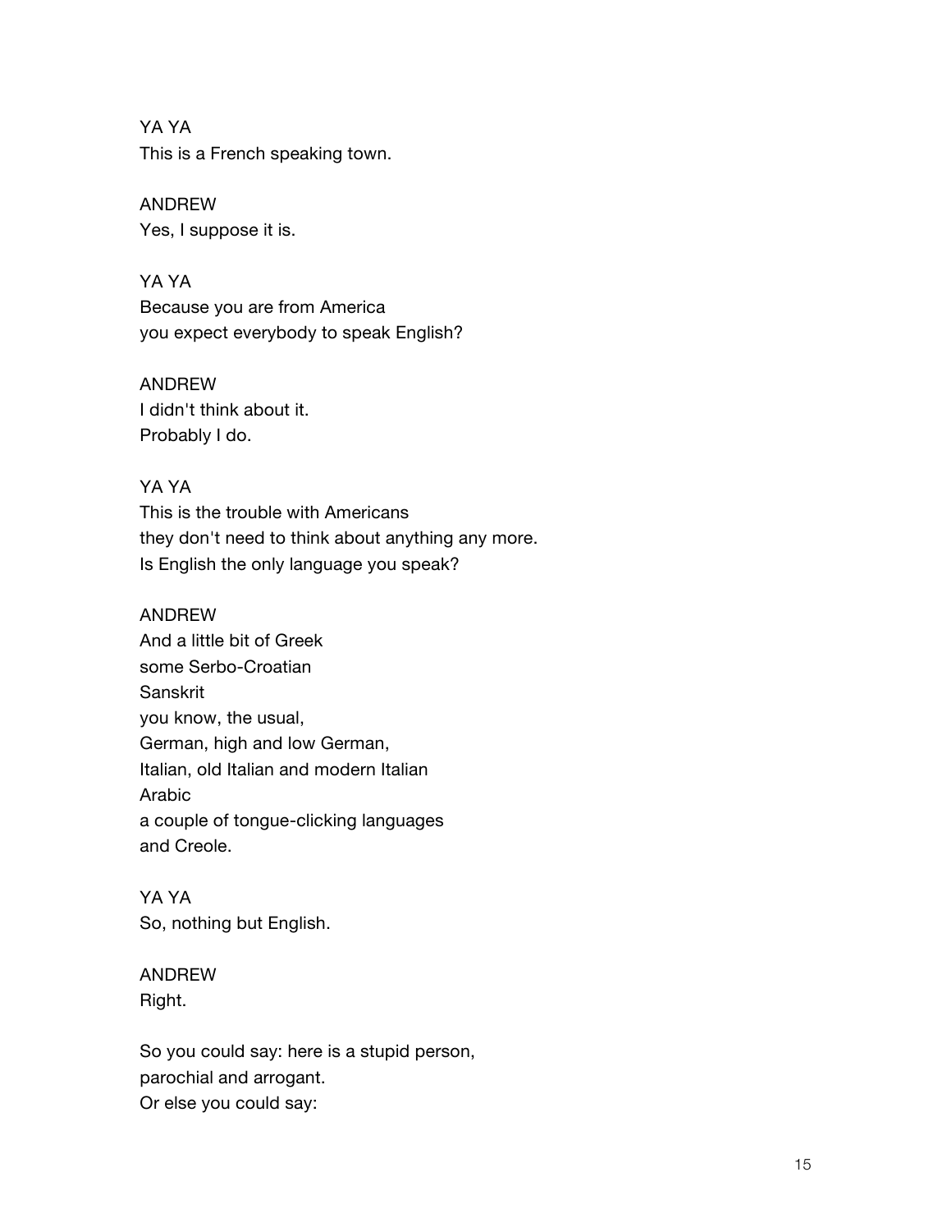YA YA
This is a French speaking town.

ANDREW
Yes, I suppose it is.

YA YA
Because you are from America
you expect everybody to speak English?

ANDREW
I didn't think about it.
Probably I do.

YA YA
This is the trouble with Americans
they don't need to think about anything any more.
Is English the only language you speak?

ANDREW
And a little bit of Greek
some Serbo-Croatian
Sanskrit
you know, the usual,
German, high and low German,
Italian, old Italian and modern Italian
Arabic
a couple of tongue-clicking languages
and Creole.

YA YA
So, nothing but English.

ANDREW
Right.

So you could say: here is a stupid person,
parochial and arrogant.
Or else you could say: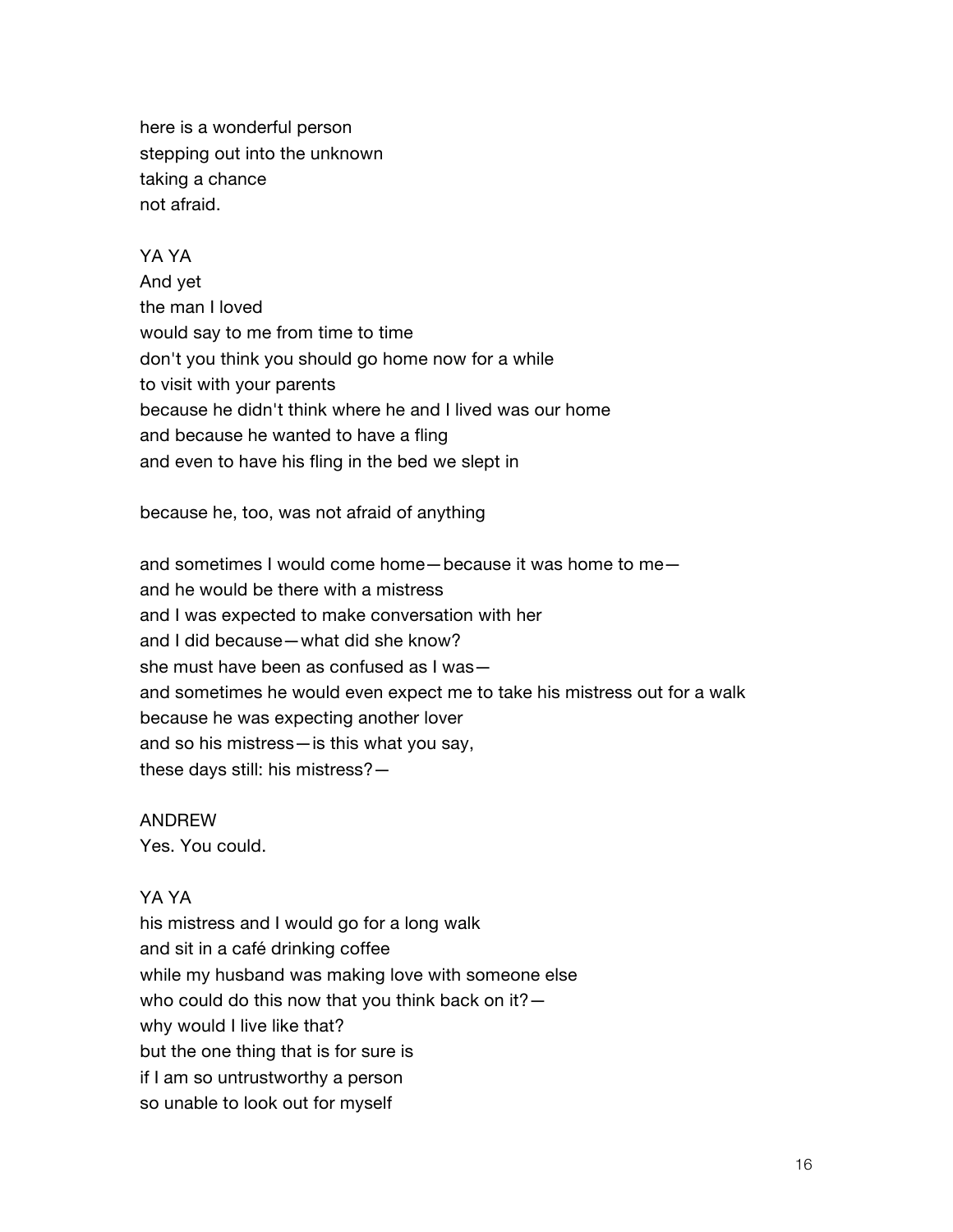here is a wonderful person  
stepping out into the unknown  
taking a chance  
not afraid.

YA YA  
And yet  
the man I loved  
would say to me from time to time  
don't you think you should go home now for a while  
to visit with your parents  
because he didn't think where he and I lived was our home  
and because he wanted to have a fling  
and even to have his fling in the bed we slept in

because he, too, was not afraid of anything

and sometimes I would come home—because it was home to me—  
and he would be there with a mistress  
and I was expected to make conversation with her  
and I did because—what did she know?  
she must have been as confused as I was—  
and sometimes he would even expect me to take his mistress out for a walk  
because he was expecting another lover  
and so his mistress—is this what you say,  
these days still: his mistress?—

ANDREW  
Yes. You could.

YA YA  
his mistress and I would go for a long walk  
and sit in a café drinking coffee  
while my husband was making love with someone else  
who could do this now that you think back on it?—  
why would I live like that?  
but the one thing that is for sure is  
if I am so untrustworthy a person  
so unable to look out for myself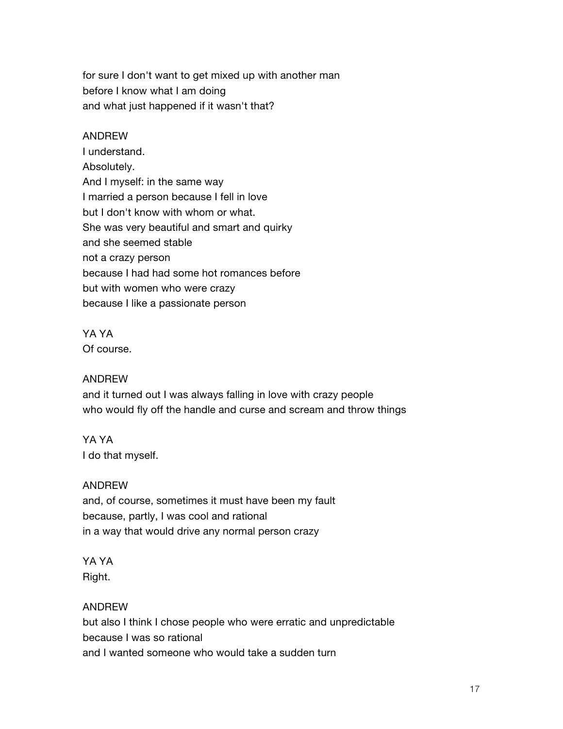for sure I don't want to get mixed up with another man
before I know what I am doing
and what just happened if it wasn't that?

ANDREW
I understand.
Absolutely.
And I myself: in the same way
I married a person because I fell in love
but I don't know with whom or what.
She was very beautiful and smart and quirky
and she seemed stable
not a crazy person
because I had had some hot romances before
but with women who were crazy
because I like a passionate person

YA YA
Of course.

ANDREW
and it turned out I was always falling in love with crazy people
who would fly off the handle and curse and scream and throw things

YA YA
I do that myself.

ANDREW
and, of course, sometimes it must have been my fault
because, partly, I was cool and rational
in a way that would drive any normal person crazy

YA YA
Right.

ANDREW
but also I think I chose people who were erratic and unpredictable
because I was so rational
and I wanted someone who would take a sudden turn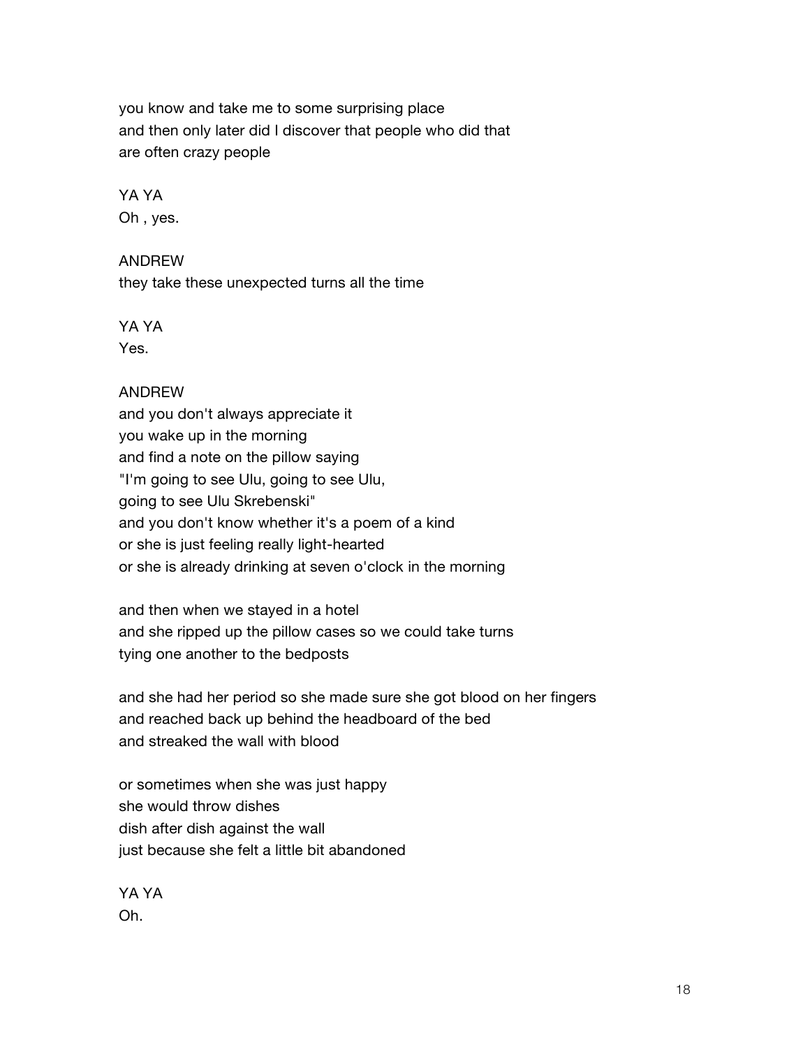you know and take me to some surprising place
and then only later did I discover that people who did that
are often crazy people

YA YA
Oh , yes.

ANDREW
they take these unexpected turns all the time

YA YA
Yes.

ANDREW
and you don't always appreciate it
you wake up in the morning
and find a note on the pillow saying
"I'm going to see Ulu, going to see Ulu,
going to see Ulu Skrebenski"
and you don't know whether it's a poem of a kind
or she is just feeling really light-hearted
or she is already drinking at seven o'clock in the morning

and then when we stayed in a hotel
and she ripped up the pillow cases so we could take turns
tying one another to the bedposts

and she had her period so she made sure she got blood on her fingers
and reached back up behind the headboard of the bed
and streaked the wall with blood

or sometimes when she was just happy
she would throw dishes
dish after dish against the wall
just because she felt a little bit abandoned

YA YA
Oh.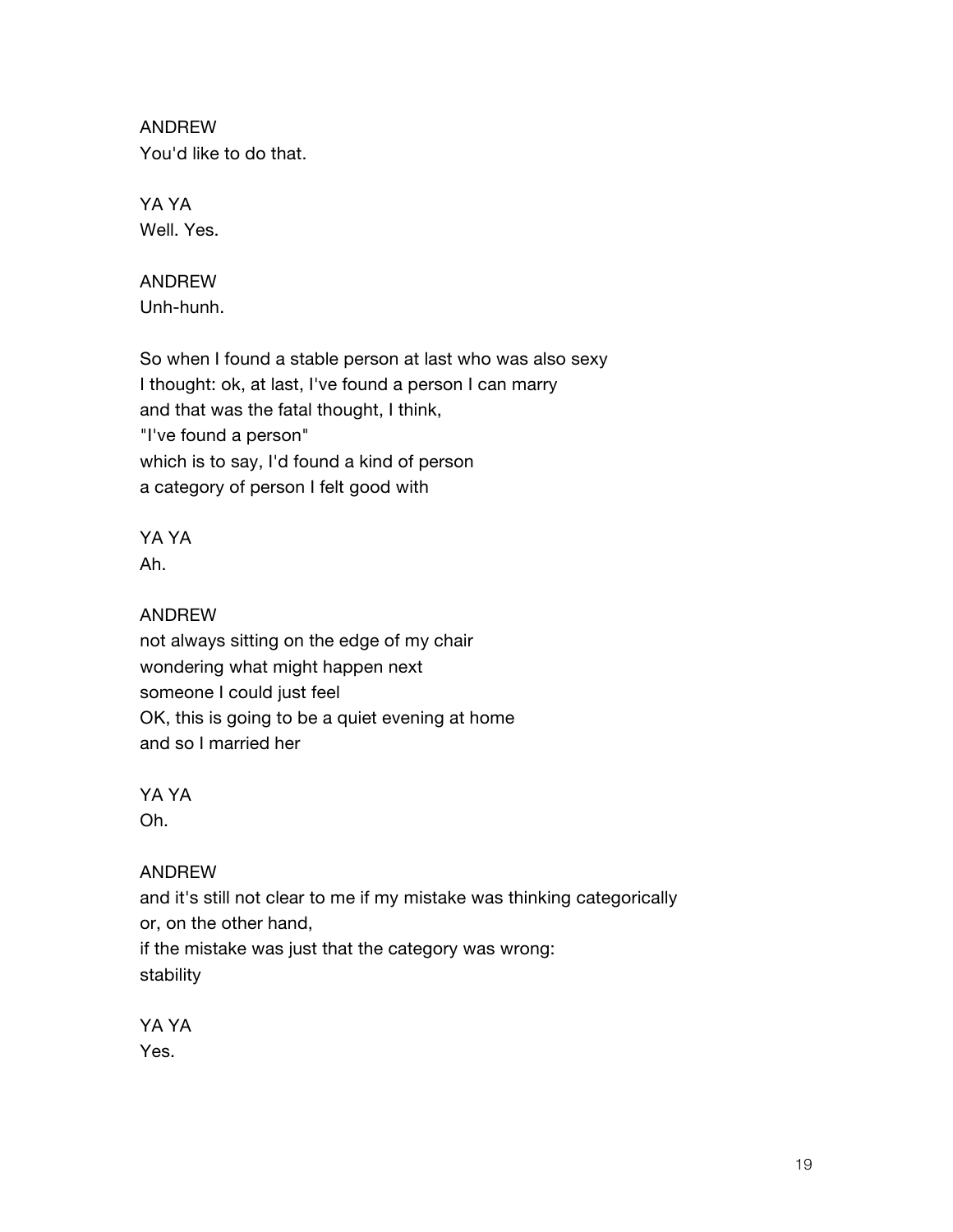ANDREW
You'd like to do that.

YA YA
Well. Yes.

ANDREW
Unh-hunh.

So when I found a stable person at last who was also sexy
I thought: ok, at last, I've found a person I can marry
and that was the fatal thought, I think,
"I've found a person"
which is to say, I'd found a kind of person
a category of person I felt good with

YA YA
Ah.

ANDREW
not always sitting on the edge of my chair
wondering what might happen next
someone I could just feel
OK, this is going to be a quiet evening at home
and so I married her

YA YA
Oh.

ANDREW
and it's still not clear to me if my mistake was thinking categorically
or, on the other hand,
if the mistake was just that the category was wrong:
stability

YA YA
Yes.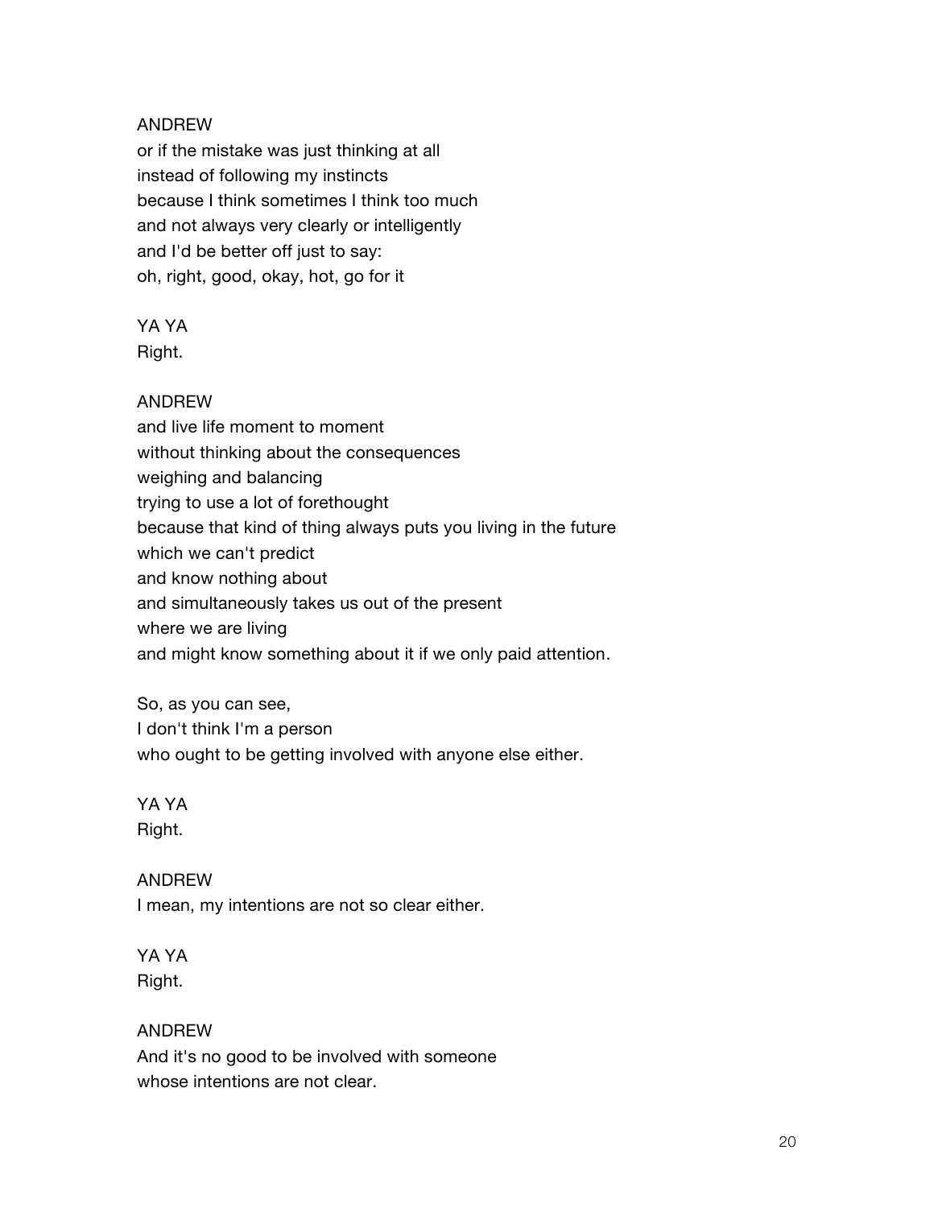ANDREW
or if the mistake was just thinking at all
instead of following my instincts
because I think sometimes I think too much
and not always very clearly or intelligently
and I'd be better off just to say:
oh, right, good, okay, hot, go for it

YA YA
Right.

ANDREW
and live life moment to moment
without thinking about the consequences
weighing and balancing
trying to use a lot of forethought
because that kind of thing always puts you living in the future
which we can't predict
and know nothing about
and simultaneously takes us out of the present
where we are living
and might know something about it if we only paid attention.

So, as you can see,
I don't think I'm a person
who ought to be getting involved with anyone else either.

YA YA
Right.

ANDREW
I mean, my intentions are not so clear either.

YA YA
Right.

ANDREW
And it's no good to be involved with someone
whose intentions are not clear.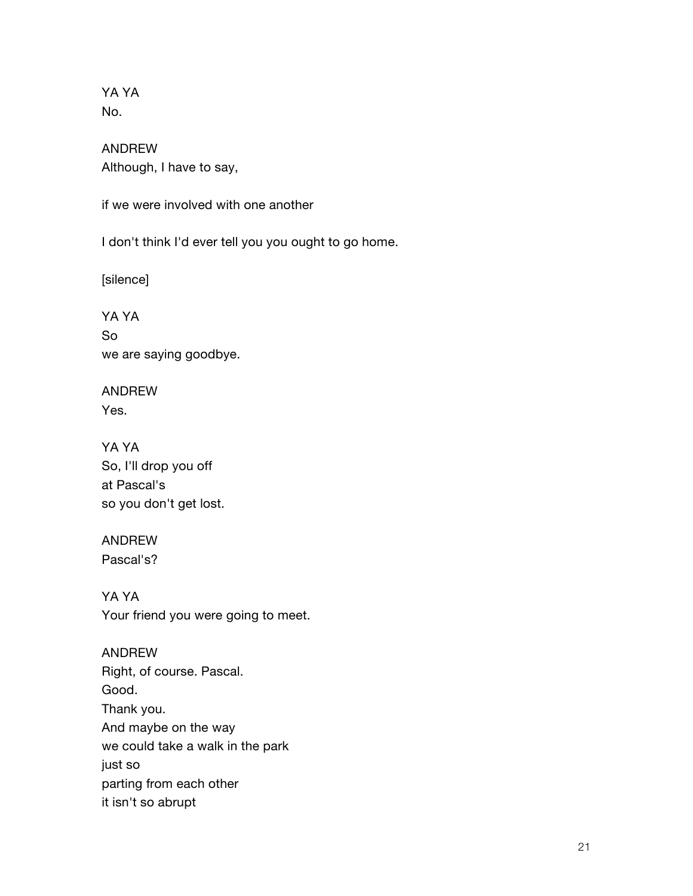YA YA
No.

ANDREW
Although, I have to say,

if we were involved with one another

I don't think I'd ever tell you you ought to go home.

[silence]

YA YA
So
we are saying goodbye.

ANDREW
Yes.

YA YA
So, I'll drop you off
at Pascal's
so you don't get lost.

ANDREW
Pascal's?

YA YA
Your friend you were going to meet.

ANDREW
Right, of course. Pascal.
Good.
Thank you.
And maybe on the way
we could take a walk in the park
just so
parting from each other
it isn't so abrupt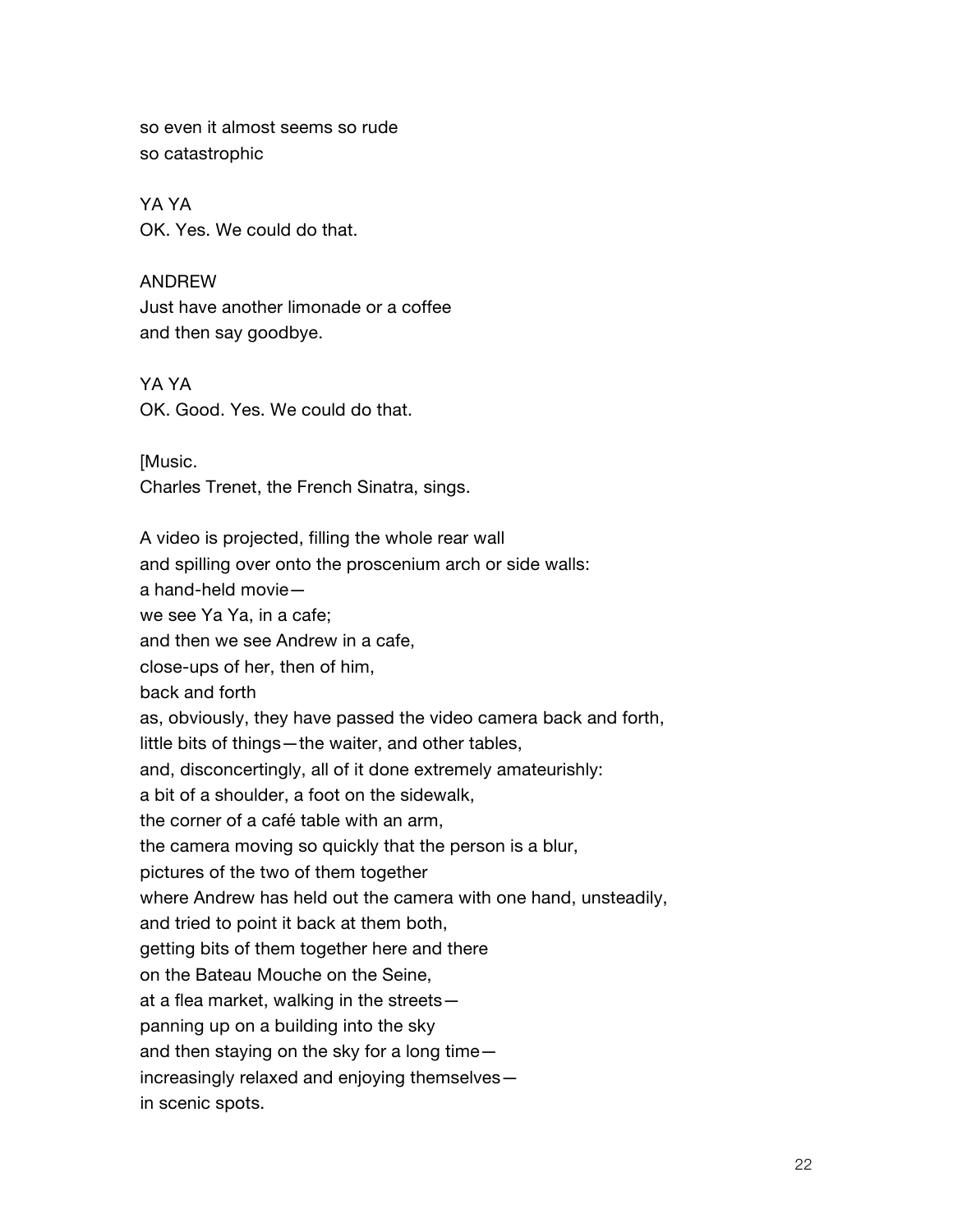so even it almost seems so rude
so catastrophic

YA YA
OK. Yes. We could do that.

ANDREW
Just have another limonade or a coffee
and then say goodbye.

YA YA
OK. Good. Yes. We could do that.

[Music.
Charles Trenet, the French Sinatra, sings.

A video is projected, filling the whole rear wall
and spilling over onto the proscenium arch or side walls:
a hand-held movie—
we see Ya Ya, in a cafe;
and then we see Andrew in a cafe,
close-ups of her, then of him,
back and forth
as, obviously, they have passed the video camera back and forth,
little bits of things—the waiter, and other tables,
and, disconcertingly, all of it done extremely amateurishly:
a bit of a shoulder, a foot on the sidewalk,
the corner of a café table with an arm,
the camera moving so quickly that the person is a blur,
pictures of the two of them together
where Andrew has held out the camera with one hand, unsteadily,
and tried to point it back at them both,
getting bits of them together here and there
on the Bateau Mouche on the Seine,
at a flea market, walking in the streets—
panning up on a building into the sky
and then staying on the sky for a long time—
increasingly relaxed and enjoying themselves—
in scenic spots.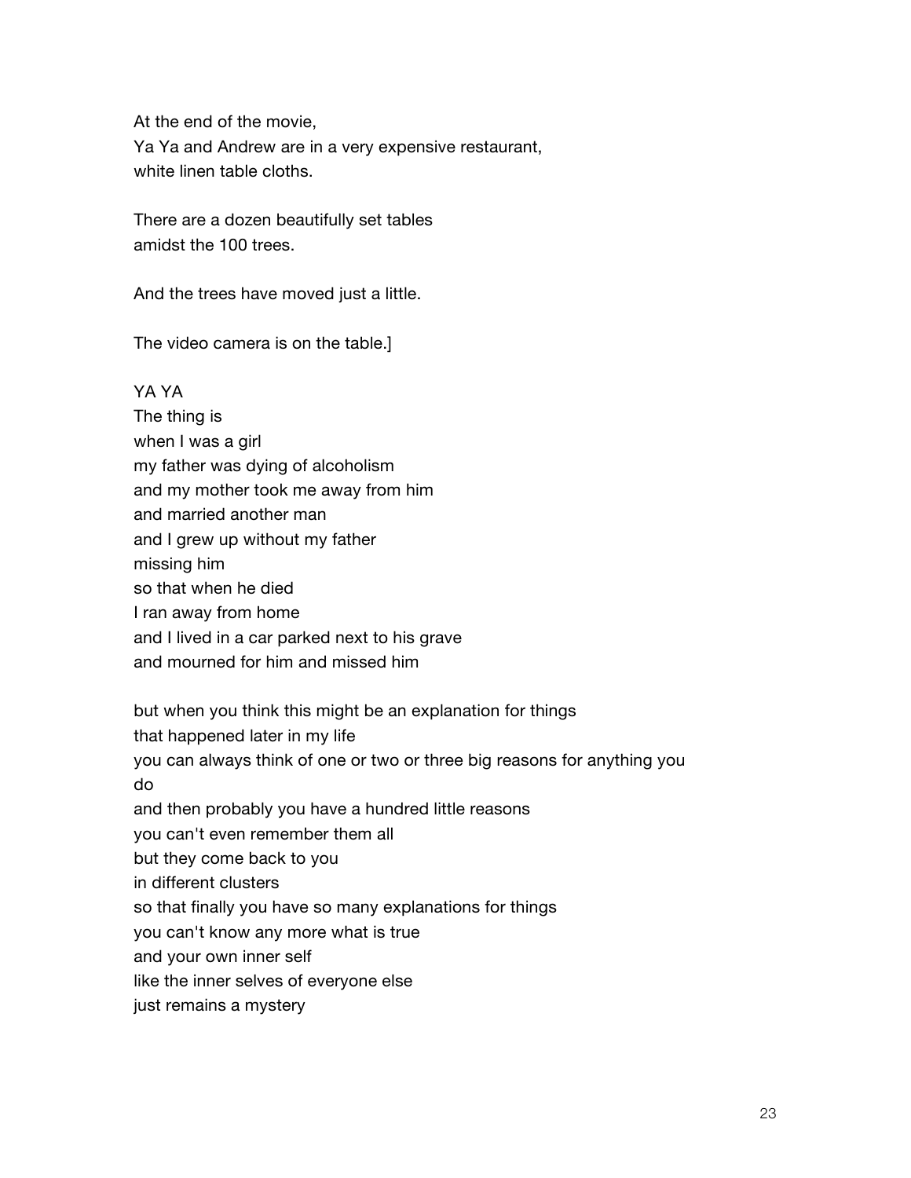At the end of the movie,
Ya Ya and Andrew are in a very expensive restaurant,
white linen table cloths.

There are a dozen beautifully set tables
amidst the 100 trees.

And the trees have moved just a little.

The video camera is on the table.]

YA YA
The thing is
when I was a girl
my father was dying of alcoholism
and my mother took me away from him
and married another man
and I grew up without my father
missing him
so that when he died
I ran away from home
and I lived in a car parked next to his grave
and mourned for him and missed him

but when you think this might be an explanation for things
that happened later in my life
you can always think of one or two or three big reasons for anything you do
and then probably you have a hundred little reasons
you can't even remember them all
but they come back to you
in different clusters
so that finally you have so many explanations for things
you can't know any more what is true
and your own inner self
like the inner selves of everyone else
just remains a mystery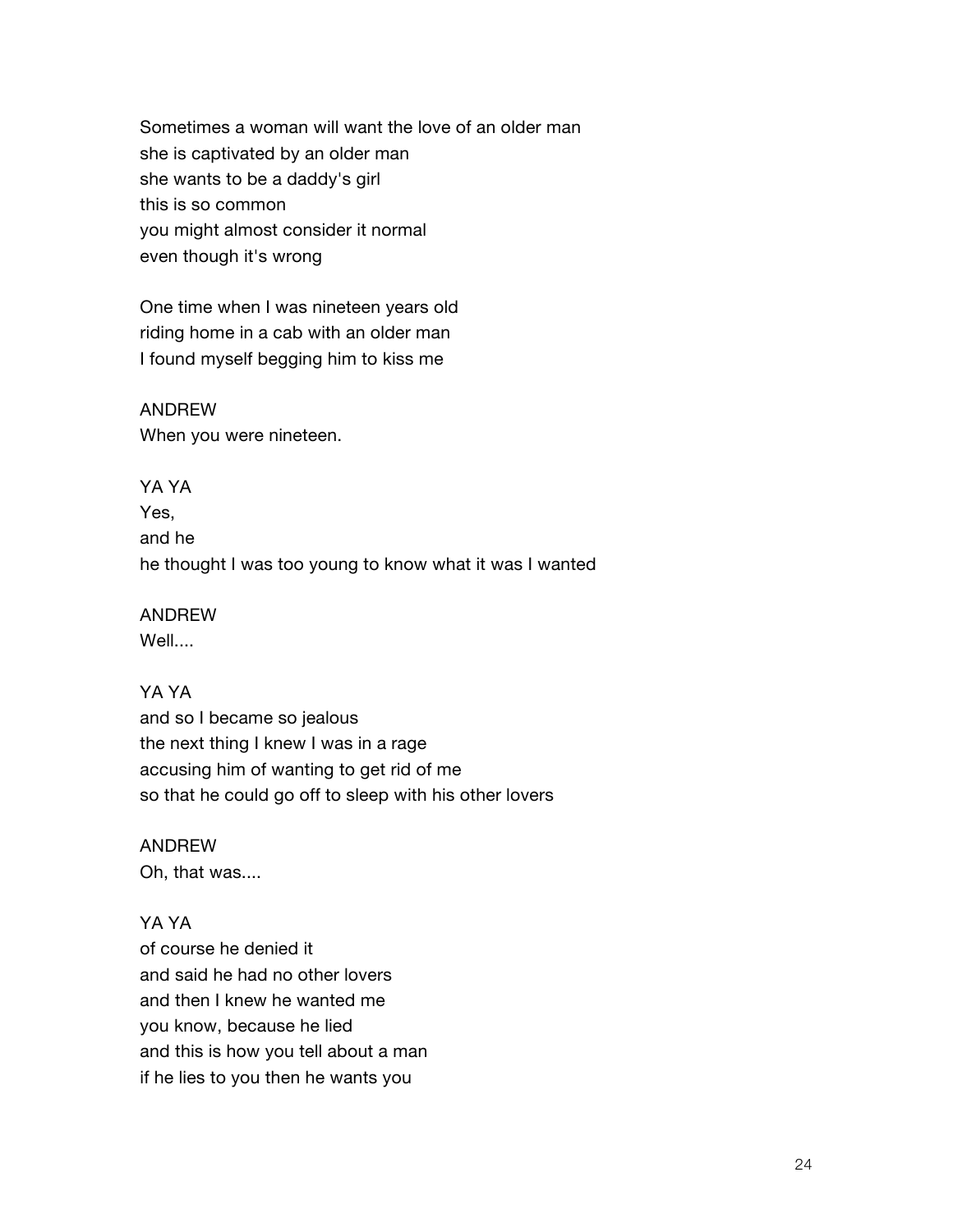Sometimes a woman will want the love of an older man
she is captivated by an older man
she wants to be a daddy's girl
this is so common
you might almost consider it normal
even though it's wrong

One time when I was nineteen years old
riding home in a cab with an older man
I found myself begging him to kiss me

ANDREW
When you were nineteen.

YA YA
Yes,
and he
he thought I was too young to know what it was I wanted

ANDREW
Well....

YA YA
and so I became so jealous
the next thing I knew I was in a rage
accusing him of wanting to get rid of me
so that he could go off to sleep with his other lovers

ANDREW
Oh, that was....

YA YA
of course he denied it
and said he had no other lovers
and then I knew he wanted me
you know, because he lied
and this is how you tell about a man
if he lies to you then he wants you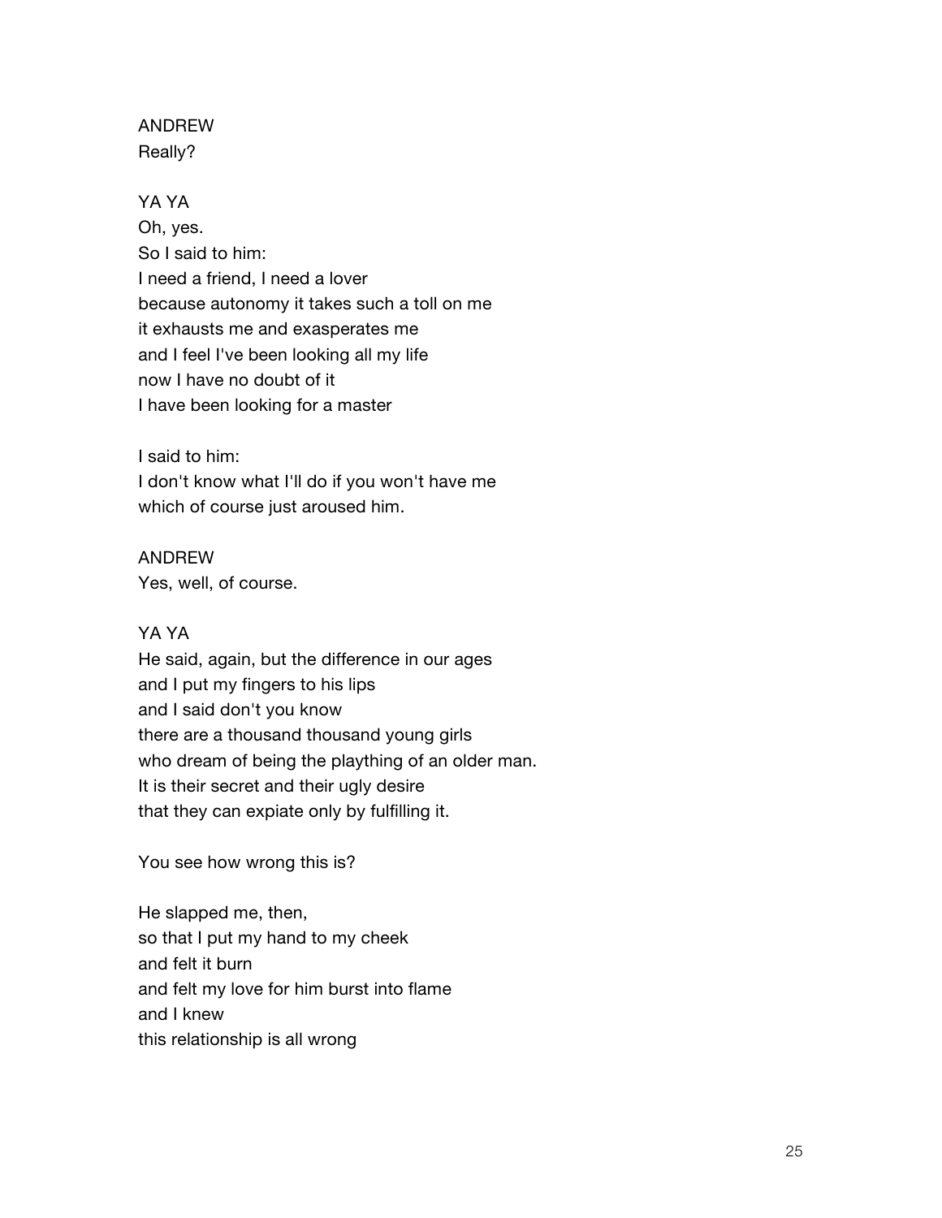ANDREW
Really?

YA YA
Oh, yes.
So I said to him:
I need a friend, I need a lover
because autonomy it takes such a toll on me
it exhausts me and exasperates me
and I feel I've been looking all my life
now I have no doubt of it
I have been looking for a master

I said to him:
I don't know what I'll do if you won't have me
which of course just aroused him.

ANDREW
Yes, well, of course.

YA YA
He said, again, but the difference in our ages
and I put my fingers to his lips
and I said don't you know
there are a thousand thousand young girls
who dream of being the plaything of an older man.
It is their secret and their ugly desire
that they can expiate only by fulfilling it.

You see how wrong this is?

He slapped me, then,
so that I put my hand to my cheek
and felt it burn
and felt my love for him burst into flame
and I knew
this relationship is all wrong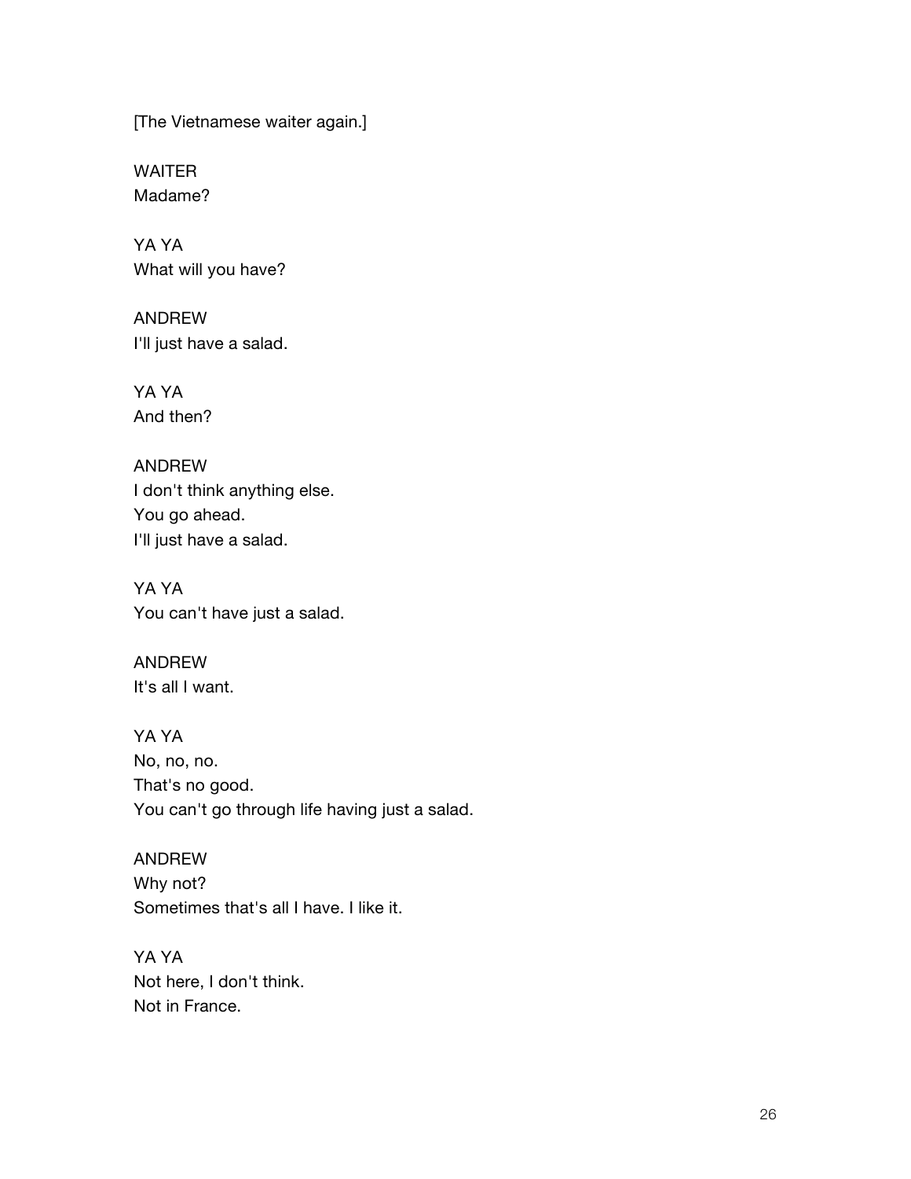[The Vietnamese waiter again.]

WAITER
Madame?

YA YA
What will you have?

ANDREW
I'll just have a salad.

YA YA
And then?

ANDREW
I don't think anything else.
You go ahead.
I'll just have a salad.

YA YA
You can't have just a salad.

ANDREW
It's all I want.

YA YA
No, no, no.
That's no good.
You can't go through life having just a salad.

ANDREW
Why not?
Sometimes that's all I have. I like it.

YA YA
Not here, I don't think.
Not in France.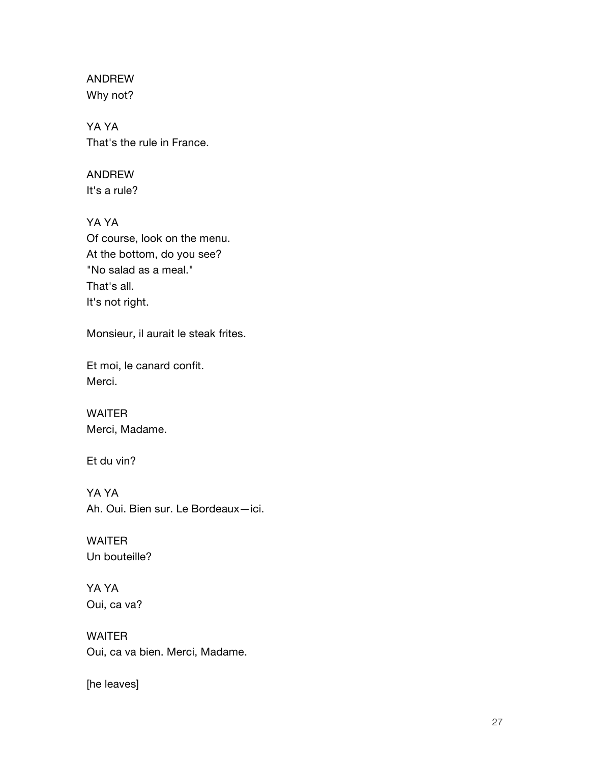ANDREW
Why not?

YA YA
That's the rule in France.

ANDREW
It's a rule?

YA YA
Of course, look on the menu.
At the bottom, do you see?
"No salad as a meal."
That's all.
It's not right.

Monsieur, il aurait le steak frites.

Et moi, le canard confit.
Merci.

WAITER
Merci, Madame.

Et du vin?

YA YA
Ah. Oui. Bien sur. Le Bordeaux—ici.

WAITER
Un bouteille?

YA YA
Oui, ca va?

WAITER
Oui, ca va bien. Merci, Madame.

[he leaves]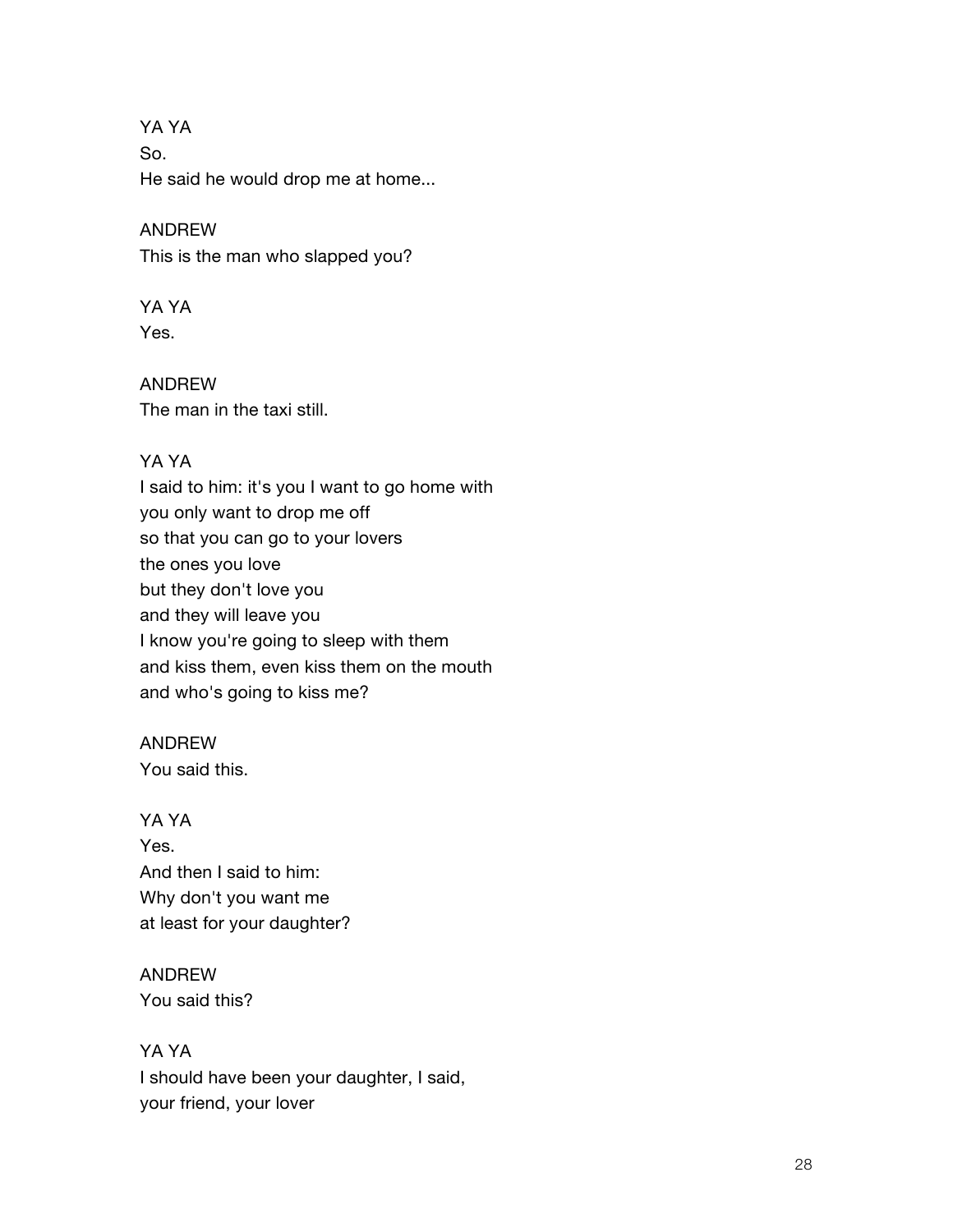YA YA
So.
He said he would drop me at home...

ANDREW
This is the man who slapped you?

YA YA
Yes.

ANDREW
The man in the taxi still.

YA YA
I said to him: it's you I want to go home with
you only want to drop me off
so that you can go to your lovers
the ones you love
but they don't love you
and they will leave you
I know you're going to sleep with them
and kiss them, even kiss them on the mouth
and who's going to kiss me?

ANDREW
You said this.

YA YA
Yes.
And then I said to him:
Why don't you want me
at least for your daughter?

ANDREW
You said this?

YA YA
I should have been your daughter, I said,
your friend, your lover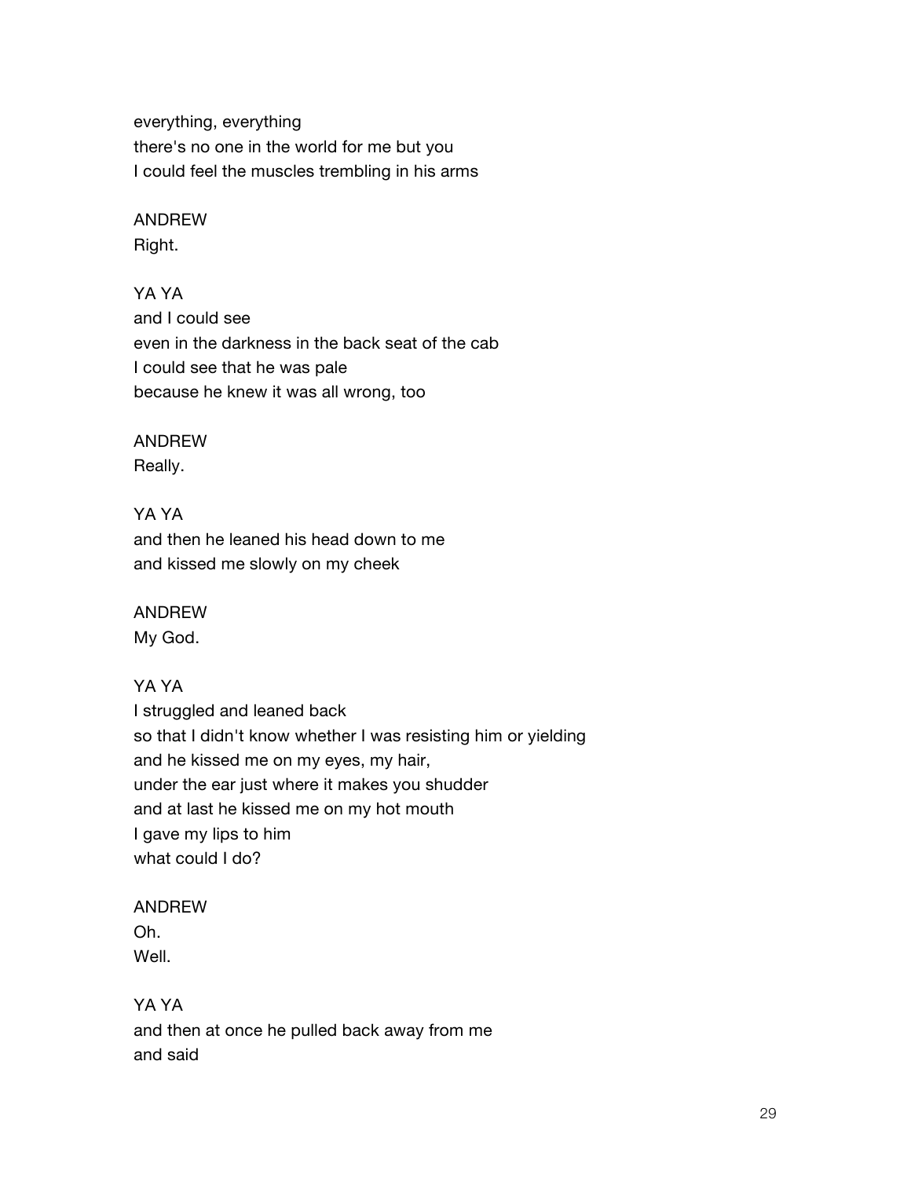everything, everything
there's no one in the world for me but you
I could feel the muscles trembling in his arms

ANDREW
Right.

YA YA
and I could see
even in the darkness in the back seat of the cab
I could see that he was pale
because he knew it was all wrong, too

ANDREW
Really.

YA YA
and then he leaned his head down to me
and kissed me slowly on my cheek

ANDREW
My God.

YA YA
I struggled and leaned back
so that I didn't know whether I was resisting him or yielding
and he kissed me on my eyes, my hair,
under the ear just where it makes you shudder
and at last he kissed me on my hot mouth
I gave my lips to him
what could I do?

ANDREW
Oh.
Well.

YA YA
and then at once he pulled back away from me
and said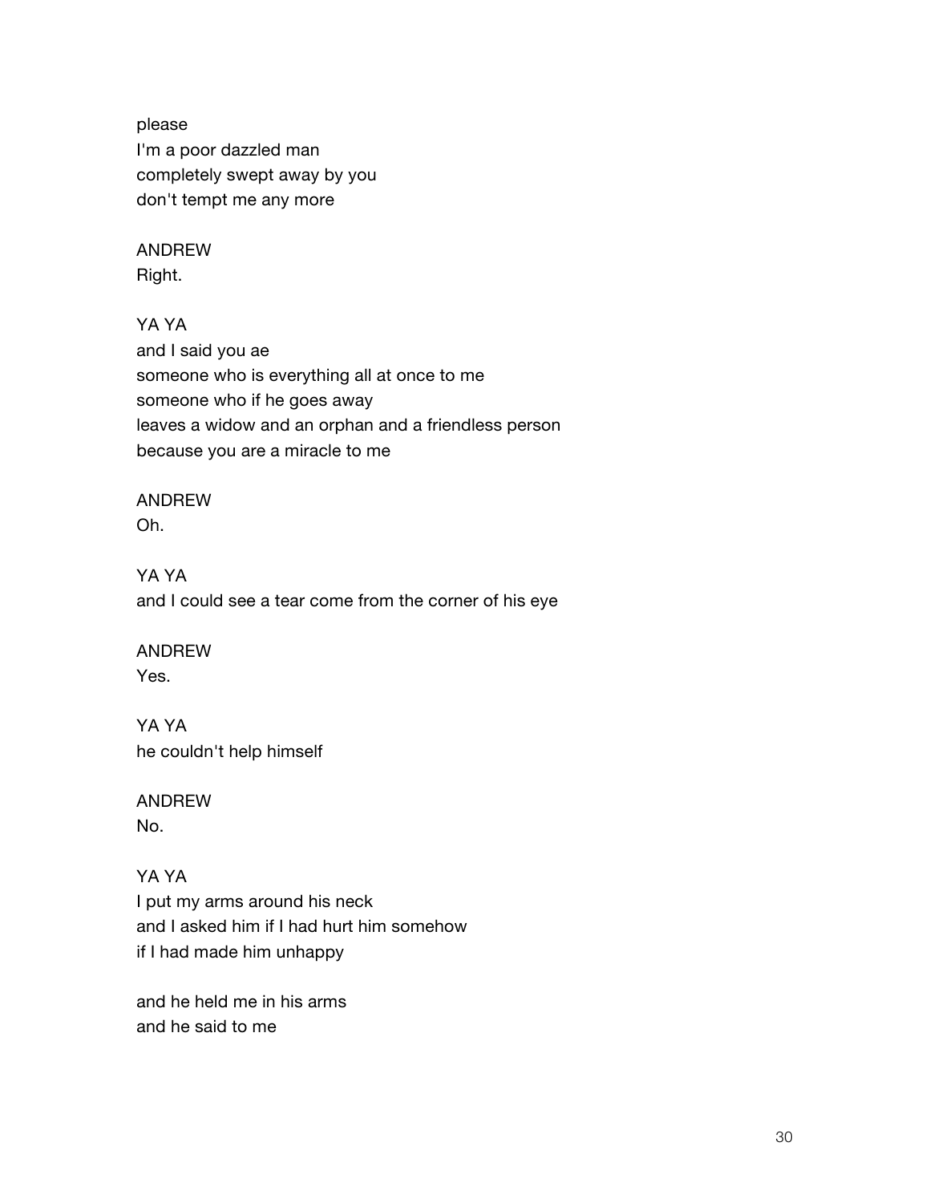please
I'm a poor dazzled man
completely swept away by you
don't tempt me any more

ANDREW
Right.

YA YA
and I said you ae
someone who is everything all at once to me
someone who if he goes away
leaves a widow and an orphan and a friendless person
because you are a miracle to me

ANDREW
Oh.

YA YA
and I could see a tear come from the corner of his eye

ANDREW
Yes.

YA YA
he couldn't help himself

ANDREW
No.

YA YA
I put my arms around his neck
and I asked him if I had hurt him somehow
if I had made him unhappy

and he held me in his arms
and he said to me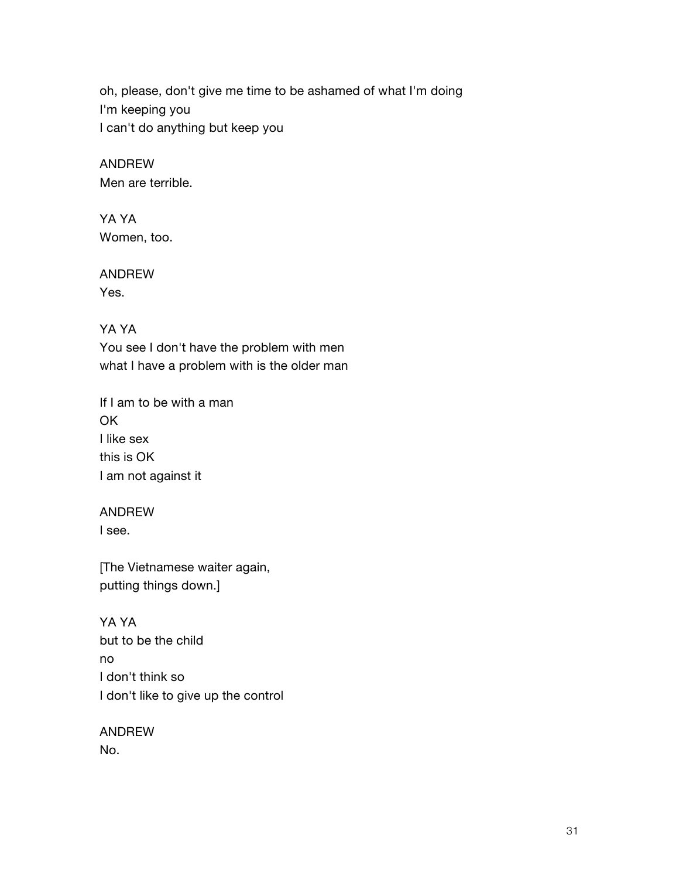oh, please, don't give me time to be ashamed of what I'm doing
I'm keeping you
I can't do anything but keep you

ANDREW
Men are terrible.

YA YA
Women, too.

ANDREW
Yes.

YA YA
You see I don't have the problem with men
what I have a problem with is the older man

If I am to be with a man
OK
I like sex
this is OK
I am not against it

ANDREW
I see.

[The Vietnamese waiter again,
putting things down.]

YA YA
but to be the child
no
I don't think so
I don't like to give up the control

ANDREW
No.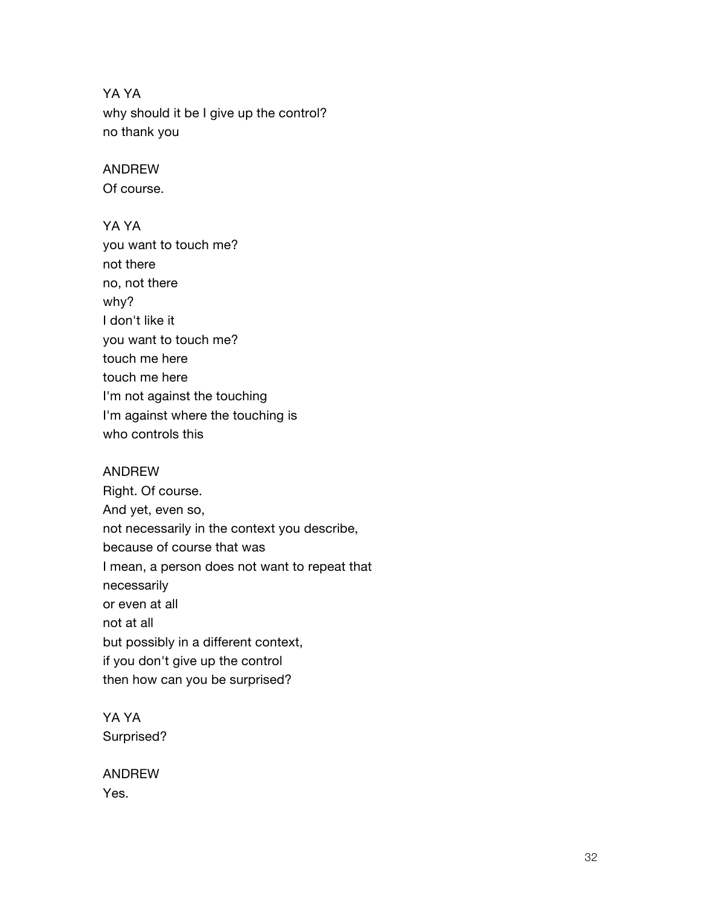YA YA  
why should it be I give up the control?  
no thank you

ANDREW  
Of course.

YA YA  
you want to touch me?  
not there  
no, not there  
why?  
I don't like it  
you want to touch me?  
touch me here  
touch me here  
I'm not against the touching  
I'm against where the touching is  
who controls this

ANDREW  
Right. Of course.  
And yet, even so,  
not necessarily in the context you describe,  
because of course that was  
I mean, a person does not want to repeat that  
necessarily  
or even at all  
not at all  
but possibly in a different context,  
if you don't give up the control  
then how can you be surprised?

YA YA  
Surprised?

ANDREW  
Yes.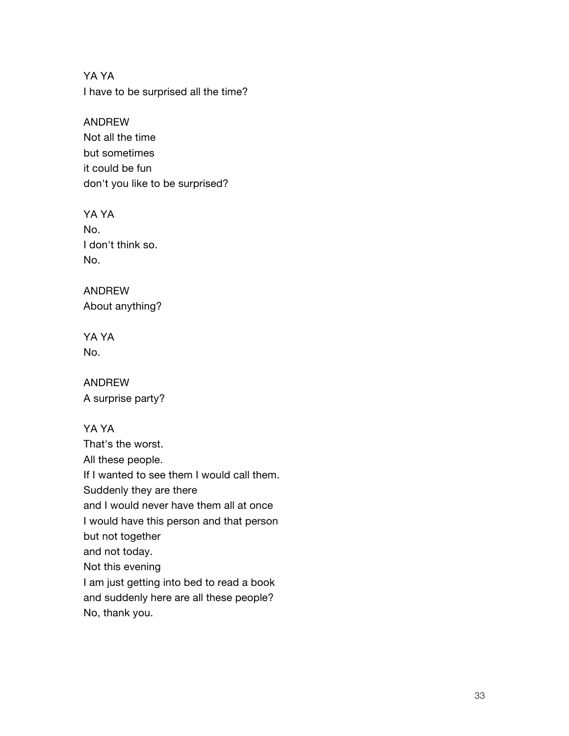YA YA
I have to be surprised all the time?

ANDREW
Not all the time
but sometimes
it could be fun
don't you like to be surprised?

YA YA
No.
I don't think so.
No.

ANDREW
About anything?

YA YA
No.

ANDREW
A surprise party?

YA YA
That's the worst.
All these people.
If I wanted to see them I would call them.
Suddenly they are there
and I would never have them all at once
I would have this person and that person
but not together
and not today.
Not this evening
I am just getting into bed to read a book
and suddenly here are all these people?
No, thank you.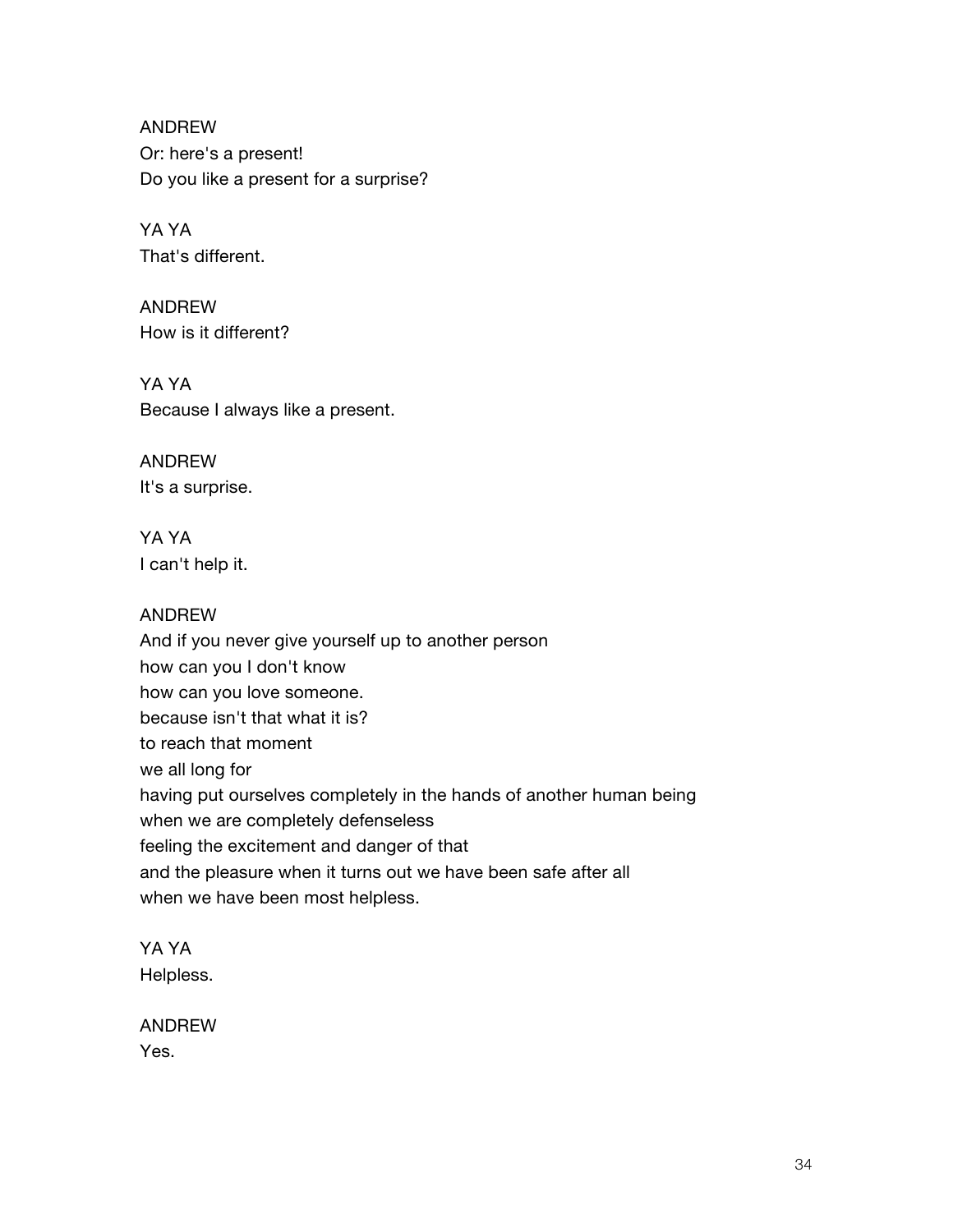ANDREW
Or: here's a present!
Do you like a present for a surprise?

YA YA
That's different.

ANDREW
How is it different?

YA YA
Because I always like a present.

ANDREW
It's a surprise.

YA YA
I can't help it.

ANDREW
And if you never give yourself up to another person
how can you I don't know
how can you love someone.
because isn't that what it is?
to reach that moment
we all long for
having put ourselves completely in the hands of another human being
when we are completely defenseless
feeling the excitement and danger of that
and the pleasure when it turns out we have been safe after all
when we have been most helpless.

YA YA
Helpless.

ANDREW
Yes.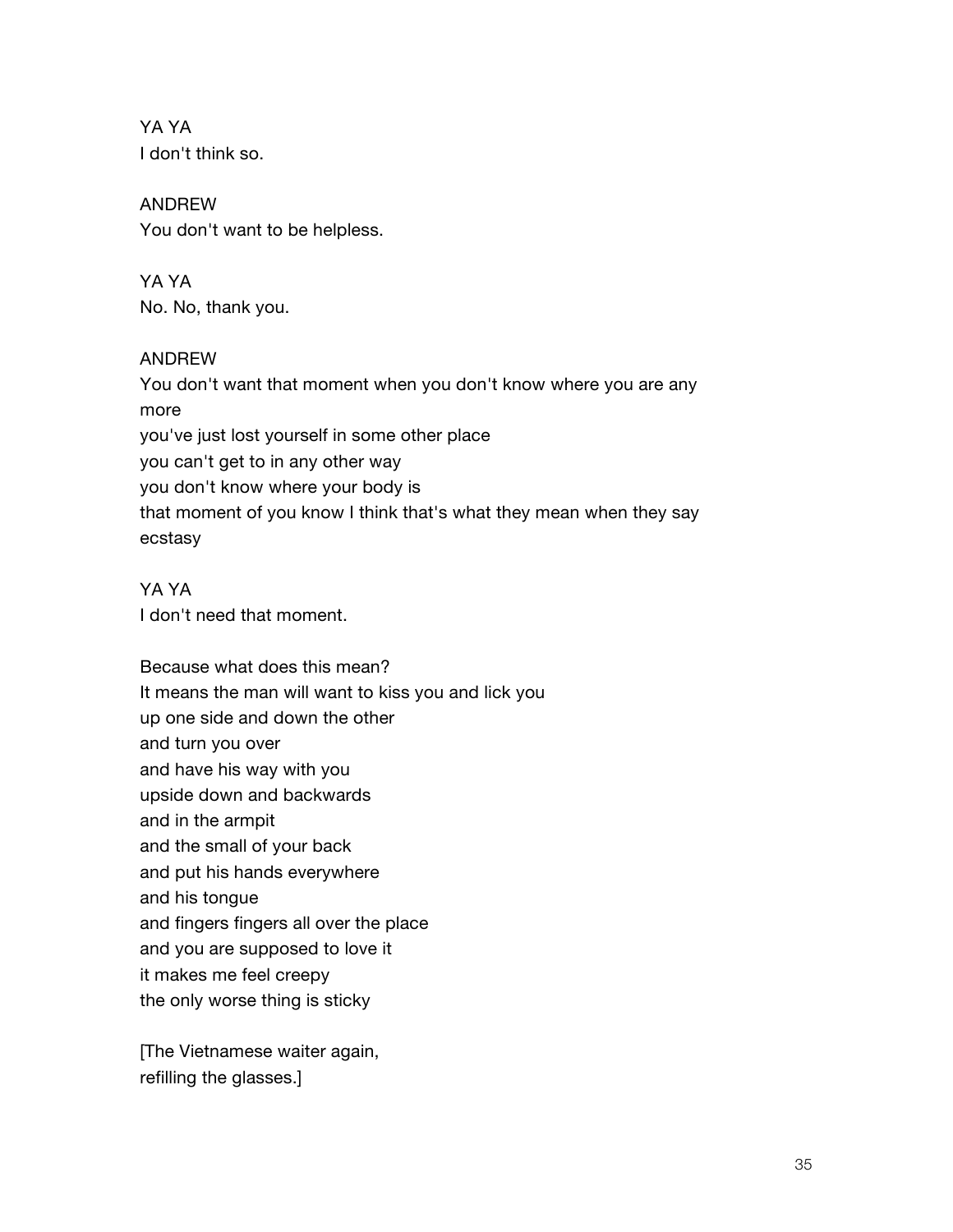YA YA
I don't think so.

ANDREW
You don't want to be helpless.

YA YA
No. No, thank you.

ANDREW
You don't want that moment when you don't know where you are any more
you've just lost yourself in some other place
you can't get to in any other way
you don't know where your body is
that moment of you know I think that's what they mean when they say ecstasy

YA YA
I don't need that moment.

Because what does this mean?
It means the man will want to kiss you and lick you
up one side and down the other
and turn you over
and have his way with you
upside down and backwards
and in the armpit
and the small of your back
and put his hands everywhere
and his tongue
and fingers fingers all over the place
and you are supposed to love it
it makes me feel creepy
the only worse thing is sticky

[The Vietnamese waiter again,
refilling the glasses.]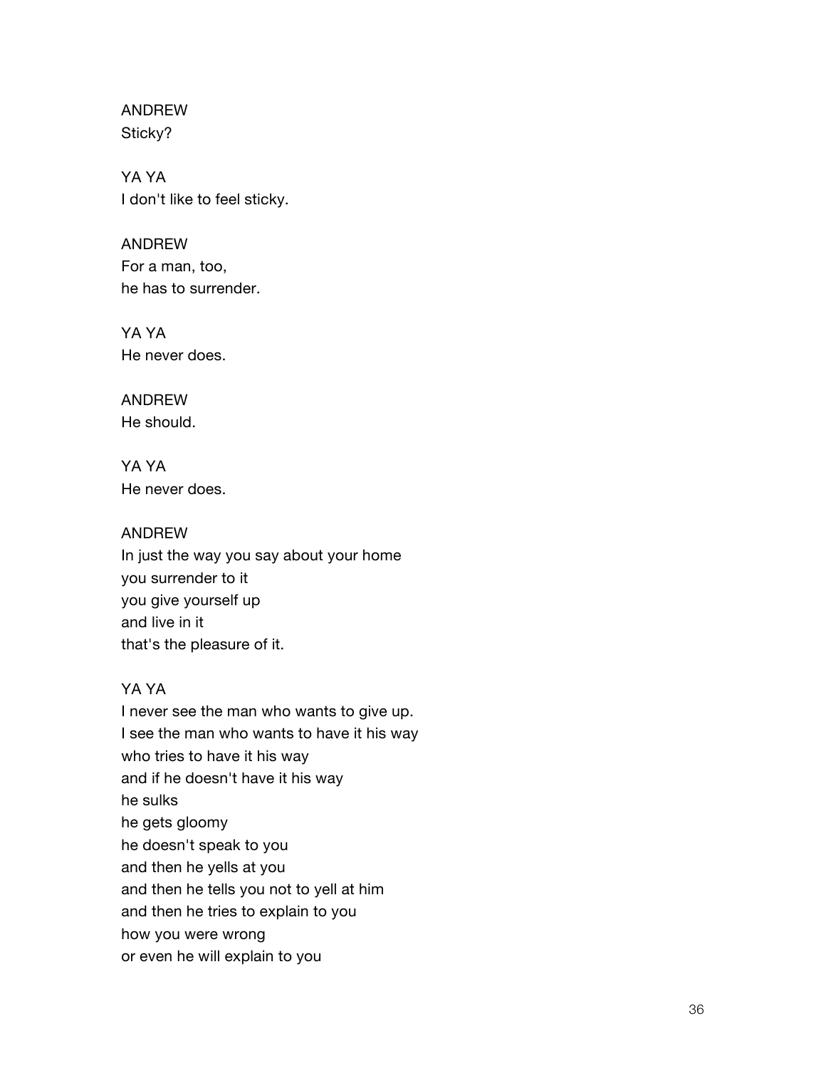ANDREW
Sticky?

YA YA
I don't like to feel sticky.

ANDREW
For a man, too,
he has to surrender.

YA YA
He never does.

ANDREW
He should.

YA YA
He never does.

ANDREW
In just the way you say about your home
you surrender to it
you give yourself up
and live in it
that's the pleasure of it.

YA YA
I never see the man who wants to give up.
I see the man who wants to have it his way
who tries to have it his way
and if he doesn't have it his way
he sulks
he gets gloomy
he doesn't speak to you
and then he yells at you
and then he tells you not to yell at him
and then he tries to explain to you
how you were wrong
or even he will explain to you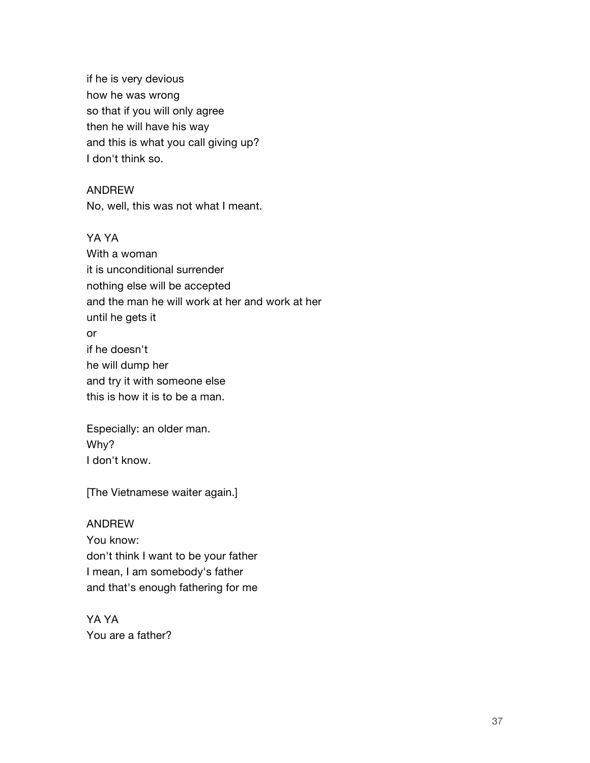if he is very devious
how he was wrong
so that if you will only agree
then he will have his way
and this is what you call giving up?
I don't think so.

ANDREW
No, well, this was not what I meant.

YA YA
With a woman
it is unconditional surrender
nothing else will be accepted
and the man he will work at her and work at her
until he gets it
or
if he doesn't
he will dump her
and try it with someone else
this is how it is to be a man.

Especially: an older man.
Why?
I don't know.

[The Vietnamese waiter again.]

ANDREW
You know:
don't think I want to be your father
I mean, I am somebody's father
and that's enough fathering for me

YA YA
You are a father?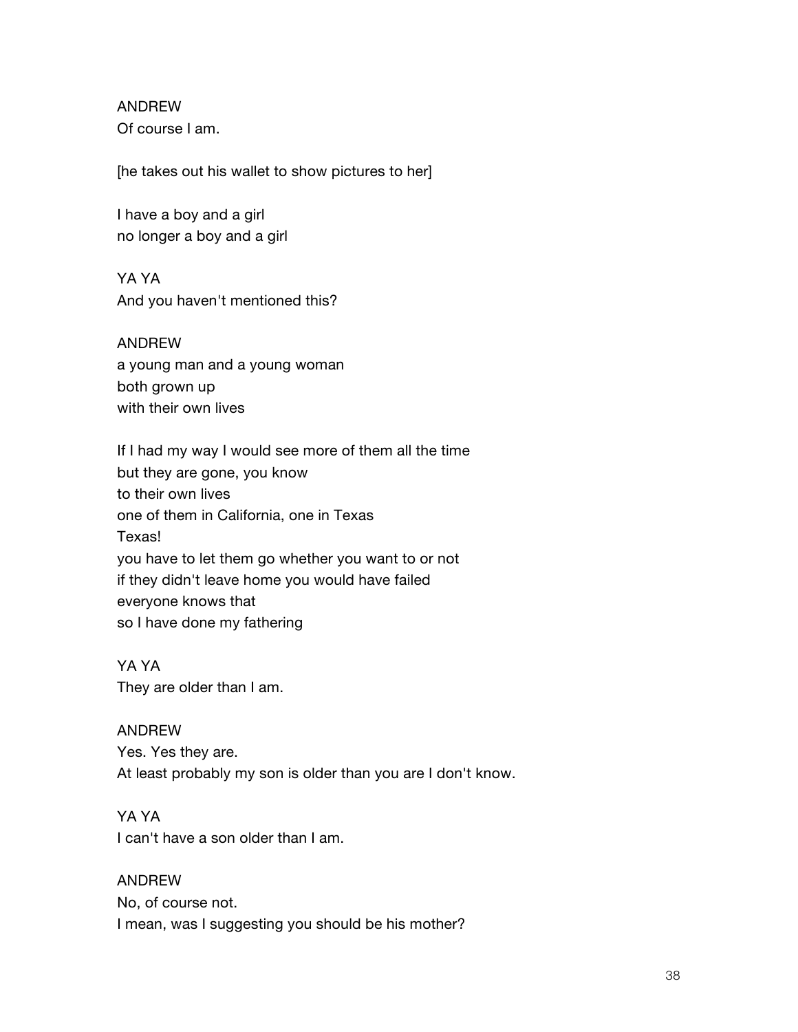ANDREW
Of course I am.

[he takes out his wallet to show pictures to her]

I have a boy and a girl
no longer a boy and a girl

YA YA
And you haven't mentioned this?

ANDREW
a young man and a young woman
both grown up
with their own lives

If I had my way I would see more of them all the time
but they are gone, you know
to their own lives
one of them in California, one in Texas
Texas!
you have to let them go whether you want to or not
if they didn't leave home you would have failed
everyone knows that
so I have done my fathering

YA YA
They are older than I am.

ANDREW
Yes. Yes they are.
At least probably my son is older than you are I don't know.

YA YA
I can't have a son older than I am.

ANDREW
No, of course not.
I mean, was I suggesting you should be his mother?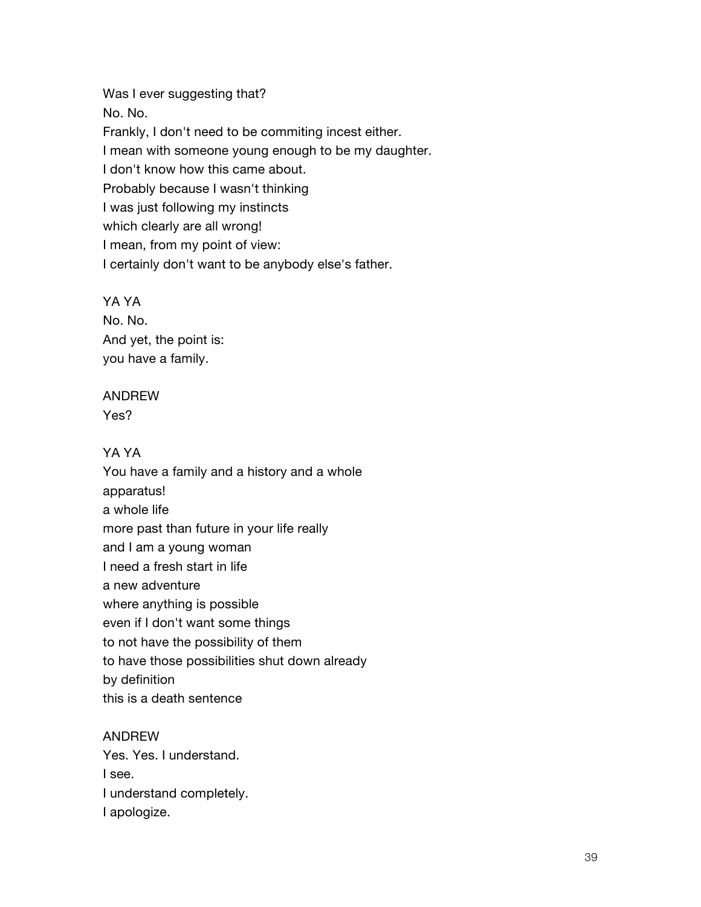Was I ever suggesting that?
No. No.
Frankly, I don't need to be commiting incest either.
I mean with someone young enough to be my daughter.
I don't know how this came about.
Probably because I wasn't thinking
I was just following my instincts
which clearly are all wrong!
I mean, from my point of view:
I certainly don't want to be anybody else's father.

YA YA
No. No.
And yet, the point is:
you have a family.

ANDREW
Yes?

YA YA
You have a family and a history and a whole
apparatus!
a whole life
more past than future in your life really
and I am a young woman
I need a fresh start in life
a new adventure
where anything is possible
even if I don't want some things
to not have the possibility of them
to have those possibilities shut down already
by definition
this is a death sentence

ANDREW
Yes. Yes. I understand.
I see.
I understand completely.
I apologize.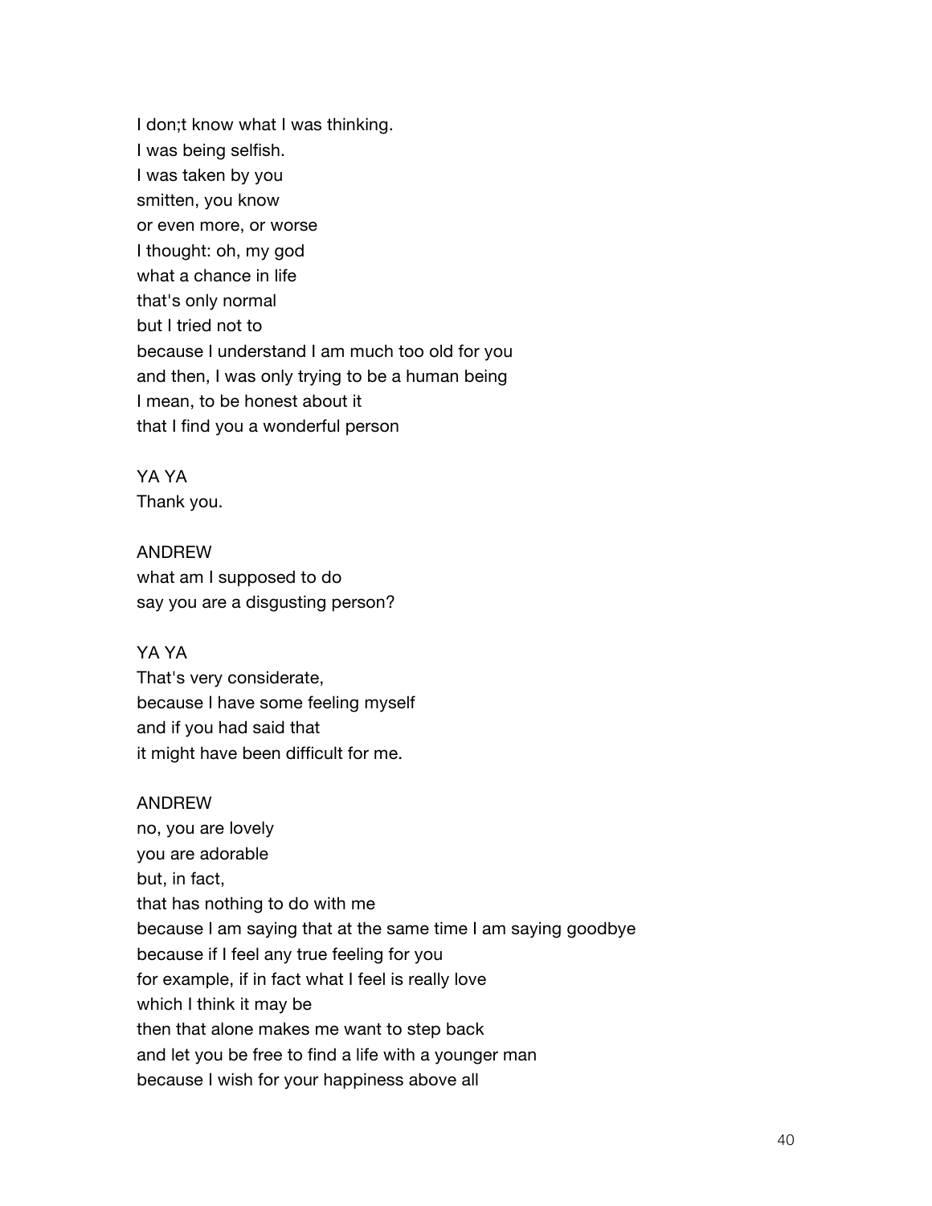I don;t know what I was thinking.  
I was being selfish.  
I was taken by you  
smitten, you know  
or even more, or worse  
I thought: oh, my god  
what a chance in life  
that's only normal  
but I tried not to  
because I understand I am much too old for you  
and then, I was only trying to be a human being  
I mean, to be honest about it  
that I find you a wonderful person

YA YA  
Thank you.

ANDREW  
what am I supposed to do  
say you are a disgusting person?

YA YA  
That's very considerate,  
because I have some feeling myself  
and if you had said that  
it might have been difficult for me.

ANDREW  
no, you are lovely  
you are adorable  
but, in fact,  
that has nothing to do with me  
because I am saying that at the same time I am saying goodbye  
because if I feel any true feeling for you  
for example, if in fact what I feel is really love  
which I think it may be  
then that alone makes me want to step back  
and let you be free to find a life with a younger man  
because I wish for your happiness above all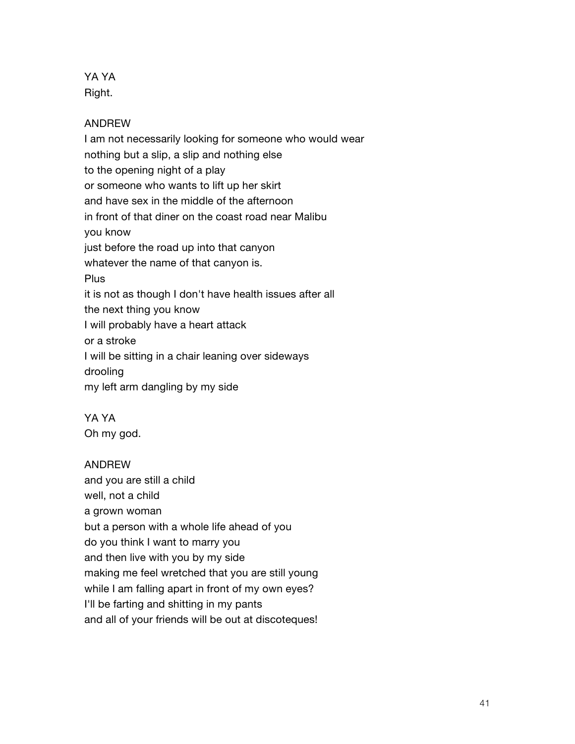YA YA
Right.

ANDREW
I am not necessarily looking for someone who would wear
nothing but a slip, a slip and nothing else
to the opening night of a play
or someone who wants to lift up her skirt
and have sex in the middle of the afternoon
in front of that diner on the coast road near Malibu
you know
just before the road up into that canyon
whatever the name of that canyon is.
Plus
it is not as though I don't have health issues after all
the next thing you know
I will probably have a heart attack
or a stroke
I will be sitting in a chair leaning over sideways
drooling
my left arm dangling by my side

YA YA
Oh my god.

ANDREW
and you are still a child
well, not a child
a grown woman
but a person with a whole life ahead of you
do you think I want to marry you
and then live with you by my side
making me feel wretched that you are still young
while I am falling apart in front of my own eyes?
I'll be farting and shitting in my pants
and all of your friends will be out at discoteques!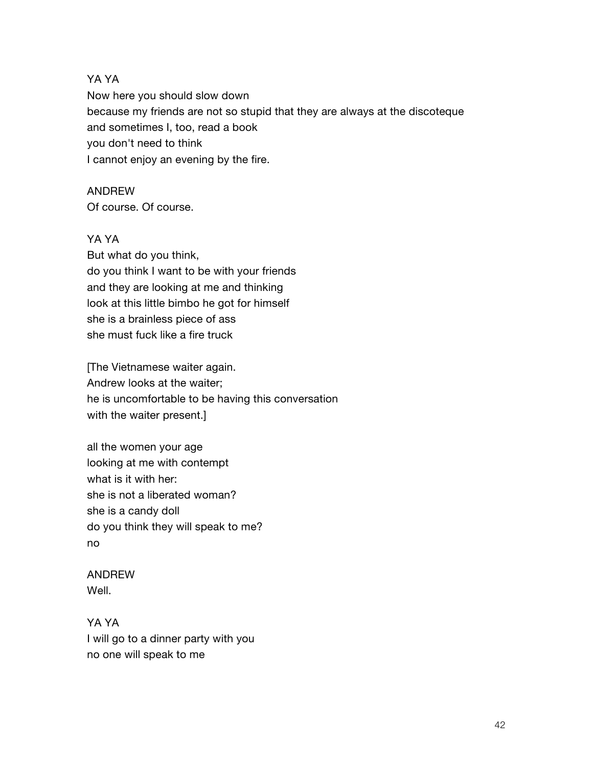YA YA
Now here you should slow down
because my friends are not so stupid that they are always at the discoteque
and sometimes I, too, read a book
you don't need to think
I cannot enjoy an evening by the fire.

ANDREW
Of course. Of course.

YA YA
But what do you think,
do you think I want to be with your friends
and they are looking at me and thinking
look at this little bimbo he got for himself
she is a brainless piece of ass
she must fuck like a fire truck

[The Vietnamese waiter again.
Andrew looks at the waiter;
he is uncomfortable to be having this conversation
with the waiter present.]

all the women your age
looking at me with contempt
what is it with her:
she is not a liberated woman?
she is a candy doll
do you think they will speak to me?
no

ANDREW
Well.

YA YA
I will go to a dinner party with you
no one will speak to me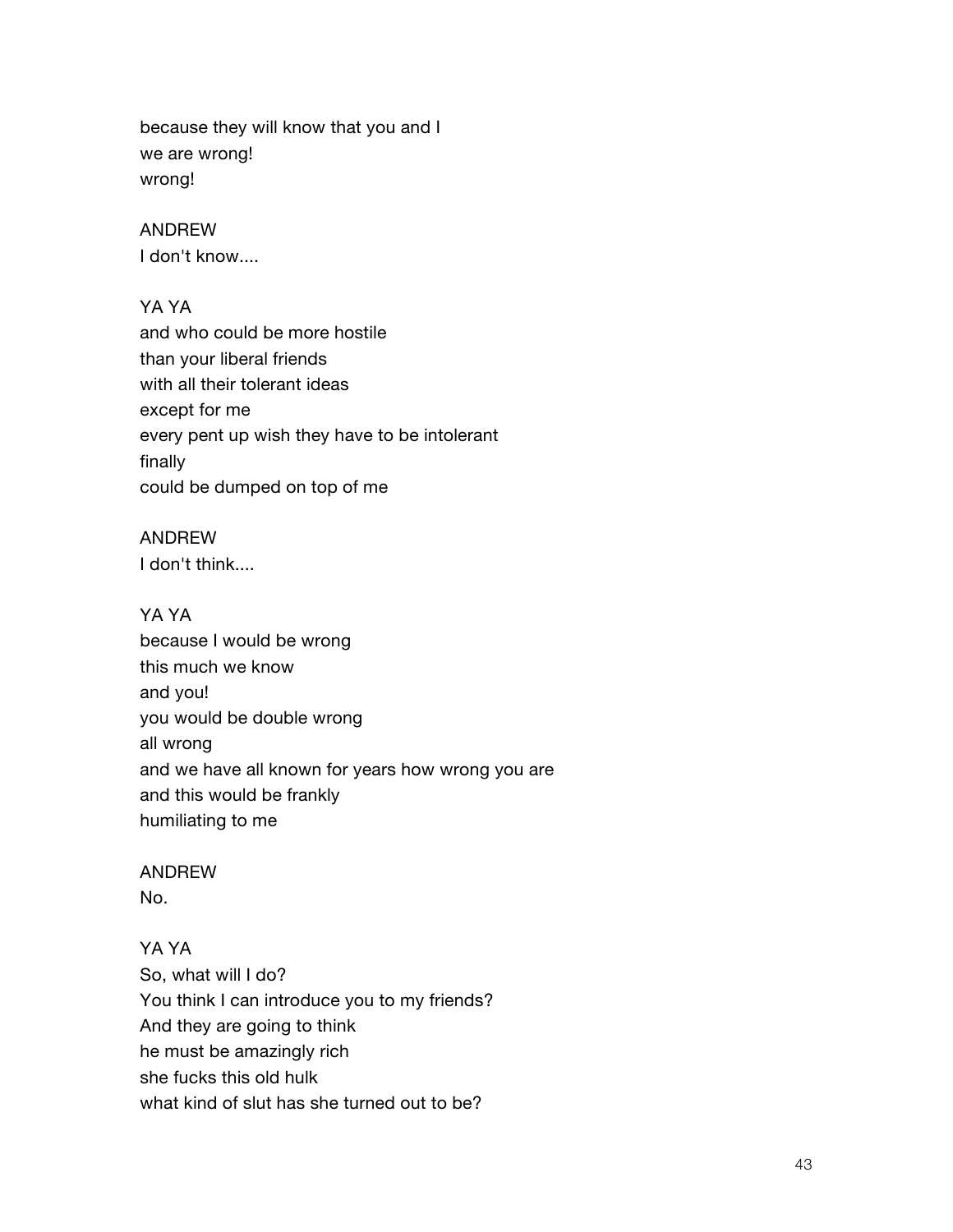because they will know that you and I
we are wrong!
wrong!

ANDREW
I don't know....

YA YA
and who could be more hostile
than your liberal friends
with all their tolerant ideas
except for me
every pent up wish they have to be intolerant
finally
could be dumped on top of me

ANDREW
I don't think....

YA YA
because I would be wrong
this much we know
and you!
you would be double wrong
all wrong
and we have all known for years how wrong you are
and this would be frankly
humiliating to me

ANDREW
No.

YA YA
So, what will I do?
You think I can introduce you to my friends?
And they are going to think
he must be amazingly rich
she fucks this old hulk
what kind of slut has she turned out to be?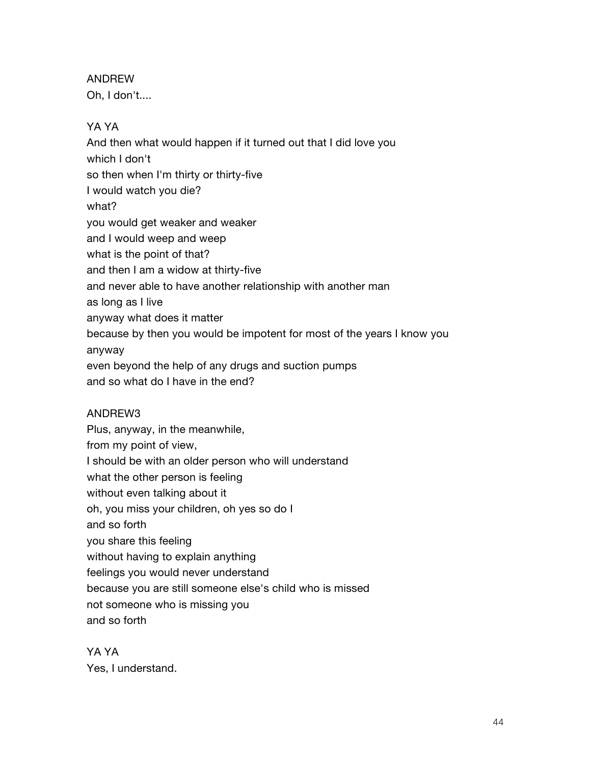ANDREW
Oh, I don't....

YA YA
And then what would happen if it turned out that I did love you
which I don't
so then when I'm thirty or thirty-five
I would watch you die?
what?
you would get weaker and weaker
and I would weep and weep
what is the point of that?
and then I am a widow at thirty-five
and never able to have another relationship with another man
as long as I live
anyway what does it matter
because by then you would be impotent for most of the years I know you
anyway
even beyond the help of any drugs and suction pumps
and so what do I have in the end?

ANDREW3
Plus, anyway, in the meanwhile,
from my point of view,
I should be with an older person who will understand
what the other person is feeling
without even talking about it
oh, you miss your children, oh yes so do I
and so forth
you share this feeling
without having to explain anything
feelings you would never understand
because you are still someone else's child who is missed
not someone who is missing you
and so forth

YA YA
Yes, I understand.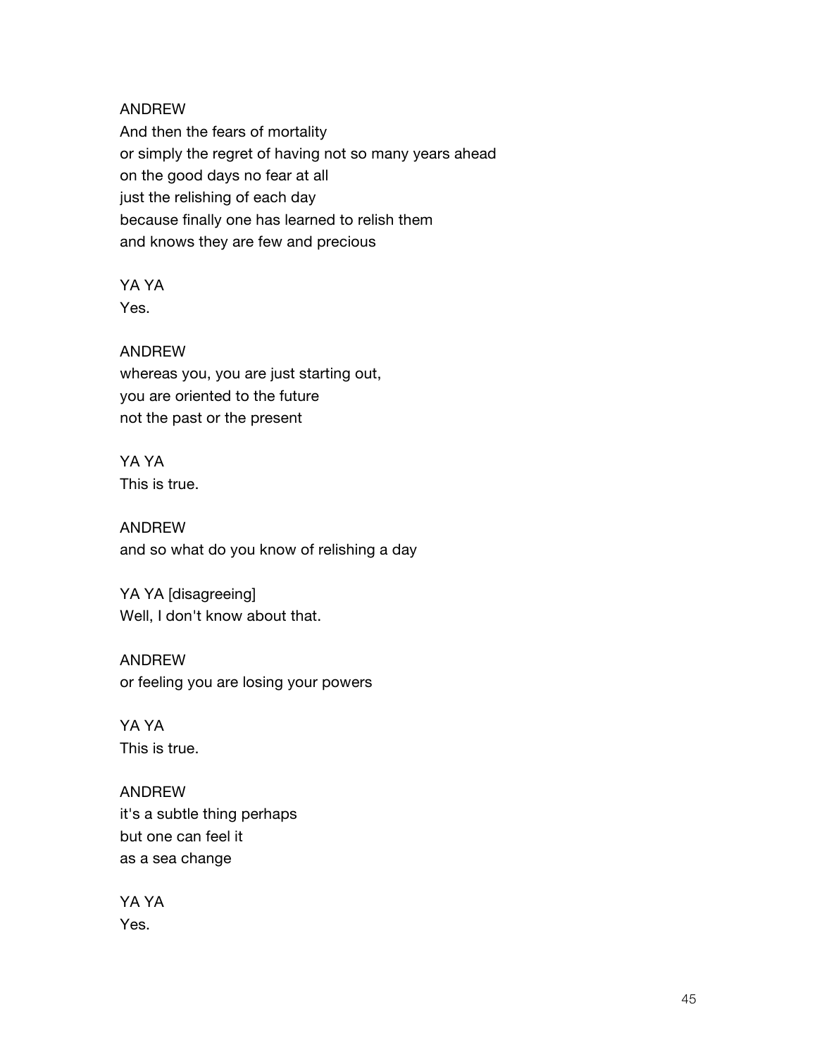ANDREW
And then the fears of mortality
or simply the regret of having not so many years ahead
on the good days no fear at all
just the relishing of each day
because finally one has learned to relish them
and knows they are few and precious

YA YA
Yes.

ANDREW
whereas you, you are just starting out,
you are oriented to the future
not the past or the present

YA YA
This is true.

ANDREW
and so what do you know of relishing a day

YA YA [disagreeing]
Well, I don't know about that.

ANDREW
or feeling you are losing your powers

YA YA
This is true.

ANDREW
it's a subtle thing perhaps
but one can feel it
as a sea change

YA YA
Yes.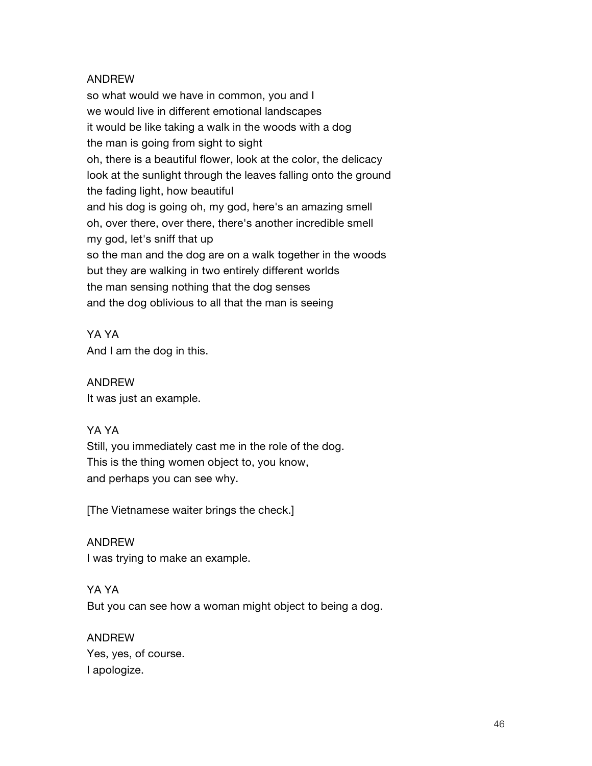ANDREW
so what would we have in common, you and I
we would live in different emotional landscapes
it would be like taking a walk in the woods with a dog
the man is going from sight to sight
oh, there is a beautiful flower, look at the color, the delicacy
look at the sunlight through the leaves falling onto the ground
the fading light, how beautiful
and his dog is going oh, my god, here's an amazing smell
oh, over there, over there, there's another incredible smell
my god, let's sniff that up
so the man and the dog are on a walk together in the woods
but they are walking in two entirely different worlds
the man sensing nothing that the dog senses
and the dog oblivious to all that the man is seeing

YA YA
And I am the dog in this.

ANDREW
It was just an example.

YA YA
Still, you immediately cast me in the role of the dog.
This is the thing women object to, you know,
and perhaps you can see why.

[The Vietnamese waiter brings the check.]

ANDREW
I was trying to make an example.

YA YA
But you can see how a woman might object to being a dog.

ANDREW
Yes, yes, of course.
I apologize.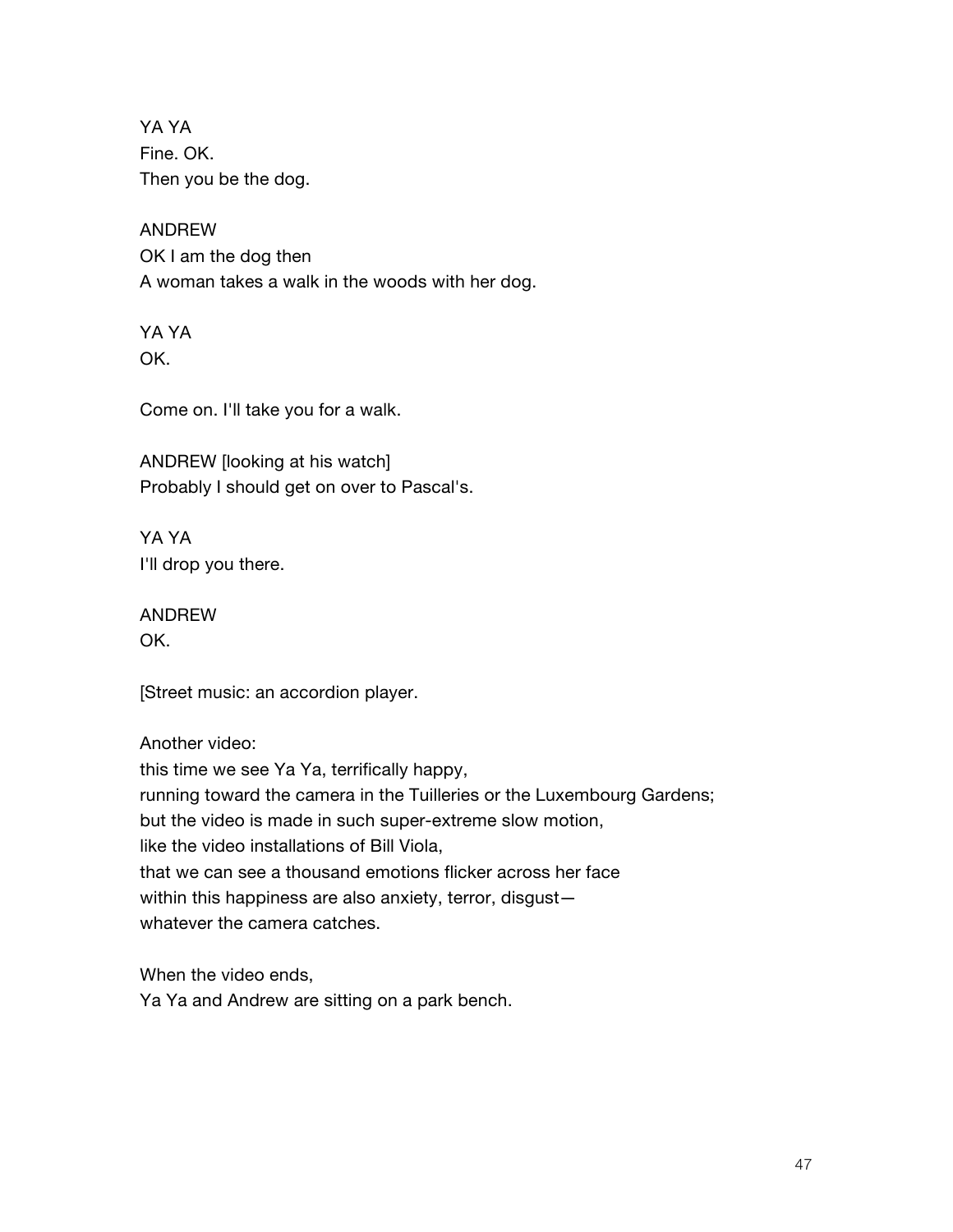YA YA
Fine. OK.
Then you be the dog.

ANDREW
OK I am the dog then
A woman takes a walk in the woods with her dog.

YA YA
OK.

Come on. I'll take you for a walk.

ANDREW [looking at his watch]
Probably I should get on over to Pascal's.

YA YA
I'll drop you there.

ANDREW
OK.

[Street music: an accordion player.

Another video:
this time we see Ya Ya, terrifically happy,
running toward the camera in the Tuilleries or the Luxembourg Gardens;
but the video is made in such super-extreme slow motion,
like the video installations of Bill Viola,
that we can see a thousand emotions flicker across her face
within this happiness are also anxiety, terror, disgust—
whatever the camera catches.

When the video ends,
Ya Ya and Andrew are sitting on a park bench.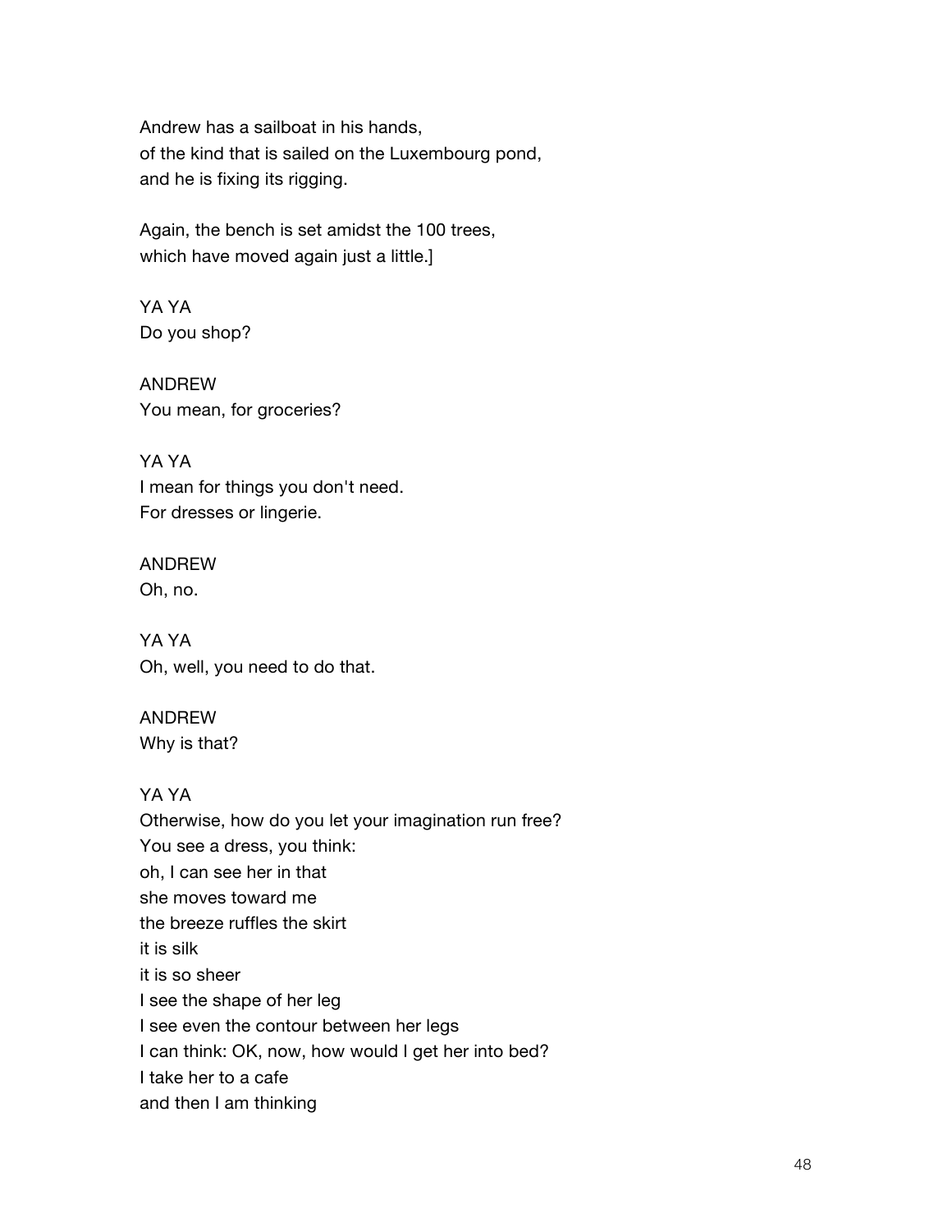Andrew has a sailboat in his hands,
of the kind that is sailed on the Luxembourg pond,
and he is fixing its rigging.

Again, the bench is set amidst the 100 trees,
which have moved again just a little.]

YA YA
Do you shop?

ANDREW
You mean, for groceries?

YA YA
I mean for things you don't need.
For dresses or lingerie.

ANDREW
Oh, no.

YA YA
Oh, well, you need to do that.

ANDREW
Why is that?

YA YA
Otherwise, how do you let your imagination run free?
You see a dress, you think:
oh, I can see her in that
she moves toward me
the breeze ruffles the skirt
it is silk
it is so sheer
I see the shape of her leg
I see even the contour between her legs
I can think: OK, now, how would I get her into bed?
I take her to a cafe
and then I am thinking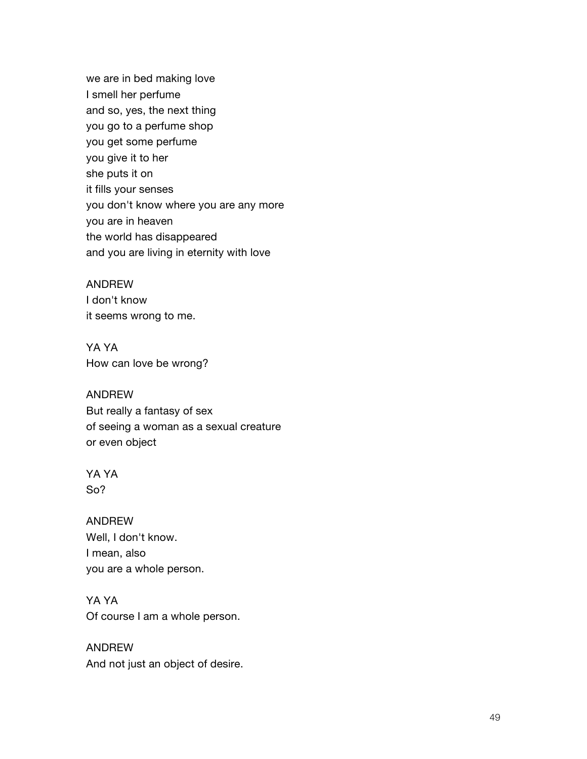we are in bed making love
I smell her perfume
and so, yes, the next thing
you go to a perfume shop
you get some perfume
you give it to her
she puts it on
it fills your senses
you don't know where you are any more
you are in heaven
the world has disappeared
and you are living in eternity with love

ANDREW
I don't know
it seems wrong to me.

YA YA
How can love be wrong?

ANDREW
But really a fantasy of sex
of seeing a woman as a sexual creature
or even object

YA YA
So?

ANDREW
Well, I don't know.
I mean, also
you are a whole person.

YA YA
Of course I am a whole person.

ANDREW
And not just an object of desire.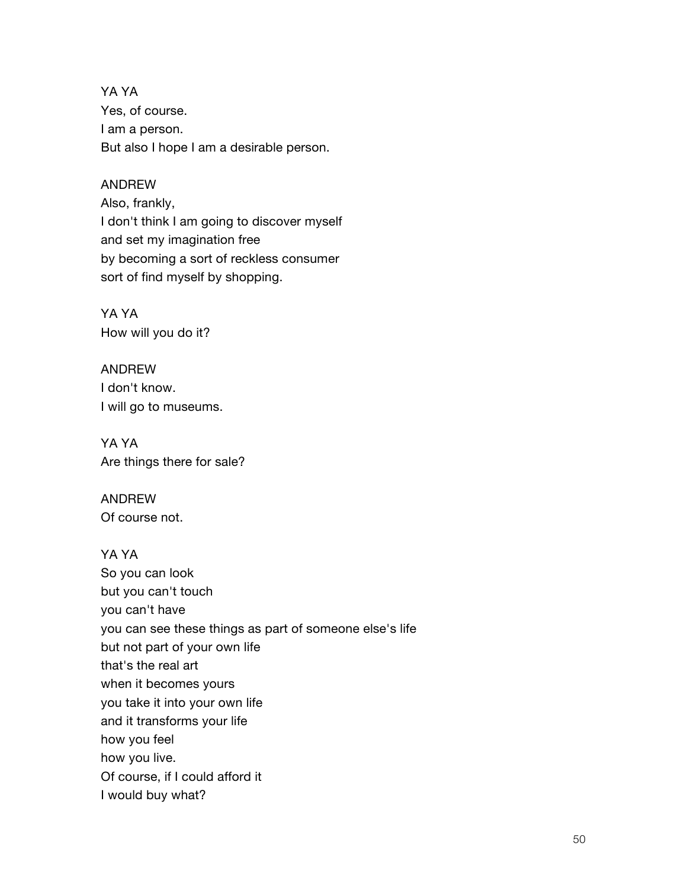YA YA
Yes, of course.
I am a person.
But also I hope I am a desirable person.

ANDREW
Also, frankly,
I don't think I am going to discover myself
and set my imagination free
by becoming a sort of reckless consumer
sort of find myself by shopping.

YA YA
How will you do it?

ANDREW
I don't know.
I will go to museums.

YA YA
Are things there for sale?

ANDREW
Of course not.

YA YA
So you can look
but you can't touch
you can't have
you can see these things as part of someone else's life
but not part of your own life
that's the real art
when it becomes yours
you take it into your own life
and it transforms your life
how you feel
how you live.
Of course, if I could afford it
I would buy what?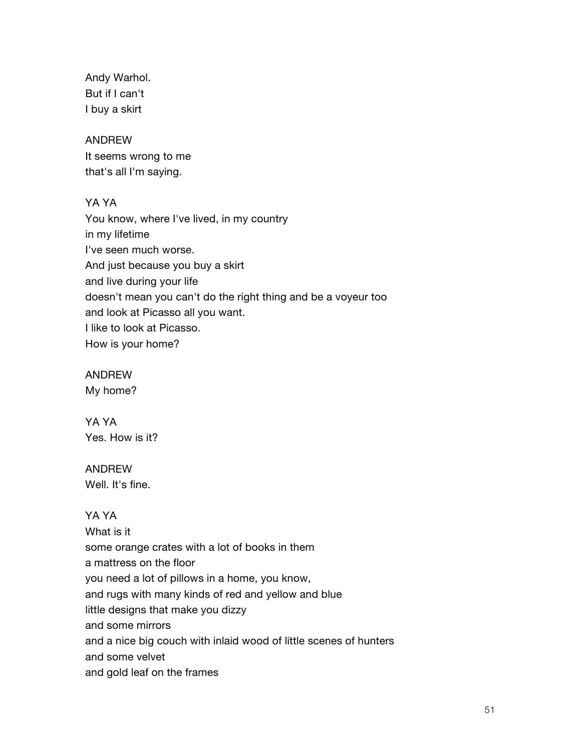Andy Warhol.
But if I can't
I buy a skirt

ANDREW
It seems wrong to me
that's all I'm saying.

YA YA
You know, where I've lived, in my country
in my lifetime
I've seen much worse.
And just because you buy a skirt
and live during your life
doesn't mean you can't do the right thing and be a voyeur too
and look at Picasso all you want.
I like to look at Picasso.
How is your home?

ANDREW
My home?

YA YA
Yes. How is it?

ANDREW
Well. It's fine.

YA YA
What is it
some orange crates with a lot of books in them
a mattress on the floor
you need a lot of pillows in a home, you know,
and rugs with many kinds of red and yellow and blue
little designs that make you dizzy
and some mirrors
and a nice big couch with inlaid wood of little scenes of hunters
and some velvet
and gold leaf on the frames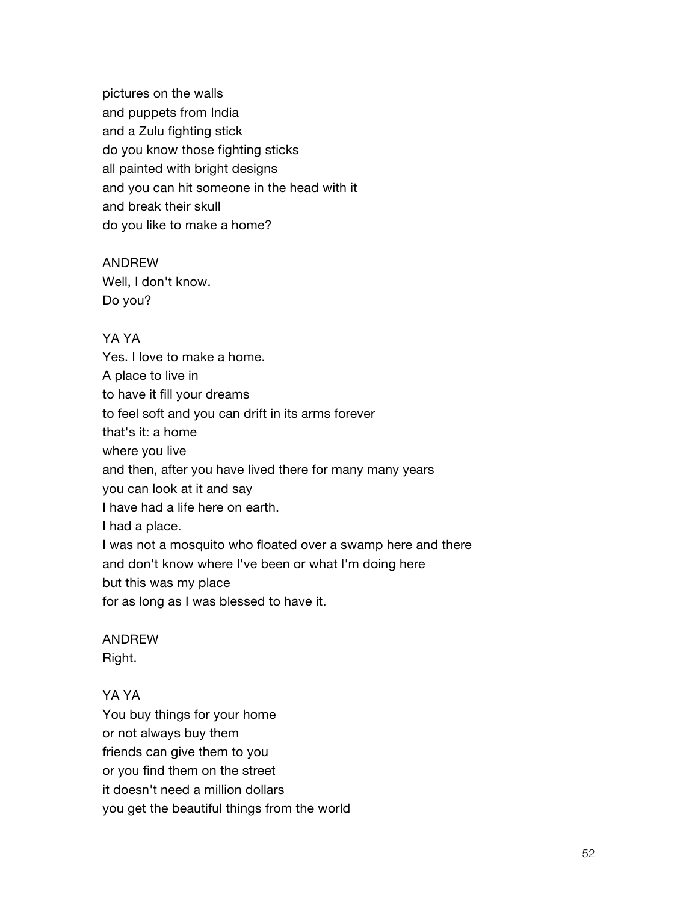pictures on the walls
and puppets from India
and a Zulu fighting stick
do you know those fighting sticks
all painted with bright designs
and you can hit someone in the head with it
and break their skull
do you like to make a home?

ANDREW
Well, I don't know.
Do you?

YA YA
Yes. I love to make a home.
A place to live in
to have it fill your dreams
to feel soft and you can drift in its arms forever
that's it: a home
where you live
and then, after you have lived there for many many years
you can look at it and say
I have had a life here on earth.
I had a place.
I was not a mosquito who floated over a swamp here and there
and don't know where I've been or what I'm doing here
but this was my place
for as long as I was blessed to have it.

ANDREW
Right.

YA YA
You buy things for your home
or not always buy them
friends can give them to you
or you find them on the street
it doesn't need a million dollars
you get the beautiful things from the world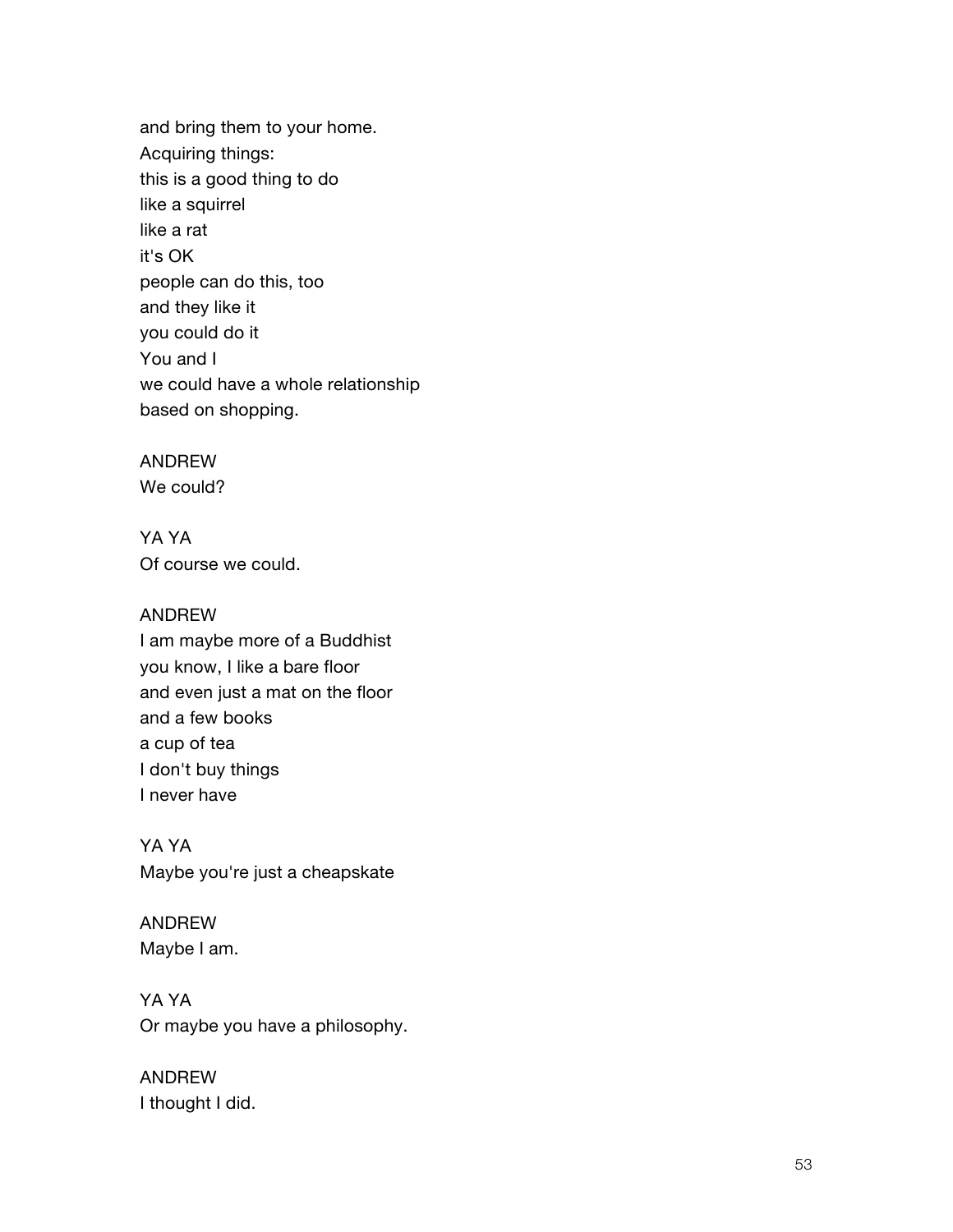and bring them to your home.
Acquiring things:
this is a good thing to do
like a squirrel
like a rat
it's OK
people can do this, too
and they like it
you could do it
You and I
we could have a whole relationship
based on shopping.

ANDREW
We could?

YA YA
Of course we could.

ANDREW
I am maybe more of a Buddhist
you know, I like a bare floor
and even just a mat on the floor
and a few books
a cup of tea
I don't buy things
I never have

YA YA
Maybe you're just a cheapskate

ANDREW
Maybe I am.

YA YA
Or maybe you have a philosophy.

ANDREW
I thought I did.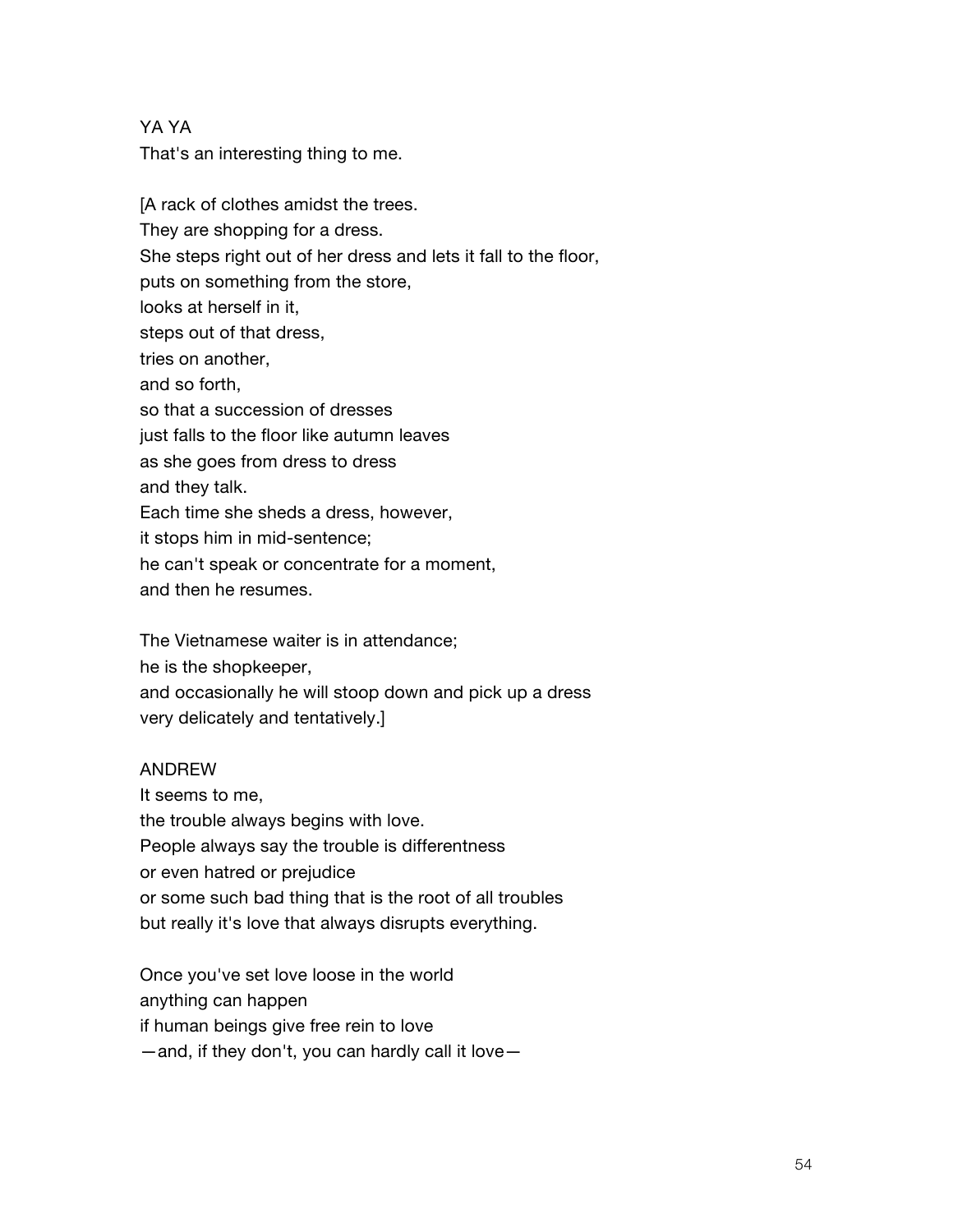YA YA
That's an interesting thing to me.

[A rack of clothes amidst the trees.
They are shopping for a dress.
She steps right out of her dress and lets it fall to the floor,
puts on something from the store,
looks at herself in it,
steps out of that dress,
tries on another,
and so forth,
so that a succession of dresses
just falls to the floor like autumn leaves
as she goes from dress to dress
and they talk.
Each time she sheds a dress, however,
it stops him in mid-sentence;
he can't speak or concentrate for a moment,
and then he resumes.

The Vietnamese waiter is in attendance;
he is the shopkeeper,
and occasionally he will stoop down and pick up a dress
very delicately and tentatively.]

ANDREW
It seems to me,
the trouble always begins with love.
People always say the trouble is differentness
or even hatred or prejudice
or some such bad thing that is the root of all troubles
but really it's love that always disrupts everything.

Once you've set love loose in the world
anything can happen
if human beings give free rein to love
—and, if they don't, you can hardly call it love—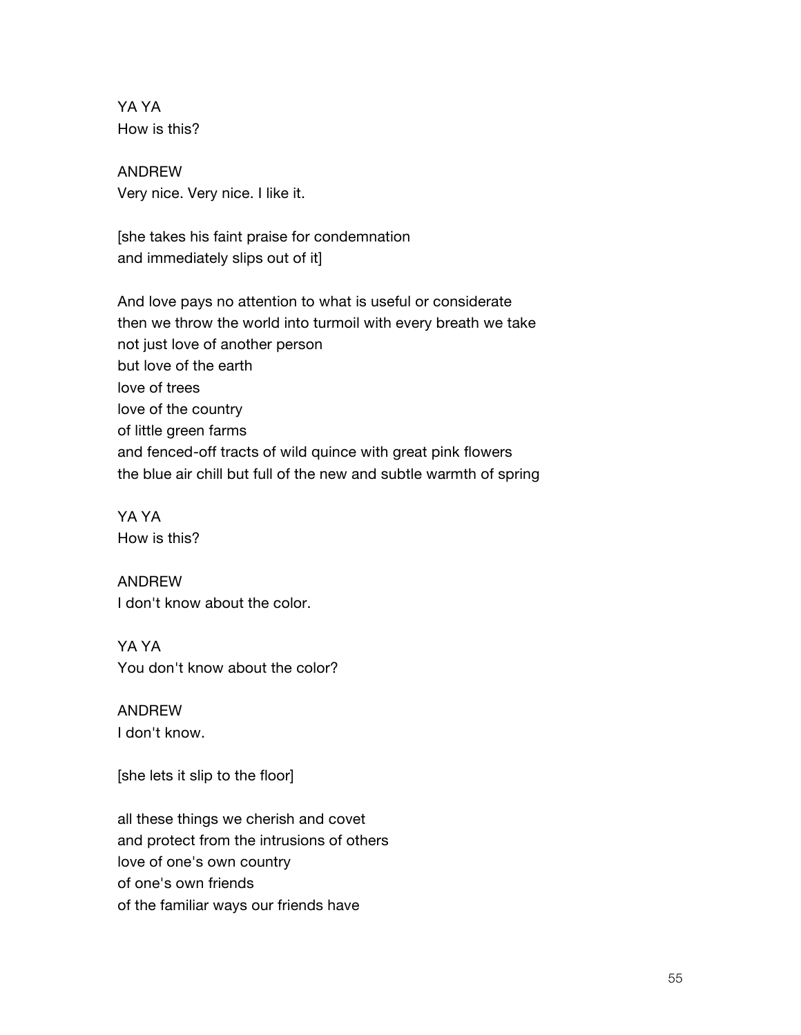YA YA
How is this?

ANDREW
Very nice. Very nice. I like it.

[she takes his faint praise for condemnation
and immediately slips out of it]

And love pays no attention to what is useful or considerate
then we throw the world into turmoil with every breath we take
not just love of another person
but love of the earth
love of trees
love of the country
of little green farms
and fenced-off tracts of wild quince with great pink flowers
the blue air chill but full of the new and subtle warmth of spring

YA YA
How is this?

ANDREW
I don't know about the color.

YA YA
You don't know about the color?

ANDREW
I don't know.

[she lets it slip to the floor]

all these things we cherish and covet
and protect from the intrusions of others
love of one's own country
of one's own friends
of the familiar ways our friends have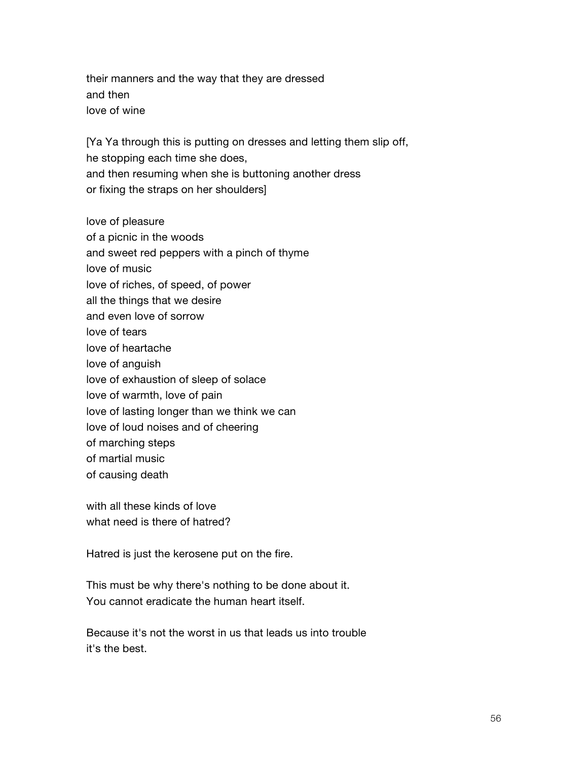their manners and the way that they are dressed
and then
love of wine

[Ya Ya through this is putting on dresses and letting them slip off,
he stopping each time she does,
and then resuming when she is buttoning another dress
or fixing the straps on her shoulders]

love of pleasure
of a picnic in the woods
and sweet red peppers with a pinch of thyme
love of music
love of riches, of speed, of power
all the things that we desire
and even love of sorrow
love of tears
love of heartache
love of anguish
love of exhaustion of sleep of solace
love of warmth, love of pain
love of lasting longer than we think we can
love of loud noises and of cheering
of marching steps
of martial music
of causing death

with all these kinds of love
what need is there of hatred?

Hatred is just the kerosene put on the fire.

This must be why there's nothing to be done about it.
You cannot eradicate the human heart itself.

Because it's not the worst in us that leads us into trouble
it's the best.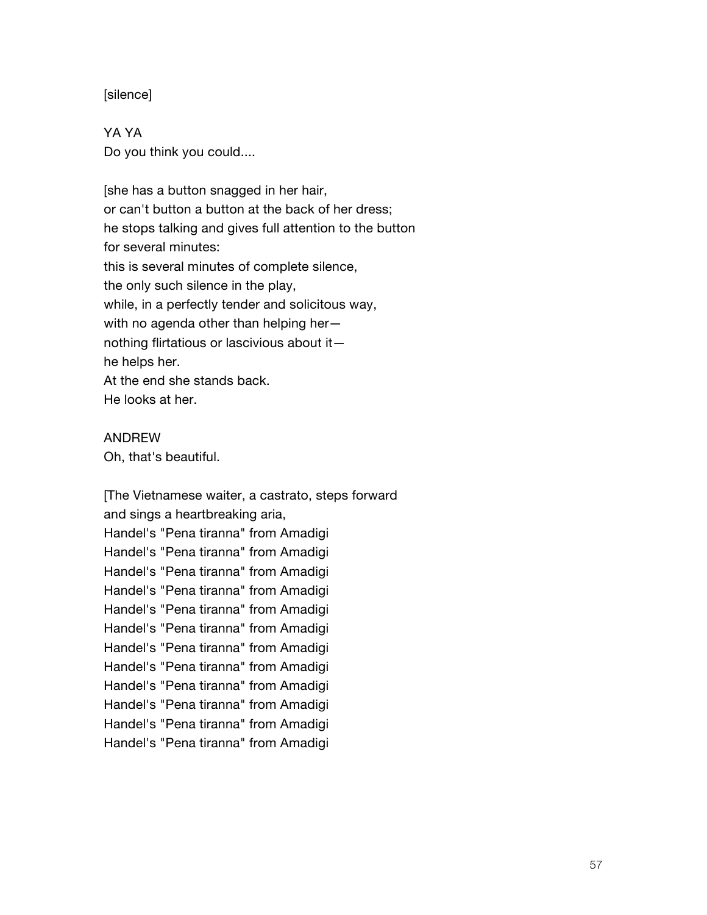[silence]

YA YA
Do you think you could....

[she has a button snagged in her hair,
or can't button a button at the back of her dress;
he stops talking and gives full attention to the button
for several minutes:
this is several minutes of complete silence,
the only such silence in the play,
while, in a perfectly tender and solicitous way,
with no agenda other than helping her—
nothing flirtatious or lascivious about it—
he helps her.
At the end she stands back.
He looks at her.

ANDREW
Oh, that's beautiful.

[The Vietnamese waiter, a castrato, steps forward
and sings a heartbreaking aria,
Handel's "Pena tiranna" from Amadigi
Handel's "Pena tiranna" from Amadigi
Handel's "Pena tiranna" from Amadigi
Handel's "Pena tiranna" from Amadigi
Handel's "Pena tiranna" from Amadigi
Handel's "Pena tiranna" from Amadigi
Handel's "Pena tiranna" from Amadigi
Handel's "Pena tiranna" from Amadigi
Handel's "Pena tiranna" from Amadigi
Handel's "Pena tiranna" from Amadigi
Handel's "Pena tiranna" from Amadigi
Handel's "Pena tiranna" from Amadigi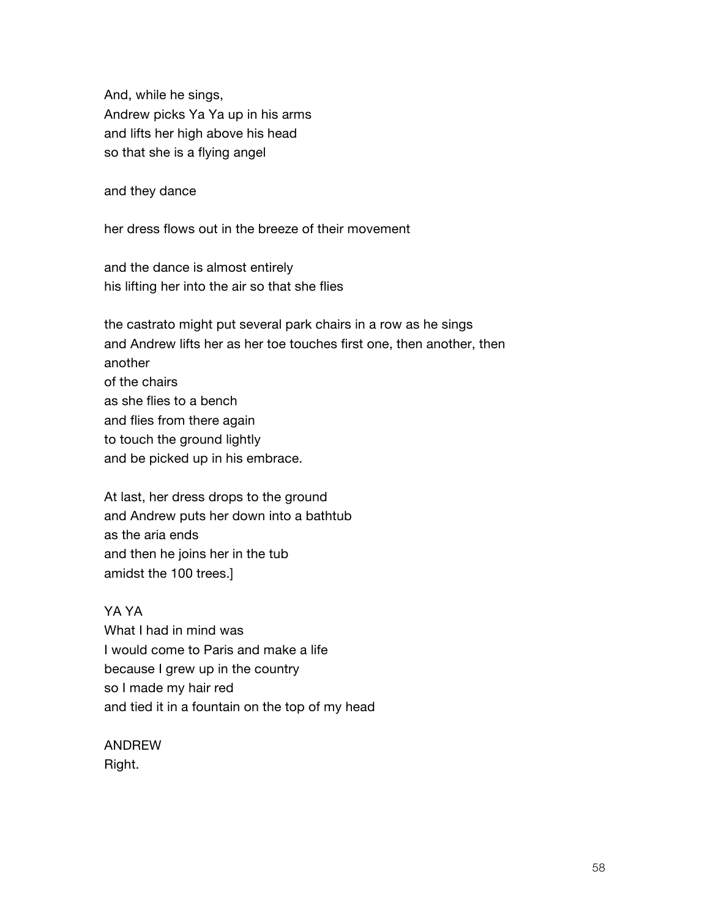And, while he sings,
Andrew picks Ya Ya up in his arms
and lifts her high above his head
so that she is a flying angel

and they dance

her dress flows out in the breeze of their movement

and the dance is almost entirely
his lifting her into the air so that she flies

the castrato might put several park chairs in a row as he sings
and Andrew lifts her as her toe touches first one, then another, then
another
of the chairs
as she flies to a bench
and flies from there again
to touch the ground lightly
and be picked up in his embrace.

At last, her dress drops to the ground
and Andrew puts her down into a bathtub
as the aria ends
and then he joins her in the tub
amidst the 100 trees.]

YA YA
What I had in mind was
I would come to Paris and make a life
because I grew up in the country
so I made my hair red
and tied it in a fountain on the top of my head

ANDREW
Right.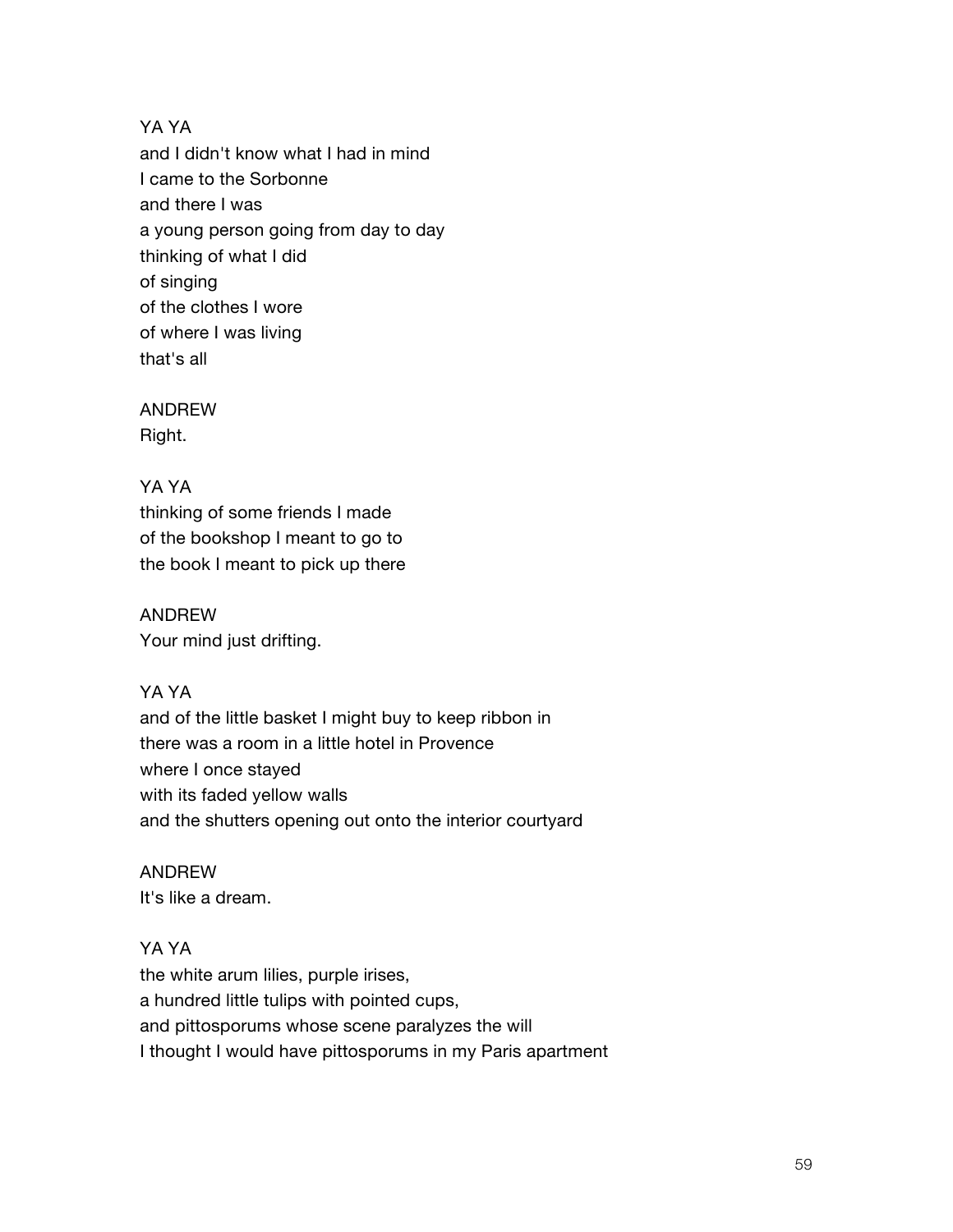YA YA
and I didn't know what I had in mind
I came to the Sorbonne
and there I was
a young person going from day to day
thinking of what I did
of singing
of the clothes I wore
of where I was living
that's all

ANDREW
Right.

YA YA
thinking of some friends I made
of the bookshop I meant to go to
the book I meant to pick up there

ANDREW
Your mind just drifting.

YA YA
and of the little basket I might buy to keep ribbon in
there was a room in a little hotel in Provence
where I once stayed
with its faded yellow walls
and the shutters opening out onto the interior courtyard

ANDREW
It's like a dream.

YA YA
the white arum lilies, purple irises,
a hundred little tulips with pointed cups,
and pittosporums whose scene paralyzes the will
I thought I would have pittosporums in my Paris apartment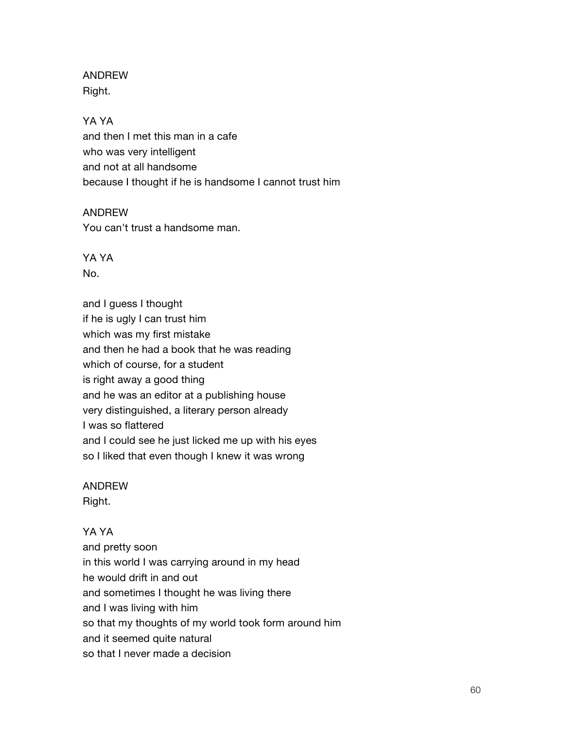ANDREW
Right.

YA YA
and then I met this man in a cafe
who was very intelligent
and not at all handsome
because I thought if he is handsome I cannot trust him

ANDREW
You can't trust a handsome man.

YA YA
No.

and I guess I thought
if he is ugly I can trust him
which was my first mistake
and then he had a book that he was reading
which of course, for a student
is right away a good thing
and he was an editor at a publishing house
very distinguished, a literary person already
I was so flattered
and I could see he just licked me up with his eyes
so I liked that even though I knew it was wrong

ANDREW
Right.

YA YA
and pretty soon
in this world I was carrying around in my head
he would drift in and out
and sometimes I thought he was living there
and I was living with him
so that my thoughts of my world took form around him
and it seemed quite natural
so that I never made a decision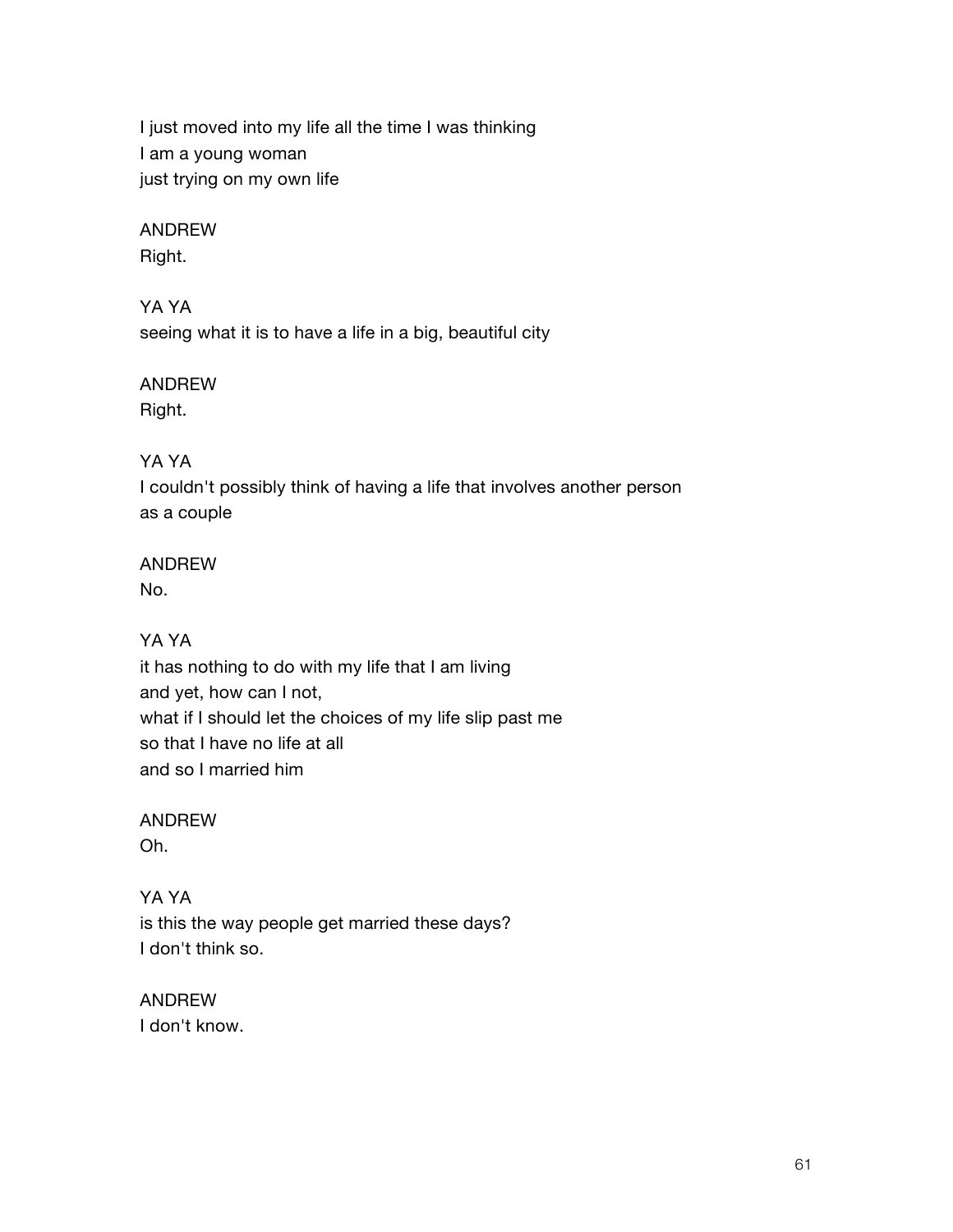I just moved into my life all the time I was thinking
I am a young woman
just trying on my own life

ANDREW
Right.

YA YA
seeing what it is to have a life in a big, beautiful city

ANDREW
Right.

YA YA
I couldn't possibly think of having a life that involves another person
as a couple

ANDREW
No.

YA YA
it has nothing to do with my life that I am living
and yet, how can I not,
what if I should let the choices of my life slip past me
so that I have no life at all
and so I married him

ANDREW
Oh.

YA YA
is this the way people get married these days?
I don't think so.

ANDREW
I don't know.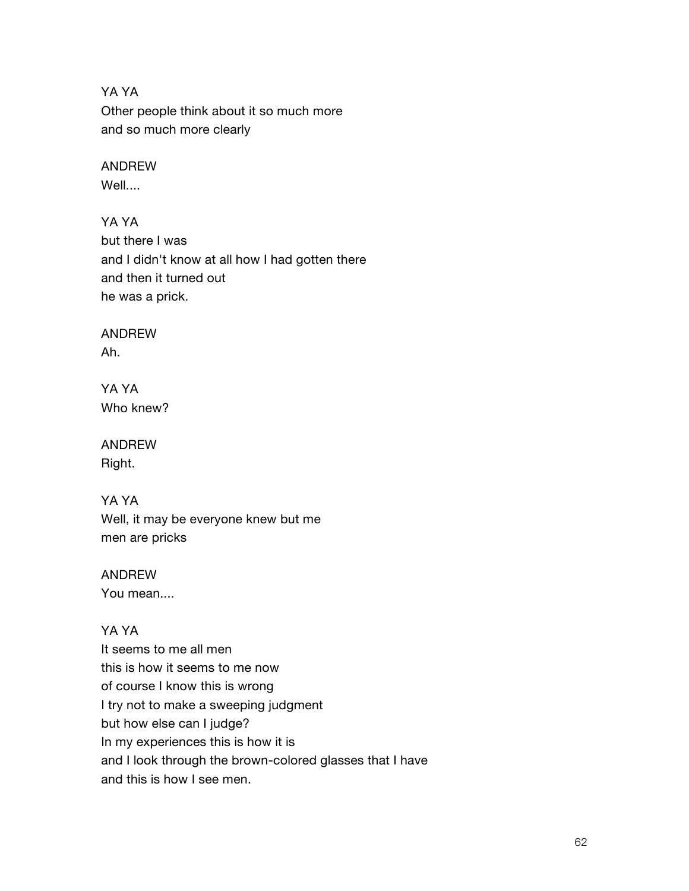YA YA
Other people think about it so much more
and so much more clearly

ANDREW
Well....

YA YA
but there I was
and I didn't know at all how I had gotten there
and then it turned out
he was a prick.

ANDREW
Ah.

YA YA
Who knew?

ANDREW
Right.

YA YA
Well, it may be everyone knew but me
men are pricks

ANDREW
You mean....

YA YA
It seems to me all men
this is how it seems to me now
of course I know this is wrong
I try not to make a sweeping judgment
but how else can I judge?
In my experiences this is how it is
and I look through the brown-colored glasses that I have
and this is how I see men.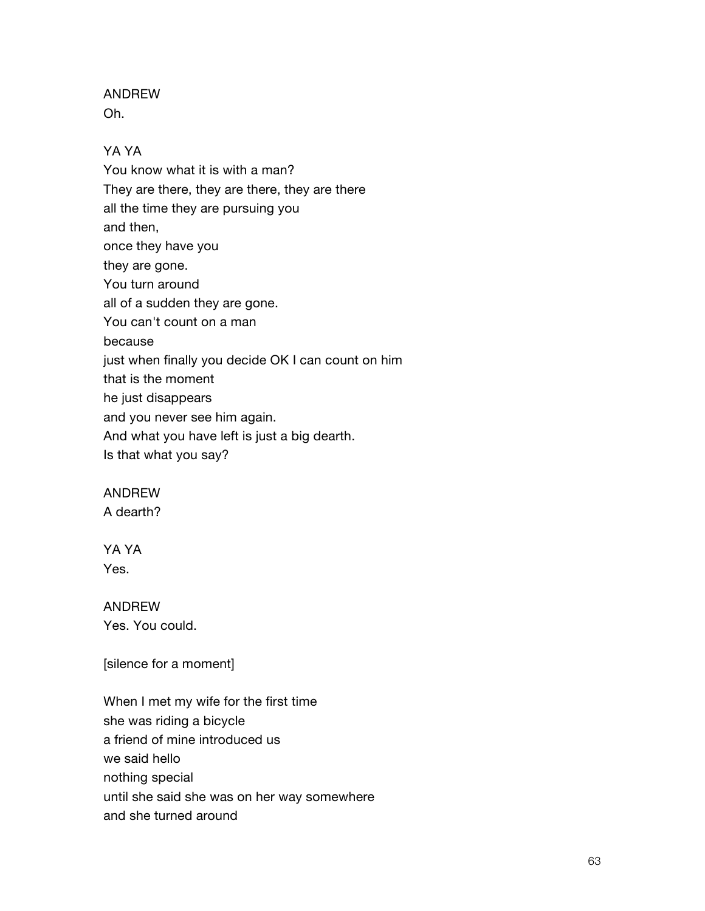ANDREW
Oh.

YA YA
You know what it is with a man?
They are there, they are there, they are there
all the time they are pursuing you
and then,
once they have you
they are gone.
You turn around
all of a sudden they are gone.
You can't count on a man
because
just when finally you decide OK I can count on him
that is the moment
he just disappears
and you never see him again.
And what you have left is just a big dearth.
Is that what you say?

ANDREW
A dearth?

YA YA
Yes.

ANDREW
Yes. You could.

[silence for a moment]

When I met my wife for the first time
she was riding a bicycle
a friend of mine introduced us
we said hello
nothing special
until she said she was on her way somewhere
and she turned around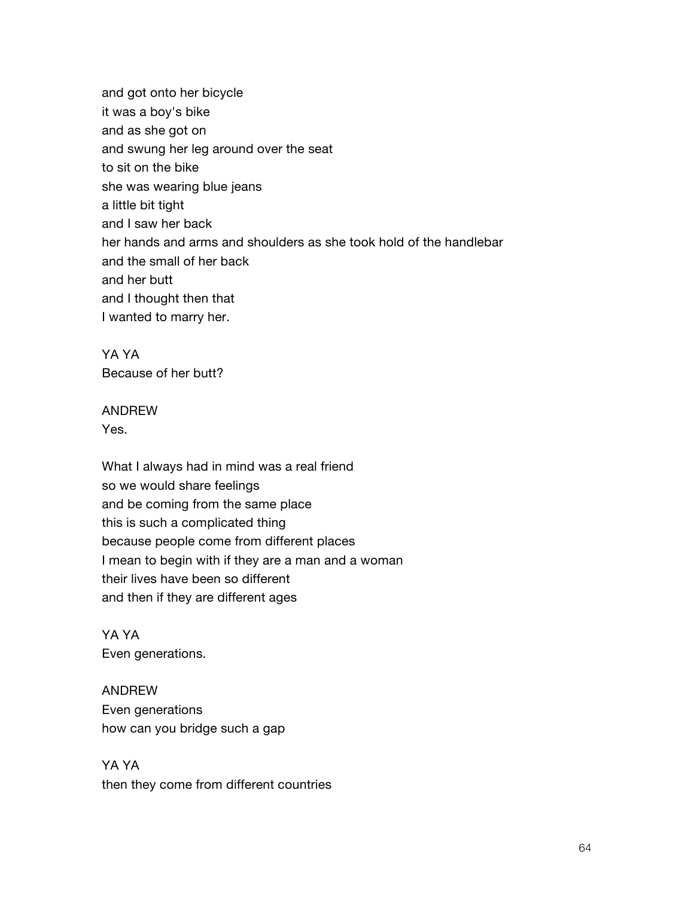and got onto her bicycle
it was a boy's bike
and as she got on
and swung her leg around over the seat
to sit on the bike
she was wearing blue jeans
a little bit tight
and I saw her back
her hands and arms and shoulders as she took hold of the handlebar
and the small of her back
and her butt
and I thought then that
I wanted to marry her.

YA YA
Because of her butt?

ANDREW
Yes.

What I always had in mind was a real friend
so we would share feelings
and be coming from the same place
this is such a complicated thing
because people come from different places
I mean to begin with if they are a man and a woman
their lives have been so different
and then if they are different ages

YA YA
Even generations.

ANDREW
Even generations
how can you bridge such a gap

YA YA
then they come from different countries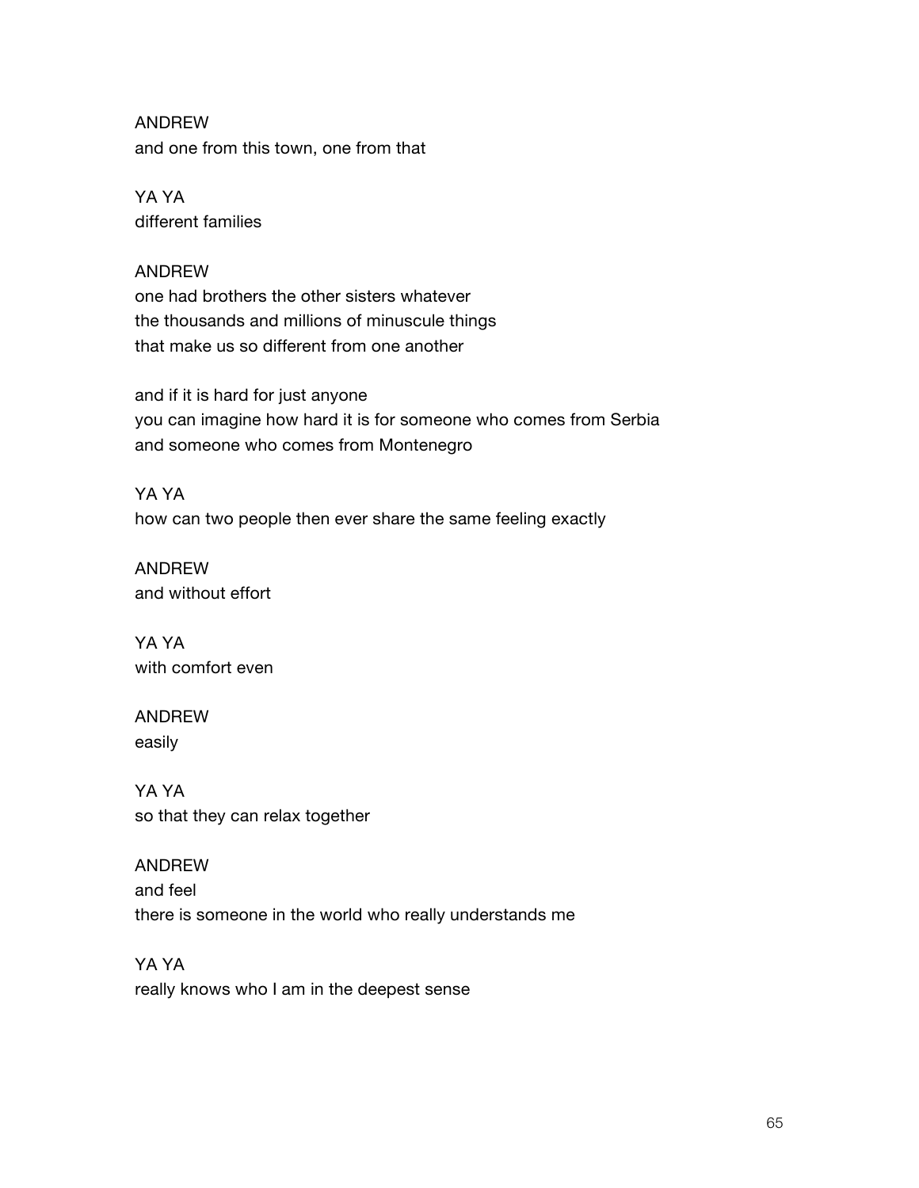ANDREW
and one from this town, one from that

YA YA
different families

ANDREW
one had brothers the other sisters whatever
the thousands and millions of minuscule things
that make us so different from one another

and if it is hard for just anyone
you can imagine how hard it is for someone who comes from Serbia
and someone who comes from Montenegro

YA YA
how can two people then ever share the same feeling exactly

ANDREW
and without effort

YA YA
with comfort even

ANDREW
easily

YA YA
so that they can relax together

ANDREW
and feel
there is someone in the world who really understands me

YA YA
really knows who I am in the deepest sense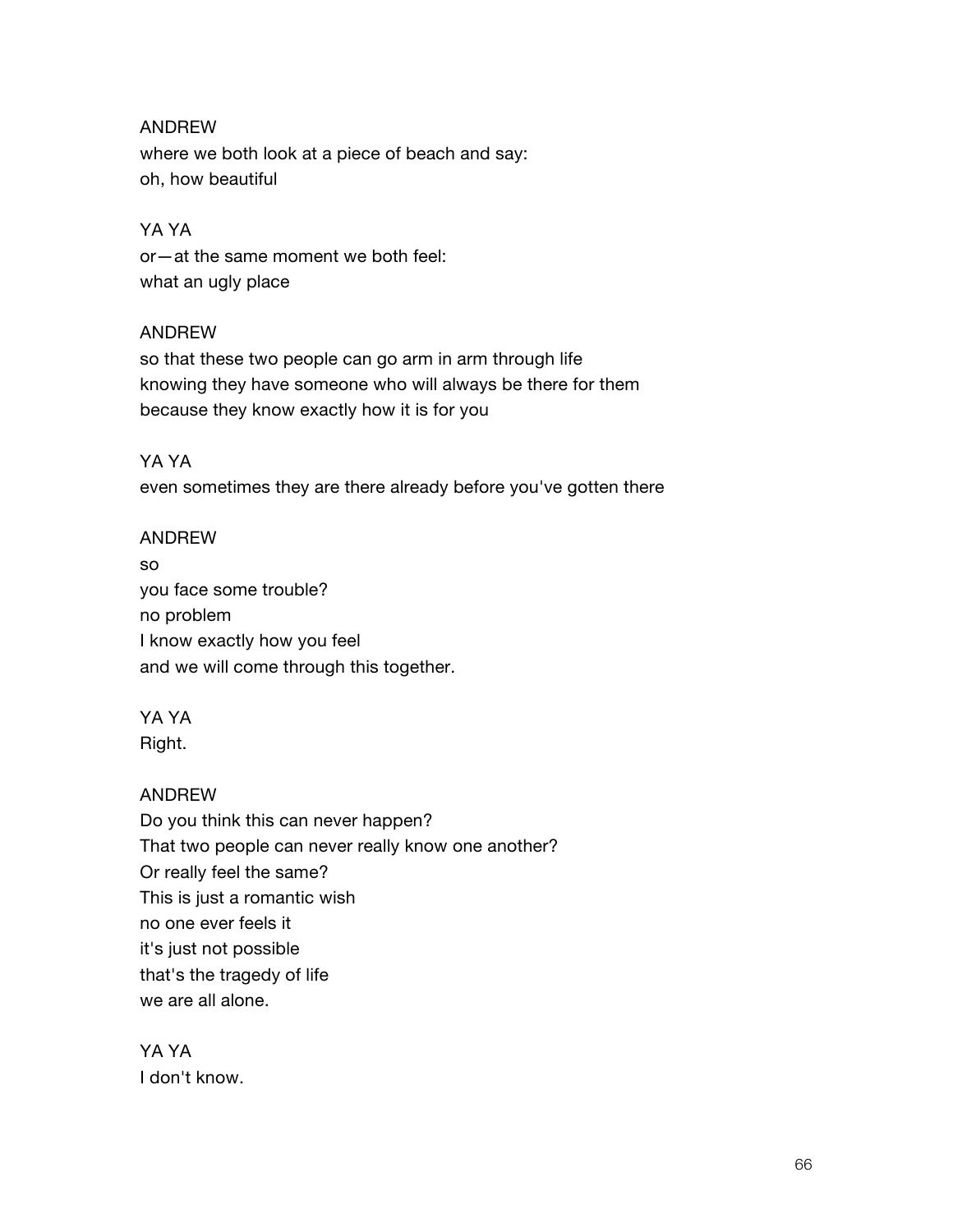ANDREW
where we both look at a piece of beach and say:
oh, how beautiful

YA YA
or—at the same moment we both feel:
what an ugly place

ANDREW
so that these two people can go arm in arm through life
knowing they have someone who will always be there for them
because they know exactly how it is for you

YA YA
even sometimes they are there already before you've gotten there

ANDREW
so
you face some trouble?
no problem
I know exactly how you feel
and we will come through this together.

YA YA
Right.

ANDREW
Do you think this can never happen?
That two people can never really know one another?
Or really feel the same?
This is just a romantic wish
no one ever feels it
it's just not possible
that's the tragedy of life
we are all alone.

YA YA
I don't know.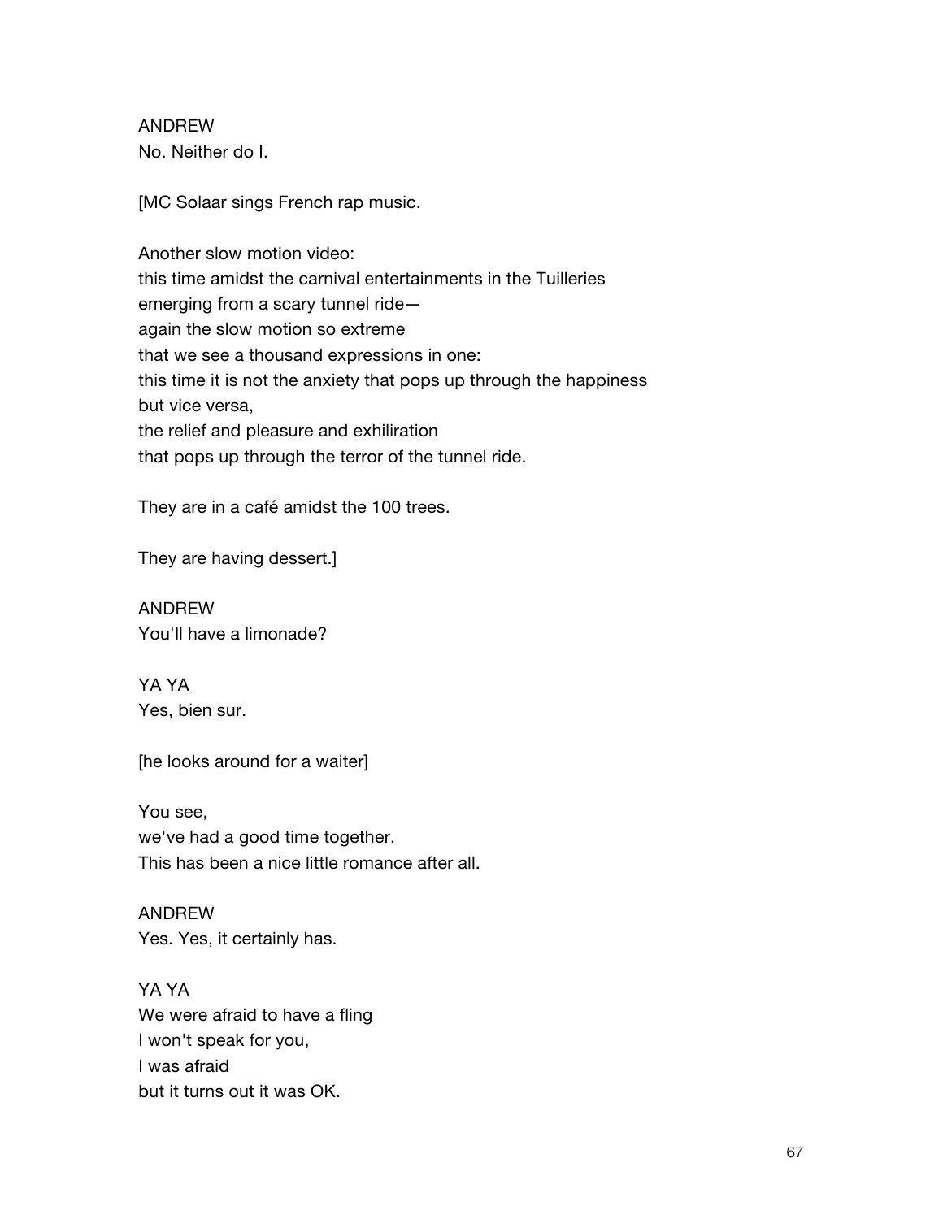ANDREW
No. Neither do I.

[MC Solaar sings French rap music.

Another slow motion video:
this time amidst the carnival entertainments in the Tuilleries
emerging from a scary tunnel ride—
again the slow motion so extreme
that we see a thousand expressions in one:
this time it is not the anxiety that pops up through the happiness
but vice versa,
the relief and pleasure and exhiliration
that pops up through the terror of the tunnel ride.

They are in a café amidst the 100 trees.

They are having dessert.]

ANDREW
You'll have a limonade?

YA YA
Yes, bien sur.

[he looks around for a waiter]

You see,
we've had a good time together.
This has been a nice little romance after all.

ANDREW
Yes. Yes, it certainly has.

YA YA
We were afraid to have a fling
I won't speak for you,
I was afraid
but it turns out it was OK.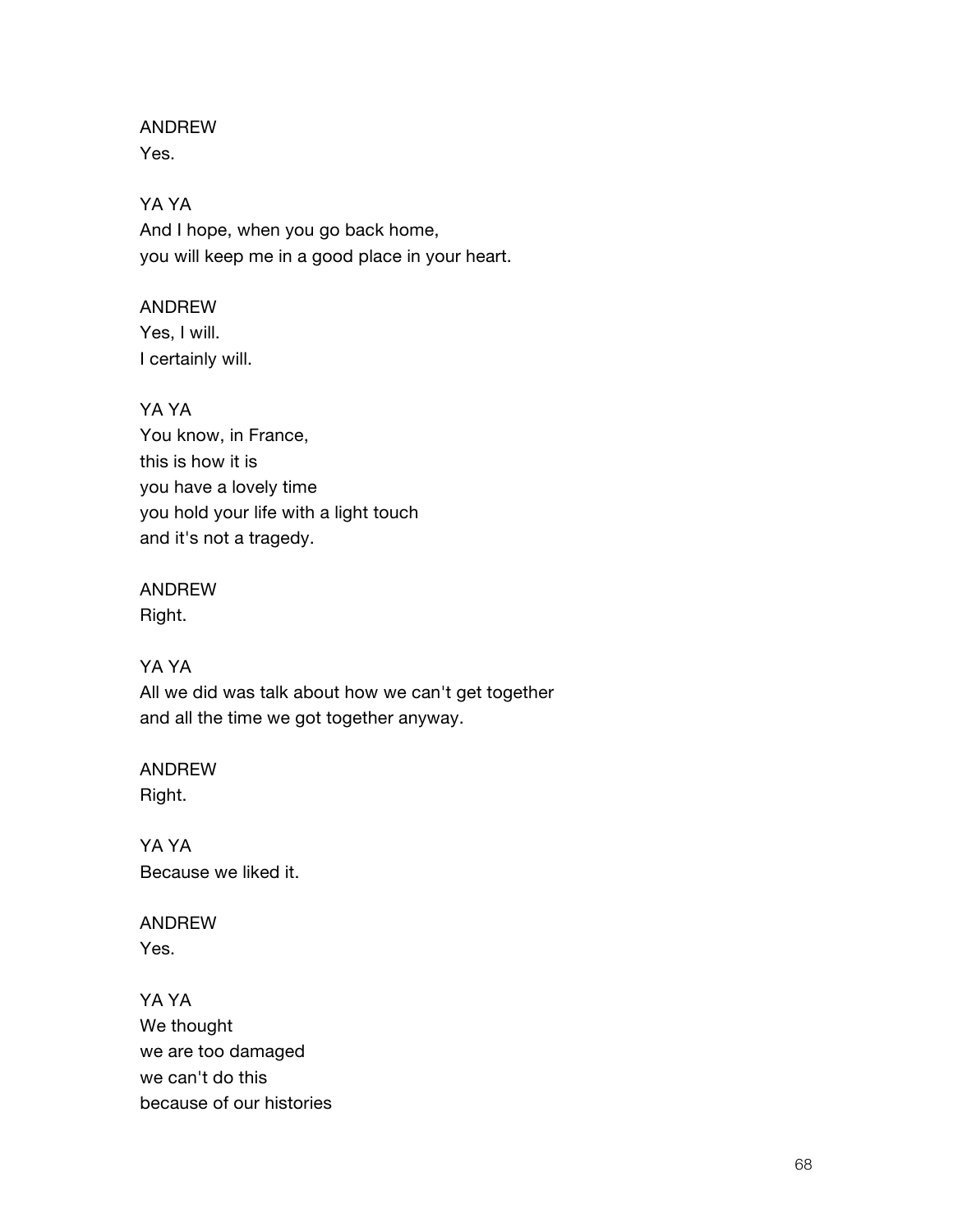ANDREW
Yes.

YA YA
And I hope, when you go back home,
you will keep me in a good place in your heart.

ANDREW
Yes, I will.
I certainly will.

YA YA
You know, in France,
this is how it is
you have a lovely time
you hold your life with a light touch
and it's not a tragedy.

ANDREW
Right.

YA YA
All we did was talk about how we can't get together
and all the time we got together anyway.

ANDREW
Right.

YA YA
Because we liked it.

ANDREW
Yes.

YA YA
We thought
we are too damaged
we can't do this
because of our histories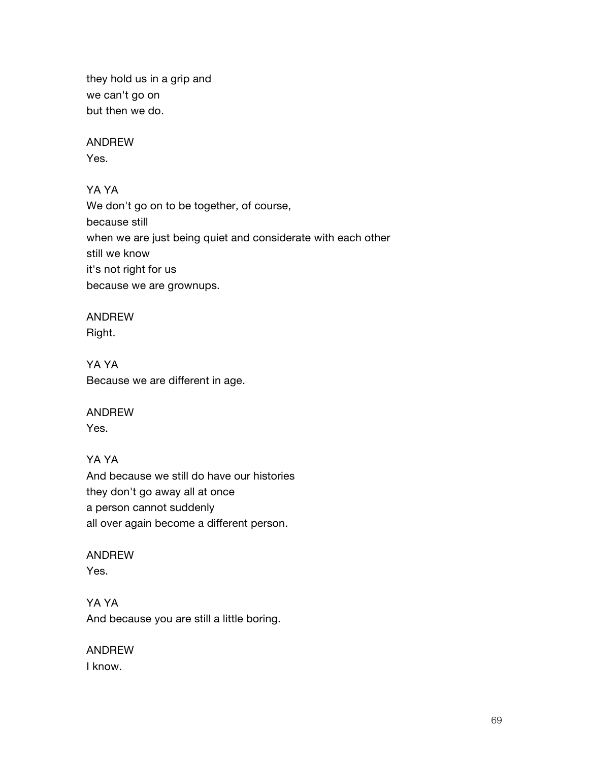they hold us in a grip and
we can't go on
but then we do.

ANDREW
Yes.

YA YA
We don't go on to be together, of course,
because still
when we are just being quiet and considerate with each other
still we know
it's not right for us
because we are grownups.

ANDREW
Right.

YA YA
Because we are different in age.

ANDREW
Yes.

YA YA
And because we still do have our histories
they don't go away all at once
a person cannot suddenly
all over again become a different person.

ANDREW
Yes.

YA YA
And because you are still a little boring.

ANDREW
I know.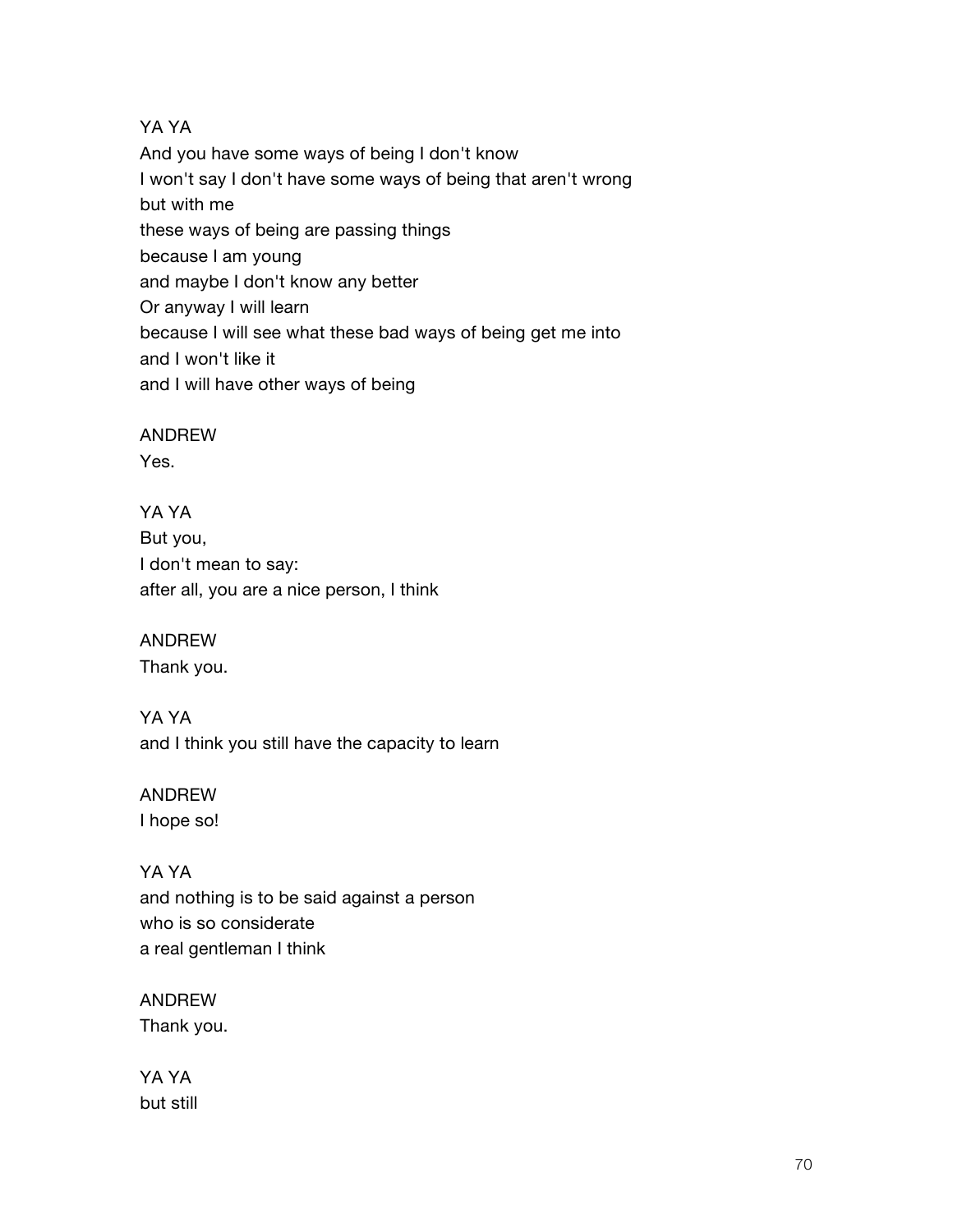YA YA
And you have some ways of being I don't know
I won't say I don't have some ways of being that aren't wrong
but with me
these ways of being are passing things
because I am young
and maybe I don't know any better
Or anyway I will learn
because I will see what these bad ways of being get me into
and I won't like it
and I will have other ways of being

ANDREW
Yes.

YA YA
But you,
I don't mean to say:
after all, you are a nice person, I think

ANDREW
Thank you.

YA YA
and I think you still have the capacity to learn

ANDREW
I hope so!

YA YA
and nothing is to be said against a person
who is so considerate
a real gentleman I think

ANDREW
Thank you.

YA YA
but still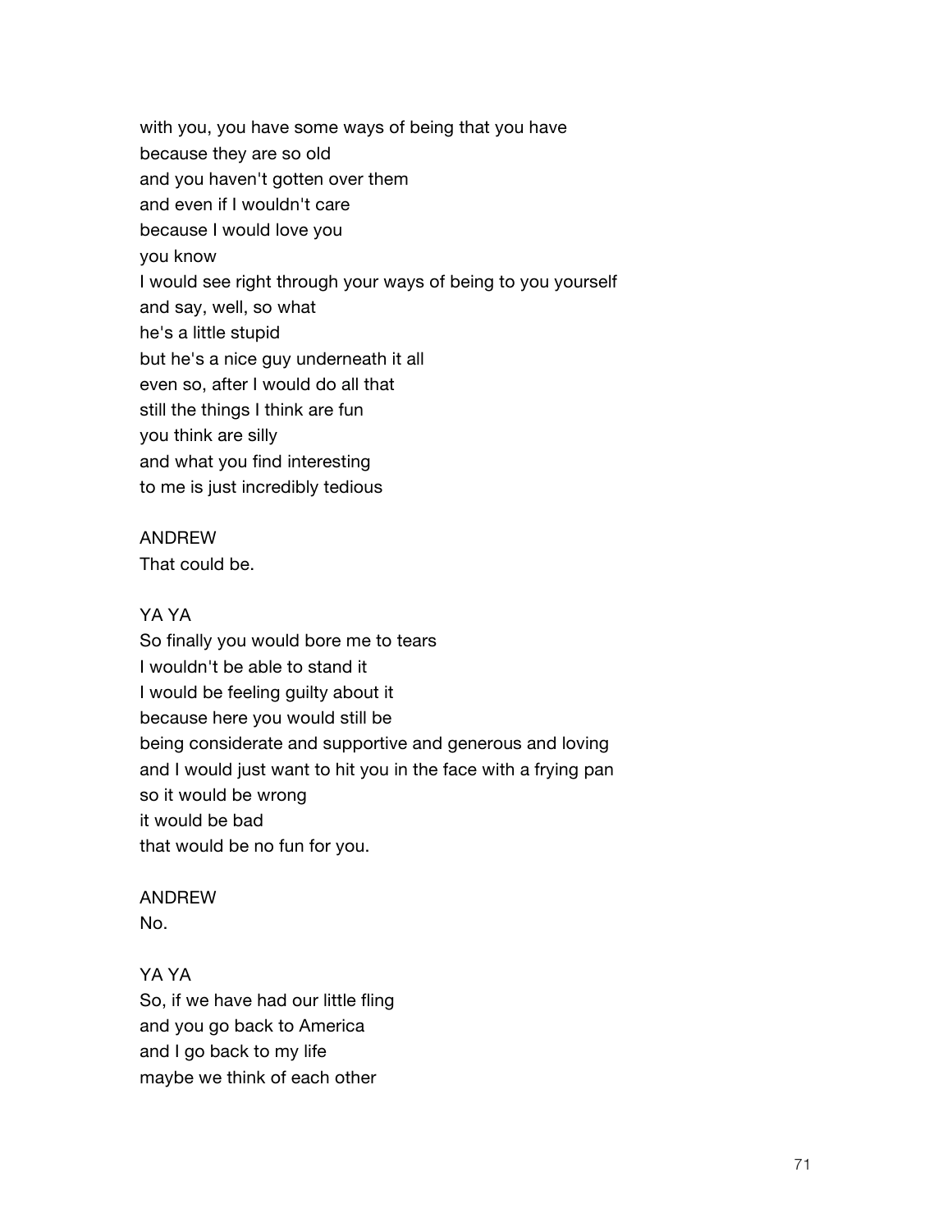with you, you have some ways of being that you have
because they are so old
and you haven't gotten over them
and even if I wouldn't care
because I would love you
you know
I would see right through your ways of being to you yourself
and say, well, so what
he's a little stupid
but he's a nice guy underneath it all
even so, after I would do all that
still the things I think are fun
you think are silly
and what you find interesting
to me is just incredibly tedious

ANDREW
That could be.

YA YA
So finally you would bore me to tears
I wouldn't be able to stand it
I would be feeling guilty about it
because here you would still be
being considerate and supportive and generous and loving
and I would just want to hit you in the face with a frying pan
so it would be wrong
it would be bad
that would be no fun for you.

ANDREW
No.

YA YA
So, if we have had our little fling
and you go back to America
and I go back to my life
maybe we think of each other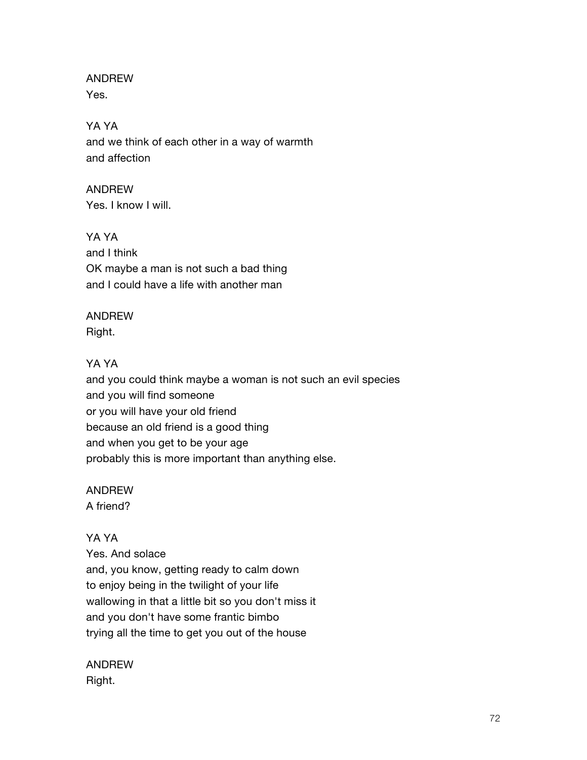ANDREW
Yes.

YA YA
and we think of each other in a way of warmth
and affection

ANDREW
Yes. I know I will.

YA YA
and I think
OK maybe a man is not such a bad thing
and I could have a life with another man

ANDREW
Right.

YA YA
and you could think maybe a woman is not such an evil species
and you will find someone
or you will have your old friend
because an old friend is a good thing
and when you get to be your age
probably this is more important than anything else.

ANDREW
A friend?

YA YA
Yes. And solace
and, you know, getting ready to calm down
to enjoy being in the twilight of your life
wallowing in that a little bit so you don't miss it
and you don't have some frantic bimbo
trying all the time to get you out of the house

ANDREW
Right.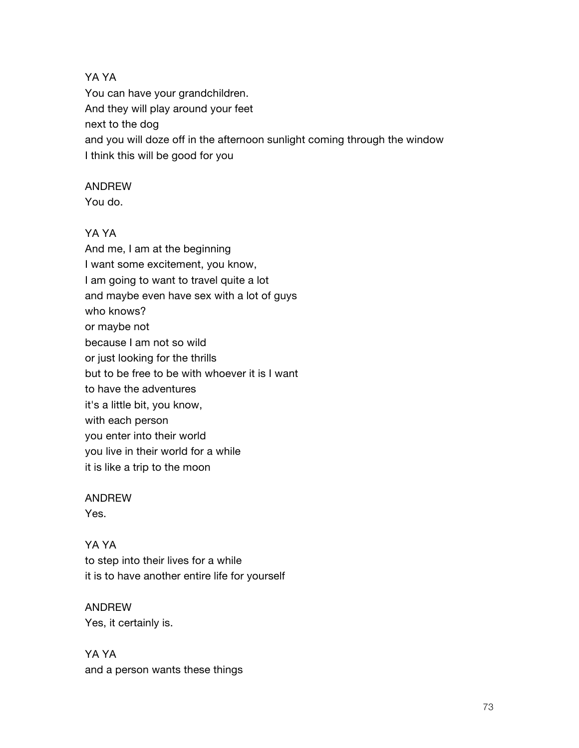YA YA
You can have your grandchildren.
And they will play around your feet
next to the dog
and you will doze off in the afternoon sunlight coming through the window
I think this will be good for you

ANDREW
You do.

YA YA
And me, I am at the beginning
I want some excitement, you know,
I am going to want to travel quite a lot
and maybe even have sex with a lot of guys
who knows?
or maybe not
because I am not so wild
or just looking for the thrills
but to be free to be with whoever it is I want
to have the adventures
it's a little bit, you know,
with each person
you enter into their world
you live in their world for a while
it is like a trip to the moon

ANDREW
Yes.

YA YA
to step into their lives for a while
it is to have another entire life for yourself

ANDREW
Yes, it certainly is.

YA YA
and a person wants these things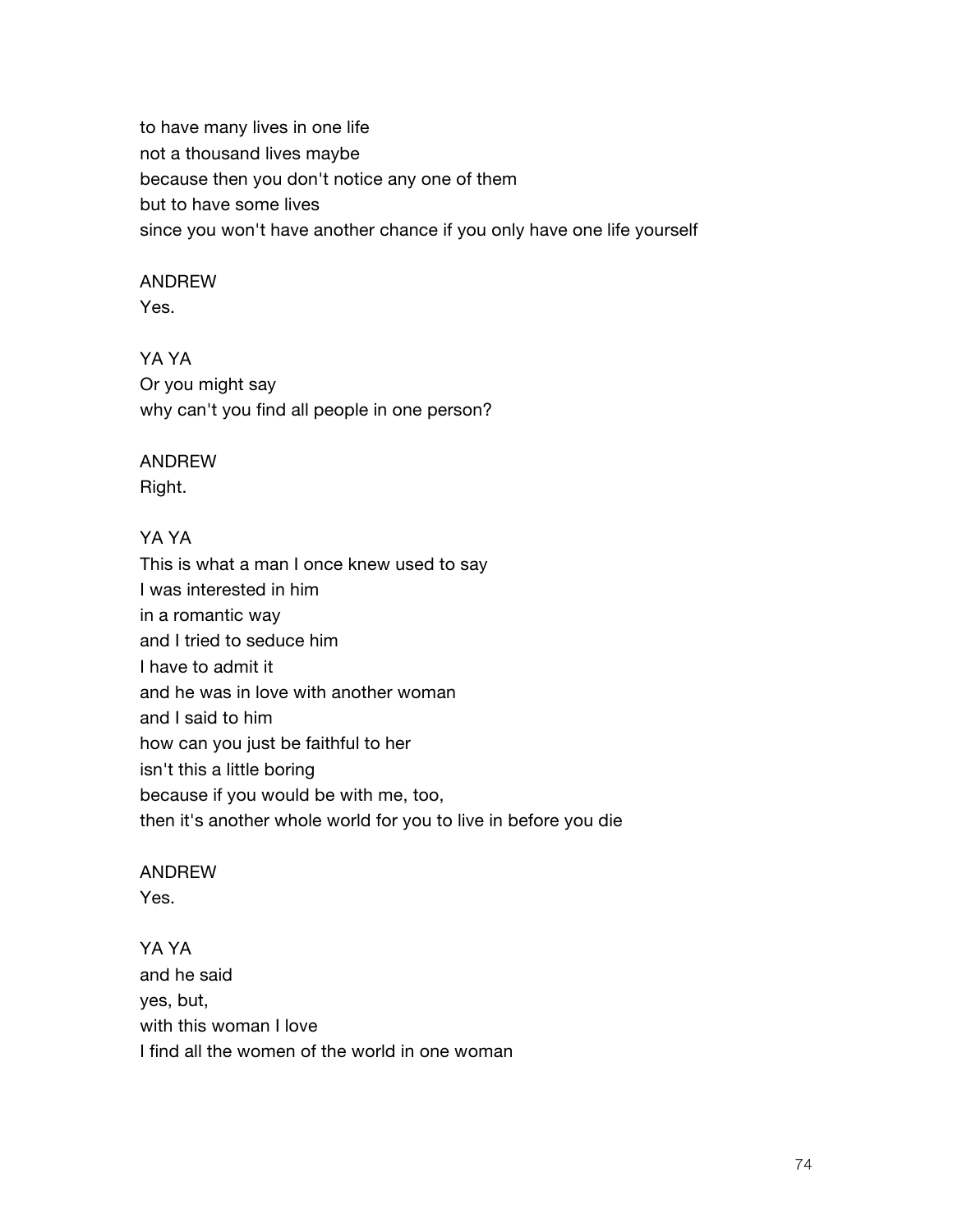to have many lives in one life
not a thousand lives maybe
because then you don't notice any one of them
but to have some lives
since you won't have another chance if you only have one life yourself

ANDREW
Yes.

YA YA
Or you might say
why can't you find all people in one person?

ANDREW
Right.

YA YA
This is what a man I once knew used to say
I was interested in him
in a romantic way
and I tried to seduce him
I have to admit it
and he was in love with another woman
and I said to him
how can you just be faithful to her
isn't this a little boring
because if you would be with me, too,
then it's another whole world for you to live in before you die

ANDREW
Yes.

YA YA
and he said
yes, but,
with this woman I love
I find all the women of the world in one woman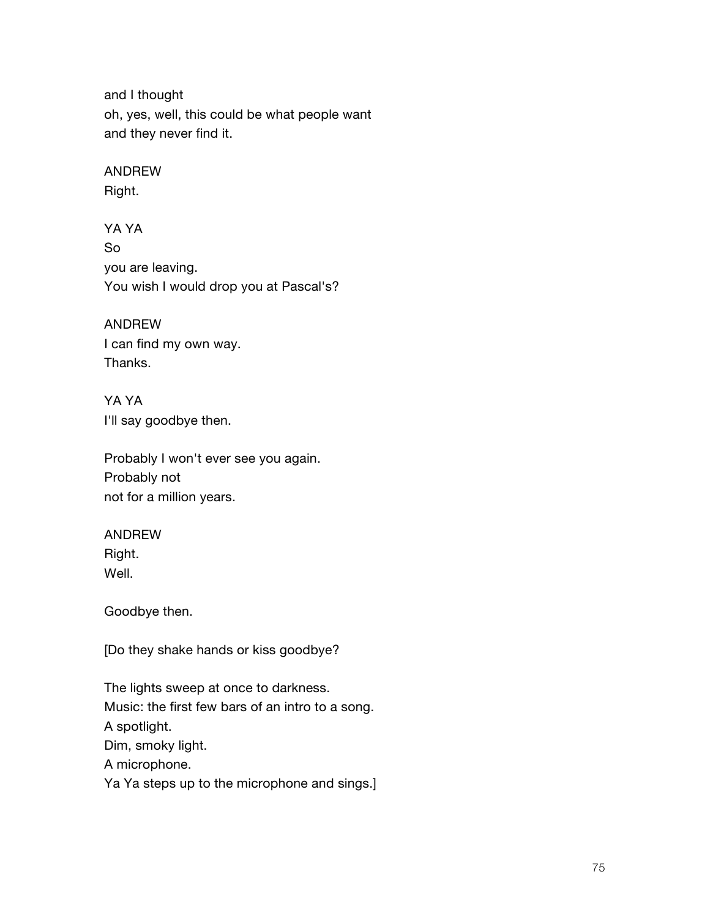and I thought
oh, yes, well, this could be what people want
and they never find it.

ANDREW
Right.

YA YA
So
you are leaving.
You wish I would drop you at Pascal's?

ANDREW
I can find my own way.
Thanks.

YA YA
I'll say goodbye then.

Probably I won't ever see you again.
Probably not
not for a million years.

ANDREW
Right.
Well.

Goodbye then.

[Do they shake hands or kiss goodbye?

The lights sweep at once to darkness.
Music: the first few bars of an intro to a song.
A spotlight.
Dim, smoky light.
A microphone.
Ya Ya steps up to the microphone and sings.]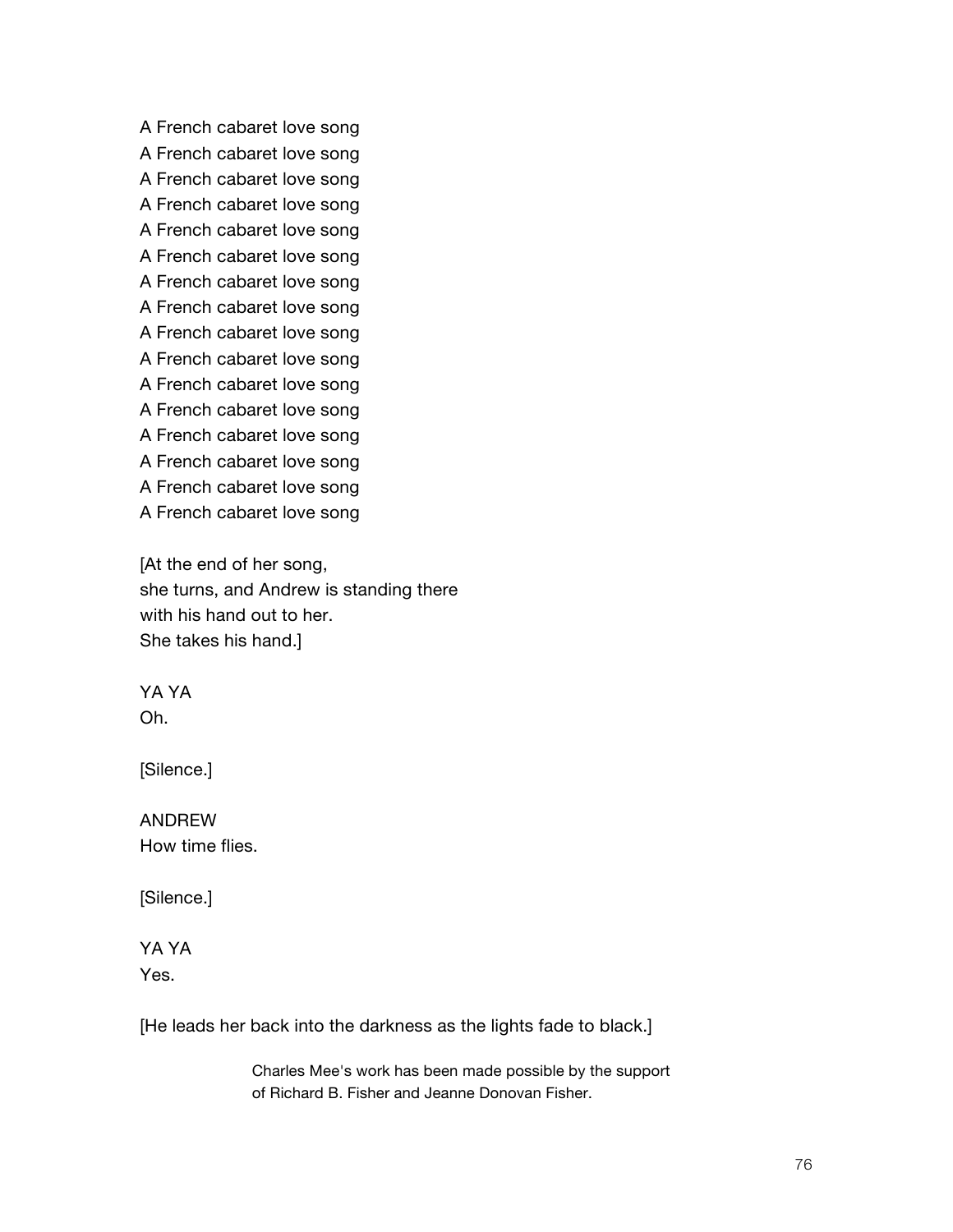A French cabaret love song
A French cabaret love song
A French cabaret love song
A French cabaret love song
A French cabaret love song
A French cabaret love song
A French cabaret love song
A French cabaret love song
A French cabaret love song
A French cabaret love song
A French cabaret love song
A French cabaret love song
A French cabaret love song
A French cabaret love song
A French cabaret love song
A French cabaret love song

[At the end of her song,
she turns, and Andrew is standing there
with his hand out to her.
She takes his hand.]

YA YA
Oh.

[Silence.]

ANDREW
How time flies.

[Silence.]

YA YA
Yes.

[He leads her back into the darkness as the lights fade to black.]

Charles Mee's work has been made possible by the support
of Richard B. Fisher and Jeanne Donovan Fisher.